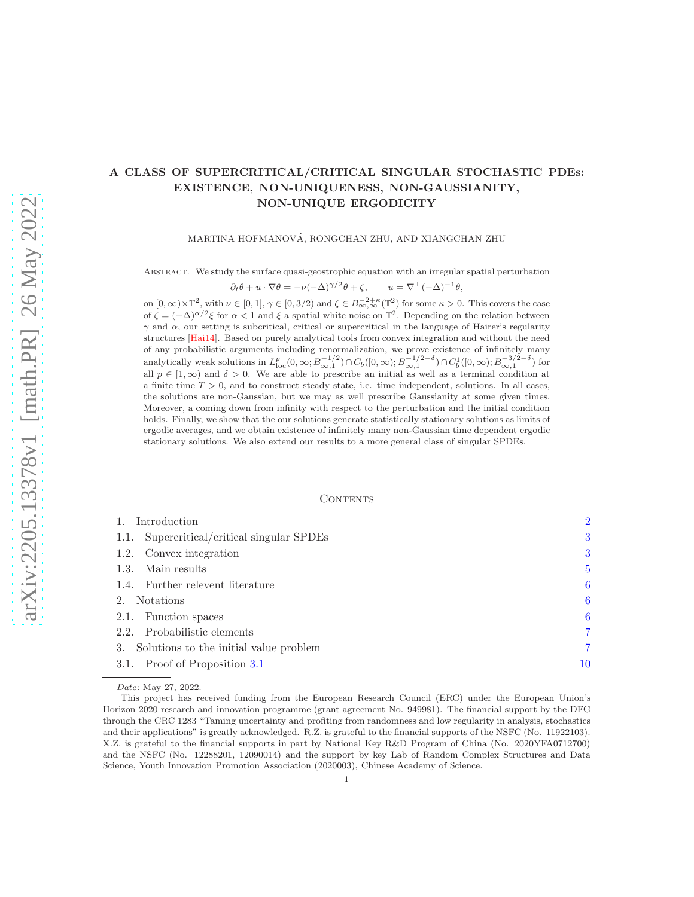# A CLASS OF SUPERCRITICAL/CRITICAL SINGULAR STOCHASTIC PDEs: EXISTENCE, NON-UNIQUENESS, NON-GAUSSIANITY, NON-UNIQUE ERGODICITY

MARTINA HOFMANOVÁ, RONGCHAN ZHU, AND XIANGCHAN ZHU

Abstract. We study the surface quasi-geostrophic equation with an irregular spatial perturbation

$$\partial_t \theta + u \cdot \nabla \theta = -\nu(-\Delta)^{\gamma/2}\theta + \zeta, \qquad u = \nabla^\perp(-\Delta)^{-1}\theta,$$

on $[0,\infty)\times\mathbb{T}^2$, with $\nu \in [0,1]$, $\gamma \in [0,3/2)$ and $\zeta \in B^{-2+\kappa}_{\infty,\infty}(\mathbb{T}^2)$ for some $\kappa > 0$. This covers the case of $\zeta = (-\Delta)^{\alpha/2}\xi$ for $\alpha < 1$ and $\xi$ a spatial white noise on $\mathbb{T}^2$. Depending on the relation between $\gamma$ and $\alpha$, our setting is subcritical, critical or supercritical in the language of Hairer's regularity structures [Hai14]. Based on purely analytical tools from convex integration and without the need of any probabilistic arguments including renormalization, we prove existence of infinitely many analytically weak solutions in $L^p_{\rm loc}(0,\infty; B^{-1/2}_{\infty,1}) \cap C_b([0,\infty); B^{-1/2-\delta}_{\infty,1}) \cap C^1_b([0,\infty); B^{-3/2-\delta}_{\infty,1})$ for all $p \in [1,\infty)$ and $\delta > 0$. We are able to prescribe an initial as well as a terminal condition at a finite time $T > 0$, and to construct steady state, i.e. time independent, solutions. In all cases, the solutions are non-Gaussian, but we may as well prescribe Gaussianity at some given times. Moreover, a coming down from infinity with respect to the perturbation and the initial condition holds. Finally, we show that the our solutions generate statistically stationary solutions as limits of ergodic averages, and we obtain existence of infinitely many non-Gaussian time dependent ergodic stationary solutions. We also extend our results to a more general class of singular SPDEs.

## Contents

1. Introduction — 2
   1.1. Supercritical/critical singular SPDEs — 3
   1.2. Convex integration — 3
   1.3. Main results — 5
   1.4. Further relevent literature — 6
2. Notations — 6
   2.1. Function spaces — 6
   2.2. Probabilistic elements — 7
3. Solutions to the initial value problem — 7
   3.1. Proof of Proposition 3.1 — 10

*Date*: May 27, 2022.

This project has received funding from the European Research Council (ERC) under the European Union's Horizon 2020 research and innovation programme (grant agreement No. 949981). The financial support by the DFG through the CRC 1283 "Taming uncertainty and profiting from randomness and low regularity in analysis, stochastics and their applications" is greatly acknowledged. R.Z. is grateful to the financial supports of the NSFC (No. 11922103). X.Z. is grateful to the financial supports in part by National Key R&D Program of China (No. 2020YFA0712700) and the NSFC (No. 12288201, 12090014) and the support by key Lab of Random Complex Structures and Data Science, Youth Innovation Promotion Association (2020003), Chinese Academy of Science.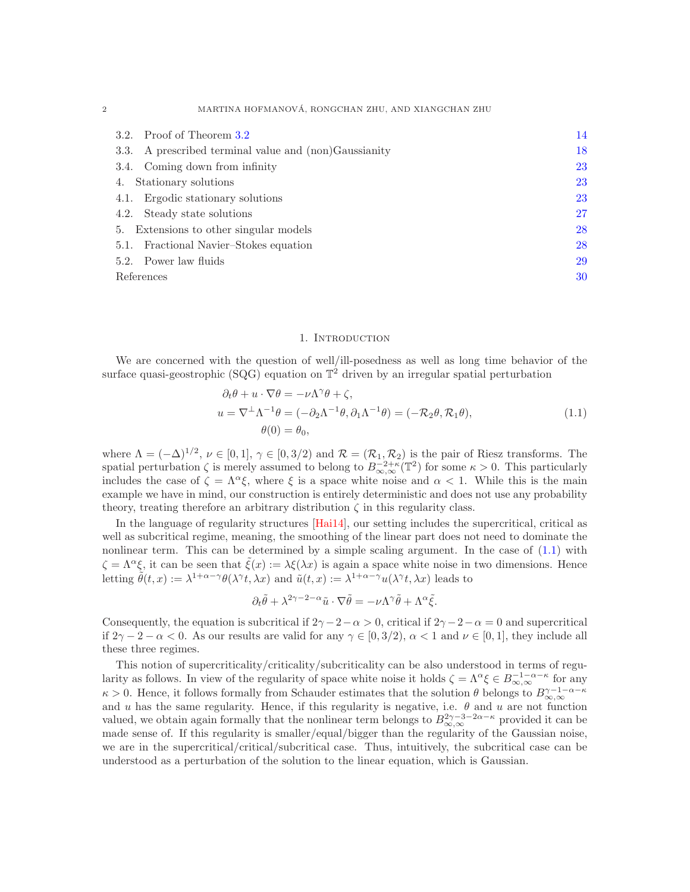3.2. Proof of Theorem 3.2 14
3.3. A prescribed terminal value and (non)Gaussianity 18
3.4. Coming down from infinity 23
4. Stationary solutions 23
4.1. Ergodic stationary solutions 23
4.2. Steady state solutions 27
5. Extensions to other singular models 28
5.1. Fractional Navier–Stokes equation 28
5.2. Power law fluids 29
References 30

# 1. Introduction

We are concerned with the question of well/ill-posedness as well as long time behavior of the surface quasi-geostrophic (SQG) equation on $\mathbb{T}^2$ driven by an irregular spatial perturbation

$$
\begin{aligned}
\partial_t \theta + u \cdot \nabla \theta &= -\nu \Lambda^\gamma \theta + \zeta, \\
u = \nabla^\perp \Lambda^{-1} \theta &= (-\partial_2 \Lambda^{-1} \theta, \partial_1 \Lambda^{-1} \theta) = (-\mathcal{R}_2 \theta, \mathcal{R}_1 \theta), \\
\theta(0) &= \theta_0,
\end{aligned}
\tag{1.1}
$$

where $\Lambda = (-\Delta)^{1/2}$, $\nu \in [0,1]$, $\gamma \in [0, 3/2)$ and $\mathcal{R} = (\mathcal{R}_1, \mathcal{R}_2)$ is the pair of Riesz transforms. The spatial perturbation $\zeta$ is merely assumed to belong to $B^{-2+\kappa}_{\infty,\infty}(\mathbb{T}^2)$ for some $\kappa > 0$. This particularly includes the case of $\zeta = \Lambda^\alpha \xi$, where $\xi$ is a space white noise and $\alpha < 1$. While this is the main example we have in mind, our construction is entirely deterministic and does not use any probability theory, treating therefore an arbitrary distribution $\zeta$ in this regularity class.

In the language of regularity structures [Hai14], our setting includes the supercritical, critical as well as subcritical regime, meaning, the smoothing of the linear part does not need to dominate the nonlinear term. This can be determined by a simple scaling argument. In the case of (1.1) with $\zeta = \Lambda^\alpha \xi$, it can be seen that $\tilde{\xi}(x) := \lambda \xi(\lambda x)$ is again a space white noise in two dimensions. Hence letting $\tilde{\theta}(t,x) := \lambda^{1+\alpha-\gamma} \theta(\lambda^\gamma t, \lambda x)$ and $\tilde{u}(t,x) := \lambda^{1+\alpha-\gamma} u(\lambda^\gamma t, \lambda x)$ leads to

$$
\partial_t \tilde{\theta} + \lambda^{2\gamma-2-\alpha} \tilde{u} \cdot \nabla \tilde{\theta} = -\nu \Lambda^\gamma \tilde{\theta} + \Lambda^\alpha \tilde{\xi}.
$$

Consequently, the equation is subcritical if $2\gamma - 2 - \alpha > 0$, critical if $2\gamma - 2 - \alpha = 0$ and supercritical if $2\gamma - 2 - \alpha < 0$. As our results are valid for any $\gamma \in [0, 3/2)$, $\alpha < 1$ and $\nu \in [0,1]$, they include all these three regimes.

This notion of supercriticality/criticality/subcriticality can be also understood in terms of regularity as follows. In view of the regularity of space white noise it holds $\zeta = \Lambda^\alpha \xi \in B^{-1-\alpha-\kappa}_{\infty,\infty}$ for any $\kappa > 0$. Hence, it follows formally from Schauder estimates that the solution $\theta$ belongs to $B^{\gamma-1-\alpha-\kappa}_{\infty,\infty}$ and $u$ has the same regularity. Hence, if this regularity is negative, i.e. $\theta$ and $u$ are not function valued, we obtain again formally that the nonlinear term belongs to $B^{2\gamma-3-2\alpha-\kappa}_{\infty,\infty}$ provided it can be made sense of. If this regularity is smaller/equal/bigger than the regularity of the Gaussian noise, we are in the supercritical/critical/subcritical case. Thus, intuitively, the subcritical case can be understood as a perturbation of the solution to the linear equation, which is Gaussian.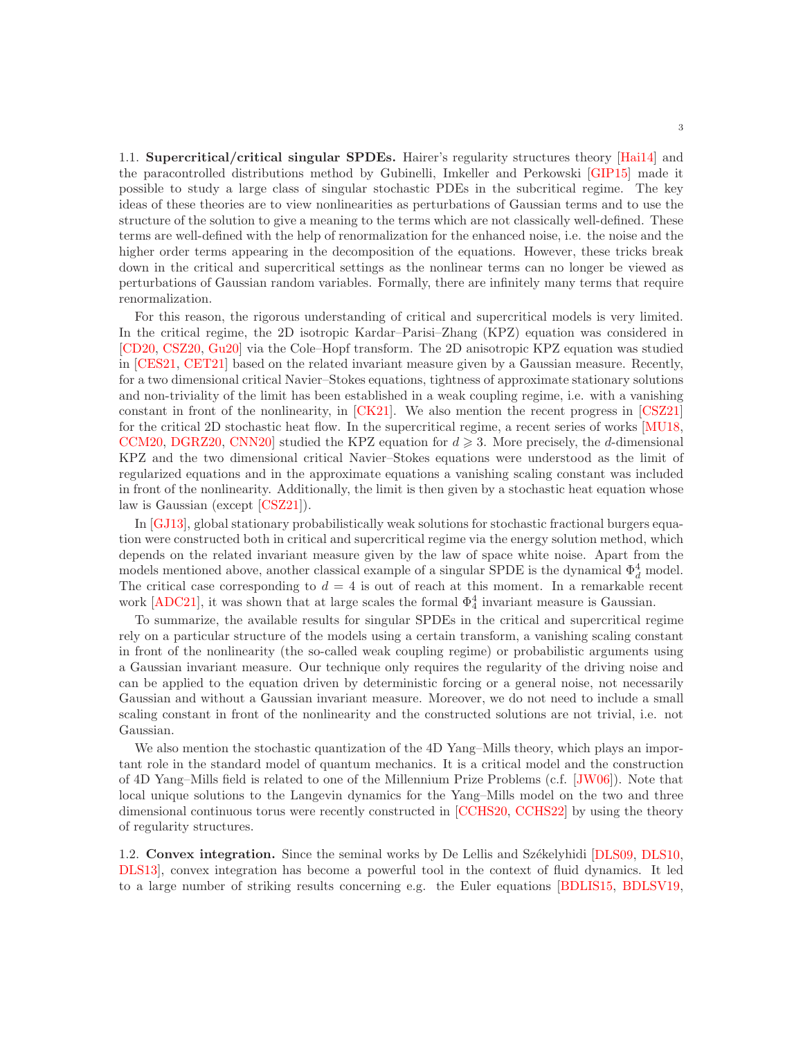1.1. **Supercritical/critical singular SPDEs.** Hairer's regularity structures theory [Hai14] and the paracontrolled distributions method by Gubinelli, Imkeller and Perkowski [GIP15] made it possible to study a large class of singular stochastic PDEs in the subcritical regime. The key ideas of these theories are to view nonlinearities as perturbations of Gaussian terms and to use the structure of the solution to give a meaning to the terms which are not classically well-defined. These terms are well-defined with the help of renormalization for the enhanced noise, i.e. the noise and the higher order terms appearing in the decomposition of the equations. However, these tricks break down in the critical and supercritical settings as the nonlinear terms can no longer be viewed as perturbations of Gaussian random variables. Formally, there are infinitely many terms that require renormalization.

For this reason, the rigorous understanding of critical and supercritical models is very limited. In the critical regime, the 2D isotropic Kardar–Parisi–Zhang (KPZ) equation was considered in [CD20, CSZ20, Gu20] via the Cole–Hopf transform. The 2D anisotropic KPZ equation was studied in [CES21, CET21] based on the related invariant measure given by a Gaussian measure. Recently, for a two dimensional critical Navier–Stokes equations, tightness of approximate stationary solutions and non-triviality of the limit has been established in a weak coupling regime, i.e. with a vanishing constant in front of the nonlinearity, in [CK21]. We also mention the recent progress in [CSZ21] for the critical 2D stochastic heat flow. In the supercritical regime, a recent series of works [MU18, CCM20, DGRZ20, CNN20] studied the KPZ equation for $d \geqslant 3$. More precisely, the $d$-dimensional KPZ and the two dimensional critical Navier–Stokes equations were understood as the limit of regularized equations and in the approximate equations a vanishing scaling constant was included in front of the nonlinearity. Additionally, the limit is then given by a stochastic heat equation whose law is Gaussian (except [CSZ21]).

In [GJ13], global stationary probabilistically weak solutions for stochastic fractional burgers equation were constructed both in critical and supercritical regime via the energy solution method, which depends on the related invariant measure given by the law of space white noise. Apart from the models mentioned above, another classical example of a singular SPDE is the dynamical $\Phi^4_d$ model. The critical case corresponding to $d = 4$ is out of reach at this moment. In a remarkable recent work [ADC21], it was shown that at large scales the formal $\Phi^4_4$ invariant measure is Gaussian.

To summarize, the available results for singular SPDEs in the critical and supercritical regime rely on a particular structure of the models using a certain transform, a vanishing scaling constant in front of the nonlinearity (the so-called weak coupling regime) or probabilistic arguments using a Gaussian invariant measure. Our technique only requires the regularity of the driving noise and can be applied to the equation driven by deterministic forcing or a general noise, not necessarily Gaussian and without a Gaussian invariant measure. Moreover, we do not need to include a small scaling constant in front of the nonlinearity and the constructed solutions are not trivial, i.e. not Gaussian.

We also mention the stochastic quantization of the 4D Yang–Mills theory, which plays an important role in the standard model of quantum mechanics. It is a critical model and the construction of 4D Yang–Mills field is related to one of the Millennium Prize Problems (c.f. [JW06]). Note that local unique solutions to the Langevin dynamics for the Yang–Mills model on the two and three dimensional continuous torus were recently constructed in [CCHS20, CCHS22] by using the theory of regularity structures.

1.2. **Convex integration.** Since the seminal works by De Lellis and Székelyhidi [DLS09, DLS10, DLS13], convex integration has become a powerful tool in the context of fluid dynamics. It led to a large number of striking results concerning e.g. the Euler equations [BDLIS15, BDLSV19,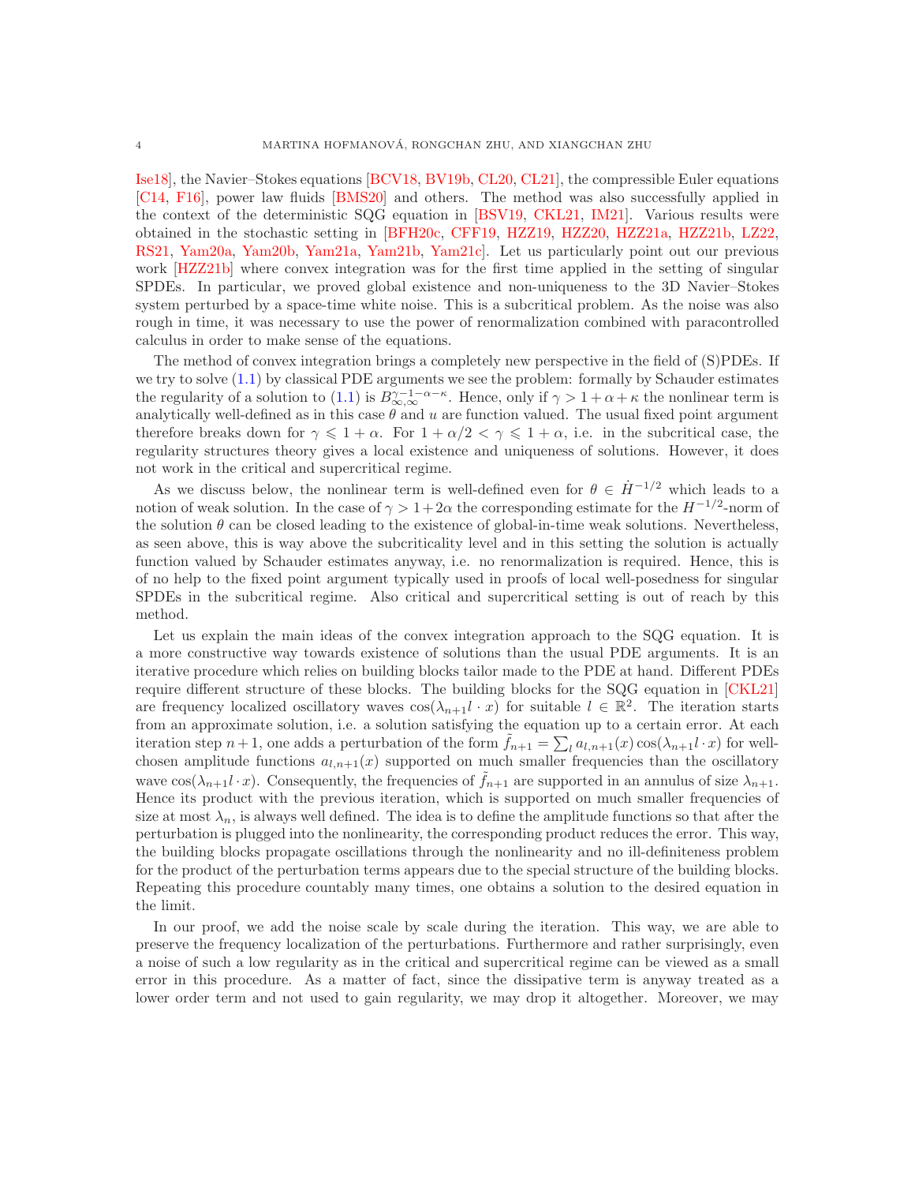Ise18], the Navier–Stokes equations [BCV18, BV19b, CL20, CL21], the compressible Euler equations [C14, F16], power law fluids [BMS20] and others. The method was also successfully applied in the context of the deterministic SQG equation in [BSV19, CKL21, IM21]. Various results were obtained in the stochastic setting in [BFH20c, CFF19, HZZ19, HZZ20, HZZ21a, HZZ21b, LZ22, RS21, Yam20a, Yam20b, Yam21a, Yam21b, Yam21c]. Let us particularly point out our previous work [HZZ21b] where convex integration was for the first time applied in the setting of singular SPDEs. In particular, we proved global existence and non-uniqueness to the 3D Navier–Stokes system perturbed by a space-time white noise. This is a subcritical problem. As the noise was also rough in time, it was necessary to use the power of renormalization combined with paracontrolled calculus in order to make sense of the equations.

The method of convex integration brings a completely new perspective in the field of (S)PDEs. If we try to solve (1.1) by classical PDE arguments we see the problem: formally by Schauder estimates the regularity of a solution to (1.1) is $B^{\gamma-1-\alpha-\kappa}_{\infty,\infty}$. Hence, only if $\gamma > 1+\alpha+\kappa$ the nonlinear term is analytically well-defined as in this case $\theta$ and $u$ are function valued. The usual fixed point argument therefore breaks down for $\gamma \leqslant 1+\alpha$. For $1+\alpha/2 < \gamma \leqslant 1+\alpha$, i.e. in the subcritical case, the regularity structures theory gives a local existence and uniqueness of solutions. However, it does not work in the critical and supercritical regime.

As we discuss below, the nonlinear term is well-defined even for $\theta \in \dot{H}^{-1/2}$ which leads to a notion of weak solution. In the case of $\gamma > 1+2\alpha$ the corresponding estimate for the $H^{-1/2}$-norm of the solution $\theta$ can be closed leading to the existence of global-in-time weak solutions. Nevertheless, as seen above, this is way above the subcriticality level and in this setting the solution is actually function valued by Schauder estimates anyway, i.e. no renormalization is required. Hence, this is of no help to the fixed point argument typically used in proofs of local well-posedness for singular SPDEs in the subcritical regime. Also critical and supercritical setting is out of reach by this method.

Let us explain the main ideas of the convex integration approach to the SQG equation. It is a more constructive way towards existence of solutions than the usual PDE arguments. It is an iterative procedure which relies on building blocks tailor made to the PDE at hand. Different PDEs require different structure of these blocks. The building blocks for the SQG equation in [CKL21] are frequency localized oscillatory waves $\cos(\lambda_{n+1} l \cdot x)$ for suitable $l \in \mathbb{R}^2$. The iteration starts from an approximate solution, i.e. a solution satisfying the equation up to a certain error. At each iteration step $n+1$, one adds a perturbation of the form $\tilde{f}_{n+1} = \sum_l a_{l,n+1}(x) \cos(\lambda_{n+1} l \cdot x)$ for well-chosen amplitude functions $a_{l,n+1}(x)$ supported on much smaller frequencies than the oscillatory wave $\cos(\lambda_{n+1} l \cdot x)$. Consequently, the frequencies of $\tilde{f}_{n+1}$ are supported in an annulus of size $\lambda_{n+1}$. Hence its product with the previous iteration, which is supported on much smaller frequencies of size at most $\lambda_n$, is always well defined. The idea is to define the amplitude functions so that after the perturbation is plugged into the nonlinearity, the corresponding product reduces the error. This way, the building blocks propagate oscillations through the nonlinearity and no ill-definiteness problem for the product of the perturbation terms appears due to the special structure of the building blocks. Repeating this procedure countably many times, one obtains a solution to the desired equation in the limit.

In our proof, we add the noise scale by scale during the iteration. This way, we are able to preserve the frequency localization of the perturbations. Furthermore and rather surprisingly, even a noise of such a low regularity as in the critical and supercritical regime can be viewed as a small error in this procedure. As a matter of fact, since the dissipative term is anyway treated as a lower order term and not used to gain regularity, we may drop it altogether. Moreover, we may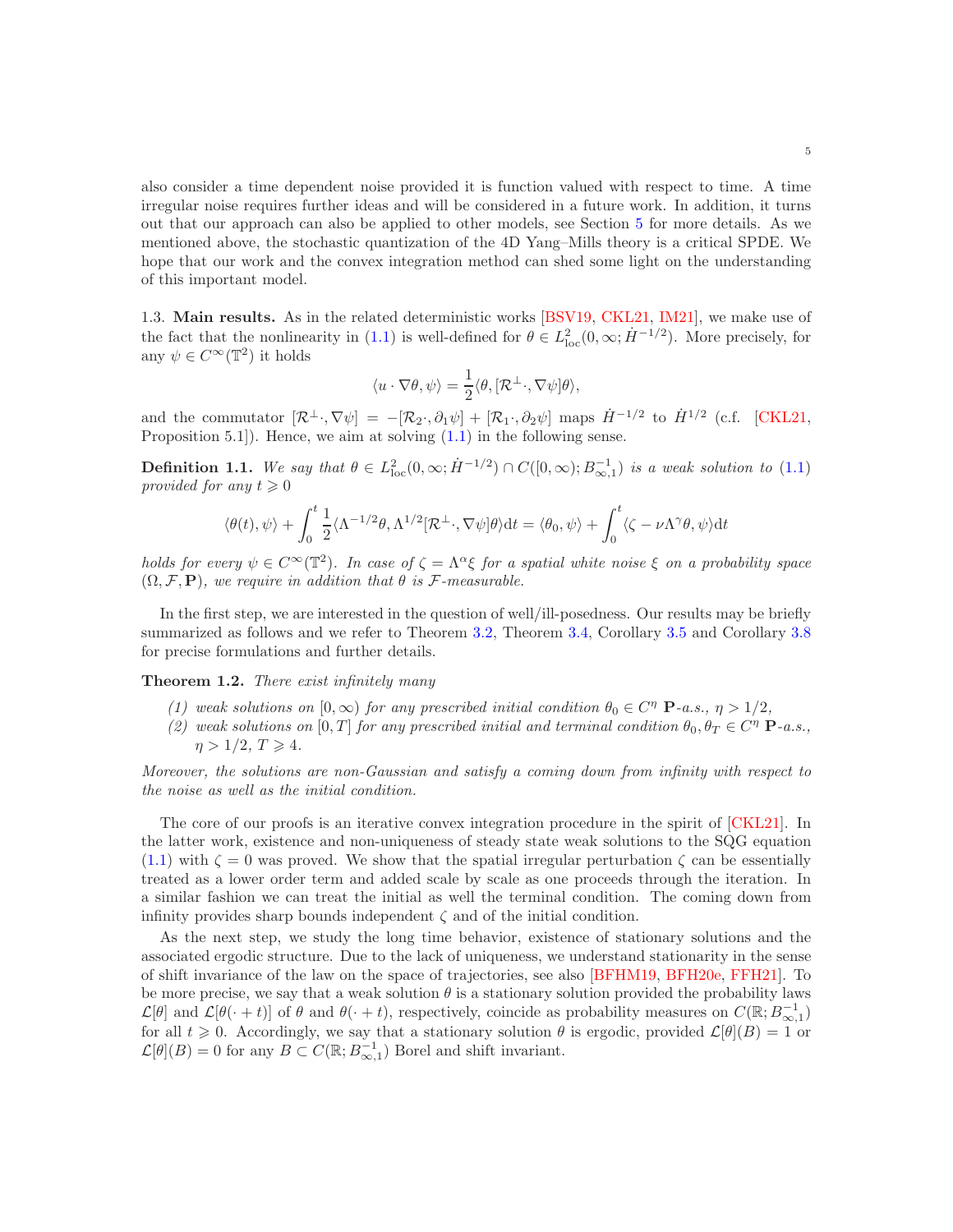also consider a time dependent noise provided it is function valued with respect to time. A time irregular noise requires further ideas and will be considered in a future work. In addition, it turns out that our approach can also be applied to other models, see Section 5 for more details. As we mentioned above, the stochastic quantization of the 4D Yang–Mills theory is a critical SPDE. We hope that our work and the convex integration method can shed some light on the understanding of this important model.

### 1.3. Main results.

As in the related deterministic works [BSV19, CKL21, IM21], we make use of the fact that the nonlinearity in (1.1) is well-defined for $\theta \in L^2_{\rm loc}(0,\infty;\dot{H}^{-1/2})$. More precisely, for any $\psi \in C^\infty(\mathbb{T}^2)$ it holds

$$\langle u\cdot\nabla\theta,\psi\rangle = \frac{1}{2}\langle \theta, [\mathcal{R}^\perp\cdot,\nabla\psi]\theta\rangle,$$

and the commutator $[\mathcal{R}^\perp\cdot,\nabla\psi] = -[\mathcal{R}_2\cdot,\partial_1\psi]+[\mathcal{R}_1\cdot,\partial_2\psi]$ maps $\dot{H}^{-1/2}$ to $\dot{H}^{1/2}$ (c.f. [CKL21, Proposition 5.1]). Hence, we aim at solving (1.1) in the following sense.

**Definition 1.1.** *We say that $\theta \in L^2_{\rm loc}(0,\infty;\dot{H}^{-1/2})\cap C([0,\infty);B^{-1}_{\infty,1})$ is a weak solution to (1.1) provided for any $t\geqslant 0$*

$$\langle\theta(t),\psi\rangle + \int_0^t \frac{1}{2}\langle\Lambda^{-1/2}\theta,\Lambda^{1/2}[\mathcal{R}^\perp\cdot,\nabla\psi]\theta\rangle {\rm d}t = \langle\theta_0,\psi\rangle + \int_0^t\langle\zeta-\nu\Lambda^\gamma\theta,\psi\rangle {\rm d}t$$

*holds for every $\psi\in C^\infty(\mathbb{T}^2)$. In case of $\zeta=\Lambda^\alpha\xi$ for a spatial white noise $\xi$ on a probability space $(\Omega,\mathcal{F},\mathbf{P})$, we require in addition that $\theta$ is $\mathcal{F}$-measurable.*

In the first step, we are interested in the question of well/ill-posedness. Our results may be briefly summarized as follows and we refer to Theorem 3.2, Theorem 3.4, Corollary 3.5 and Corollary 3.8 for precise formulations and further details.

**Theorem 1.2.** *There exist infinitely many*

1. *weak solutions on $[0,\infty)$ for any prescribed initial condition $\theta_0\in C^\eta$ $\mathbf{P}$-a.s., $\eta>1/2$,*
2. *weak solutions on $[0,T]$ for any prescribed initial and terminal condition $\theta_0,\theta_T\in C^\eta$ $\mathbf{P}$-a.s., $\eta>1/2$, $T\geqslant 4$.*

*Moreover, the solutions are non-Gaussian and satisfy a coming down from infinity with respect to the noise as well as the initial condition.*

The core of our proofs is an iterative convex integration procedure in the spirit of [CKL21]. In the latter work, existence and non-uniqueness of steady state weak solutions to the SQG equation (1.1) with $\zeta=0$ was proved. We show that the spatial irregular perturbation $\zeta$ can be essentially treated as a lower order term and added scale by scale as one proceeds through the iteration. In a similar fashion we can treat the initial as well the terminal condition. The coming down from infinity provides sharp bounds independent $\zeta$ and of the initial condition.

As the next step, we study the long time behavior, existence of stationary solutions and the associated ergodic structure. Due to the lack of uniqueness, we understand stationarity in the sense of shift invariance of the law on the space of trajectories, see also [BFHM19, BFH20e, FFH21]. To be more precise, we say that a weak solution $\theta$ is a stationary solution provided the probability laws $\mathcal{L}[\theta]$ and $\mathcal{L}[\theta(\cdot+t)]$ of $\theta$ and $\theta(\cdot+t)$, respectively, coincide as probability measures on $C(\mathbb{R};B^{-1}_{\infty,1})$ for all $t\geqslant 0$. Accordingly, we say that a stationary solution $\theta$ is ergodic, provided $\mathcal{L}[\theta](B)=1$ or $\mathcal{L}[\theta](B)=0$ for any $B\subset C(\mathbb{R};B^{-1}_{\infty,1})$ Borel and shift invariant.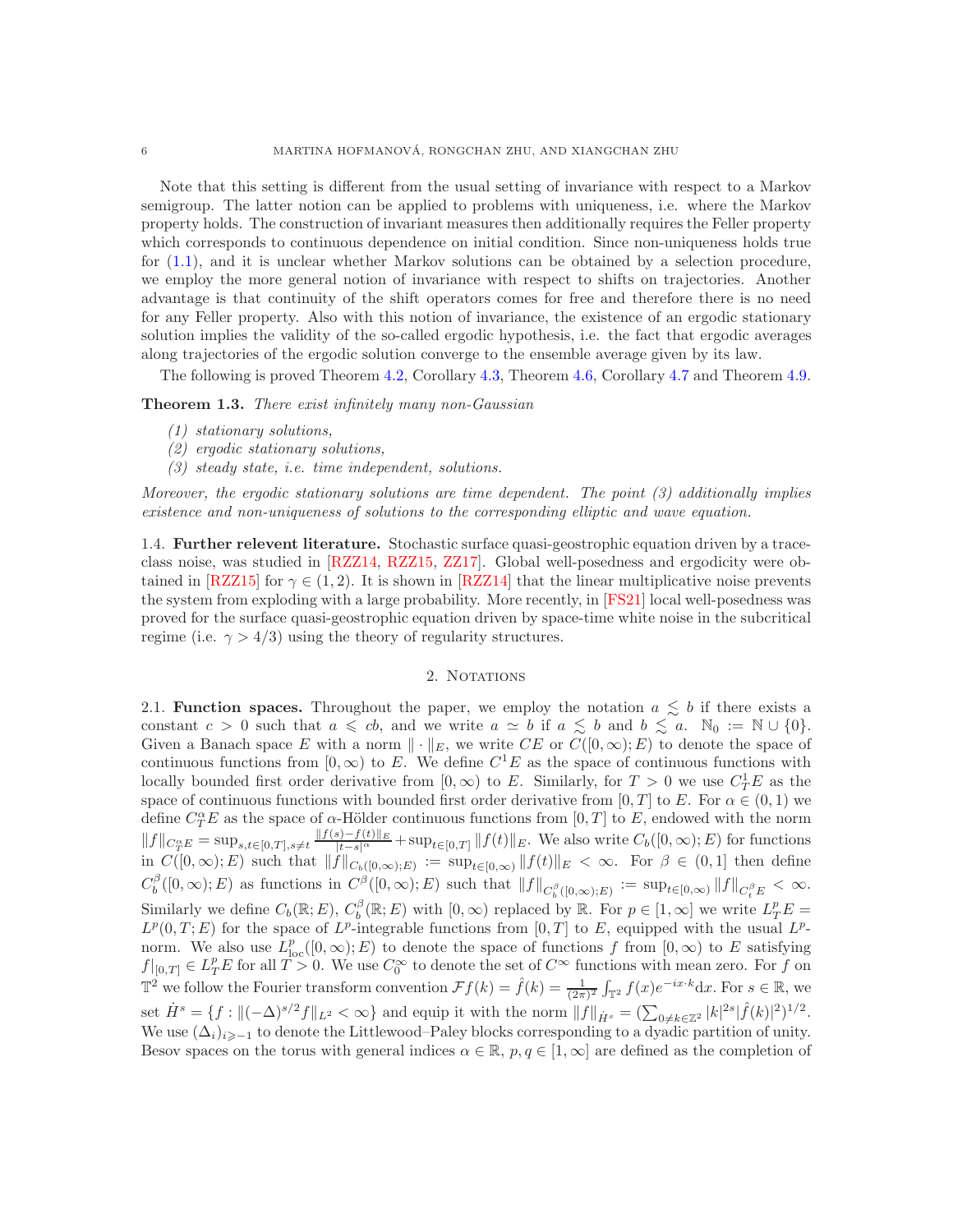Note that this setting is different from the usual setting of invariance with respect to a Markov semigroup. The latter notion can be applied to problems with uniqueness, i.e. where the Markov property holds. The construction of invariant measures then additionally requires the Feller property which corresponds to continuous dependence on initial condition. Since non-uniqueness holds true for (1.1), and it is unclear whether Markov solutions can be obtained by a selection procedure, we employ the more general notion of invariance with respect to shifts on trajectories. Another advantage is that continuity of the shift operators comes for free and therefore there is no need for any Feller property. Also with this notion of invariance, the existence of an ergodic stationary solution implies the validity of the so-called ergodic hypothesis, i.e. the fact that ergodic averages along trajectories of the ergodic solution converge to the ensemble average given by its law.

The following is proved Theorem 4.2, Corollary 4.3, Theorem 4.6, Corollary 4.7 and Theorem 4.9.

**Theorem 1.3.** *There exist infinitely many non-Gaussian*

1. *stationary solutions,*
2. *ergodic stationary solutions,*
3. *steady state, i.e. time independent, solutions.*

*Moreover, the ergodic stationary solutions are time dependent. The point (3) additionally implies existence and non-uniqueness of solutions to the corresponding elliptic and wave equation.*

1.4. **Further relevent literature.** Stochastic surface quasi-geostrophic equation driven by a trace-class noise, was studied in [RZZ14, RZZ15, ZZ17]. Global well-posedness and ergodicity were obtained in [RZZ15] for $\gamma \in (1,2)$. It is shown in [RZZ14] that the linear multiplicative noise prevents the system from exploding with a large probability. More recently, in [FS21] local well-posedness was proved for the surface quasi-geostrophic equation driven by space-time white noise in the subcritical regime (i.e. $\gamma > 4/3$) using the theory of regularity structures.

## 2. Notations

2.1. **Function spaces.** Throughout the paper, we employ the notation $a \lesssim b$ if there exists a constant $c > 0$ such that $a \leqslant cb$, and we write $a \simeq b$ if $a \lesssim b$ and $b \lesssim a$. $\mathbb{N}_0 := \mathbb{N} \cup \{0\}$. Given a Banach space $E$ with a norm $\|\cdot\|_E$, we write $CE$ or $C([0,\infty);E)$ to denote the space of continuous functions from $[0,\infty)$ to $E$. We define $C^1E$ as the space of continuous functions with locally bounded first order derivative from $[0,\infty)$ to $E$. Similarly, for $T > 0$ we use $C^1_TE$ as the space of continuous functions with bounded first order derivative from $[0,T]$ to $E$. For $\alpha \in (0,1)$ we define $C^\alpha_TE$ as the space of $\alpha$-Hölder continuous functions from $[0,T]$ to $E$, endowed with the norm $\|f\|_{C^\alpha_TE} = \sup_{s,t\in[0,T],s\neq t} \frac{\|f(s)-f(t)\|_E}{|t-s|^\alpha} + \sup_{t\in[0,T]} \|f(t)\|_E$. We also write $C_b([0,\infty);E)$ for functions in $C([0,\infty);E)$ such that $\|f\|_{C_b([0,\infty);E)} := \sup_{t\in[0,\infty)} \|f(t)\|_E < \infty$. For $\beta \in (0,1]$ then define $C^\beta_b([0,\infty);E)$ as functions in $C^\beta([0,\infty);E)$ such that $\|f\|_{C^\beta_b([0,\infty);E)} := \sup_{t\in[0,\infty)} \|f\|_{C^\beta_tE} < \infty$. Similarly we define $C_b(\mathbb{R};E)$, $C^\beta_b(\mathbb{R};E)$ with $[0,\infty)$ replaced by $\mathbb{R}$. For $p \in [1,\infty]$ we write $L^p_TE = L^p(0,T;E)$ for the space of $L^p$-integrable functions from $[0,T]$ to $E$, equipped with the usual $L^p$-norm. We also use $L^p_{\mathrm{loc}}([0,\infty);E)$ to denote the space of functions $f$ from $[0,\infty)$ to $E$ satisfying $f|_{[0,T]} \in L^p_TE$ for all $T > 0$. We use $C^\infty_0$ to denote the set of $C^\infty$ functions with mean zero. For $f$ on $\mathbb{T}^2$ we follow the Fourier transform convention $\mathcal{F}f(k) = \hat{f}(k) = \frac{1}{(2\pi)^2}\int_{\mathbb{T}^2} f(x)e^{-ix\cdot k}\mathrm{d}x$. For $s \in \mathbb{R}$, we set $\dot{H}^s = \{f : \|(-\Delta)^{s/2}f\|_{L^2} < \infty\}$ and equip it with the norm $\|f\|_{\dot{H}^s} = (\sum_{0\neq k\in\mathbb{Z}^2} |k|^{2s}|\hat{f}(k)|^2)^{1/2}$. We use $(\Delta_i)_{i\geqslant -1}$ to denote the Littlewood–Paley blocks corresponding to a dyadic partition of unity. Besov spaces on the torus with general indices $\alpha \in \mathbb{R}$, $p, q \in [1,\infty]$ are defined as the completion of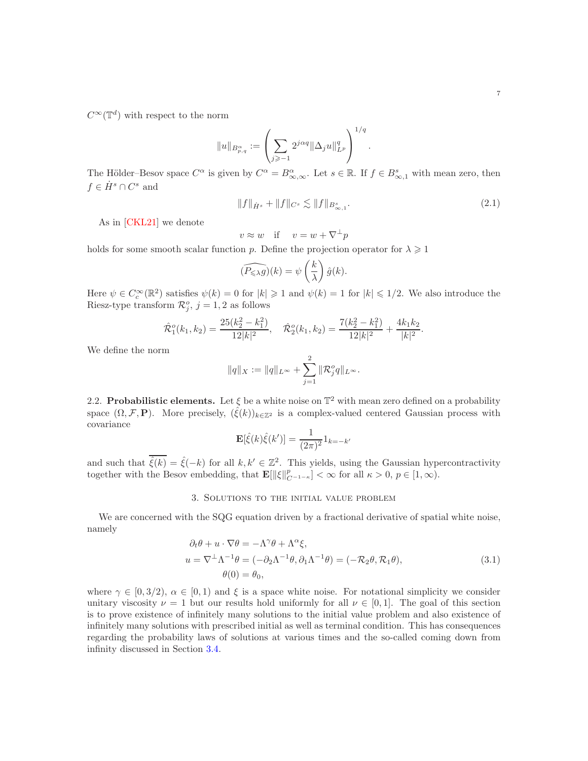$C^\infty(\mathbb{T}^d)$ with respect to the norm

$$\|u\|_{B^\alpha_{p,q}} := \left( \sum_{j \geqslant -1} 2^{j\alpha q} \|\Delta_j u\|^q_{L^p} \right)^{1/q}.$$

The Hölder–Besov space $C^\alpha$ is given by $C^\alpha = B^\alpha_{\infty,\infty}$. Let $s \in \mathbb{R}$. If $f \in B^s_{\infty,1}$ with mean zero, then $f \in \dot{H}^s \cap C^s$ and

$$\|f\|_{\dot{H}^s} + \|f\|_{C^s} \lesssim \|f\|_{B^s_{\infty,1}}. \tag{2.1}$$

As in [CKL21] we denote

$$v \approx w \quad \text{if} \quad v = w + \nabla^\perp p$$

holds for some smooth scalar function $p$. Define the projection operator for $\lambda \geqslant 1$

$$\widehat{(P_{\leqslant \lambda} g)}(k) = \psi\left(\frac{k}{\lambda}\right) \hat{g}(k).$$

Here $\psi \in C^\infty_c(\mathbb{R}^2)$ satisfies $\psi(k) = 0$ for $|k| \geqslant 1$ and $\psi(k) = 1$ for $|k| \leqslant 1/2$. We also introduce the Riesz-type transform $\mathcal{R}^o_j$, $j = 1, 2$ as follows

$$\hat{\mathcal{R}}^o_1(k_1, k_2) = \frac{25(k_2^2 - k_1^2)}{12|k|^2}, \quad \hat{\mathcal{R}}^o_2(k_1, k_2) = \frac{7(k_2^2 - k_1^2)}{12|k|^2} + \frac{4k_1 k_2}{|k|^2}.$$

We define the norm

$$\|q\|_X := \|q\|_{L^\infty} + \sum_{j=1}^{2} \|\mathcal{R}^o_j q\|_{L^\infty}.$$

## 2.2. **Probabilistic elements.**

Let $\xi$ be a white noise on $\mathbb{T}^2$ with mean zero defined on a probability space $(\Omega, \mathcal{F}, \mathbf{P})$. More precisely, $(\hat{\xi}(k))_{k \in \mathbb{Z}^2}$ is a complex-valued centered Gaussian process with covariance

$$\mathbf{E}[\hat{\xi}(k)\hat{\xi}(k')] = \frac{1}{(2\pi)^2} 1_{k=-k'}$$

and such that $\overline{\hat{\xi}(k)} = \hat{\xi}(-k)$ for all $k, k' \in \mathbb{Z}^2$. This yields, using the Gaussian hypercontractivity together with the Besov embedding, that $\mathbf{E}[\|\xi\|^p_{C^{-1-\kappa}}] < \infty$ for all $\kappa > 0$, $p \in [1, \infty)$.

# 3. Solutions to the initial value problem

We are concerned with the SQG equation driven by a fractional derivative of spatial white noise, namely

$$\begin{aligned}
\partial_t \theta + u \cdot \nabla \theta &= -\Lambda^\gamma \theta + \Lambda^\alpha \xi, \\
u = \nabla^\perp \Lambda^{-1} \theta &= (-\partial_2 \Lambda^{-1} \theta, \partial_1 \Lambda^{-1} \theta) = (-\mathcal{R}_2 \theta, \mathcal{R}_1 \theta), \\
\theta(0) &= \theta_0,
\end{aligned} \tag{3.1}$$

where $\gamma \in [0, 3/2)$, $\alpha \in [0, 1)$ and $\xi$ is a space white noise. For notational simplicity we consider unitary viscosity $\nu = 1$ but our results hold uniformly for all $\nu \in [0, 1]$. The goal of this section is to prove existence of infinitely many solutions to the initial value problem and also existence of infinitely many solutions with prescribed initial as well as terminal condition. This has consequences regarding the probability laws of solutions at various times and the so-called coming down from infinity discussed in Section 3.4.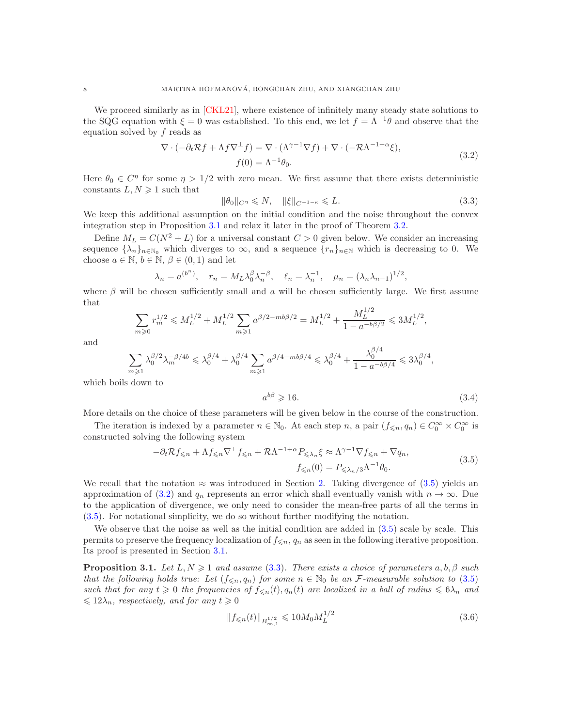We proceed similarly as in [CKL21], where existence of infinitely many steady state solutions to the SQG equation with $\xi = 0$ was established. To this end, we let $f = \Lambda^{-1}\theta$ and observe that the equation solved by $f$ reads as

$$
\begin{aligned}
\nabla \cdot (-\partial_t \mathcal{R} f + \Lambda f \nabla^{\perp} f) &= \nabla \cdot (\Lambda^{\gamma-1}\nabla f) + \nabla \cdot (-\mathcal{R}\Lambda^{-1+\alpha}\xi), \\
f(0) &= \Lambda^{-1}\theta_0.
\end{aligned}
\tag{3.2}
$$

Here $\theta_0 \in C^{\eta}$ for some $\eta > 1/2$ with zero mean. We first assume that there exists deterministic constants $L, N \geqslant 1$ such that

$$
\|\theta_0\|_{C^{\eta}} \leqslant N, \quad \|\xi\|_{C^{-1-\kappa}} \leqslant L. \tag{3.3}
$$

We keep this additional assumption on the initial condition and the noise throughout the convex integration step in Proposition 3.1 and relax it later in the proof of Theorem 3.2.

Define $M_L = C(N^2 + L)$ for a universal constant $C > 0$ given below. We consider an increasing sequence $\{\lambda_n\}_{n \in \mathbb{N}_0}$ which diverges to $\infty$, and a sequence $\{r_n\}_{n \in \mathbb{N}}$ which is decreasing to 0. We choose $a \in \mathbb{N}$, $b \in \mathbb{N}$, $\beta \in (0,1)$ and let

$$
\lambda_n = a^{(b^n)}, \quad r_n = M_L \lambda_0^{\beta} \lambda_n^{-\beta}, \quad \ell_n = \lambda_n^{-1}, \quad \mu_n = (\lambda_n \lambda_{n-1})^{1/2},
$$

where $\beta$ will be chosen sufficiently small and $a$ will be chosen sufficiently large. We first assume that

$$
\sum_{m \geqslant 0} r_m^{1/2} \leqslant M_L^{1/2} + M_L^{1/2} \sum_{m \geqslant 1} a^{\beta/2 - mb\beta/2} = M_L^{1/2} + \frac{M_L^{1/2}}{1 - a^{-b\beta/2}} \leqslant 3 M_L^{1/2},
$$

and

$$
\sum_{m \geqslant 1} \lambda_0^{\beta/2} \lambda_m^{-\beta/4b} \leqslant \lambda_0^{\beta/4} + \lambda_0^{\beta/4} \sum_{m \geqslant 1} a^{\beta/4 - mb\beta/4} \leqslant \lambda_0^{\beta/4} + \frac{\lambda_0^{\beta/4}}{1 - a^{-b\beta/4}} \leqslant 3\lambda_0^{\beta/4},
$$

which boils down to

$$
a^{b\beta} \geqslant 16. \tag{3.4}
$$

More details on the choice of these parameters will be given below in the course of the construction.

The iteration is indexed by a parameter $n \in \mathbb{N}_0$. At each step $n$, a pair $(f_{\leqslant n}, q_n) \in C_0^{\infty} \times C_0^{\infty}$ is constructed solving the following system

$$
\begin{aligned}
-\partial_t \mathcal{R} f_{\leqslant n} + \Lambda f_{\leqslant n} \nabla^{\perp} f_{\leqslant n} + \mathcal{R}\Lambda^{-1+\alpha} P_{\leqslant \lambda_n} \xi &\approx \Lambda^{\gamma-1} \nabla f_{\leqslant n} + \nabla q_n, \\
f_{\leqslant n}(0) &= P_{\leqslant \lambda_n/3} \Lambda^{-1}\theta_0.
\end{aligned}
\tag{3.5}
$$

We recall that the notation $\approx$ was introduced in Section 2. Taking divergence of (3.5) yields an approximation of (3.2) and $q_n$ represents an error which shall eventually vanish with $n \to \infty$. Due to the application of divergence, we only need to consider the mean-free parts of all the terms in (3.5). For notational simplicity, we do so without further modifying the notation.

We observe that the noise as well as the initial condition are added in (3.5) scale by scale. This permits to preserve the frequency localization of $f_{\leqslant n}, q_n$ as seen in the following iterative proposition. Its proof is presented in Section 3.1.

**Proposition 3.1.** *Let $L, N \geqslant 1$ and assume (3.3). There exists a choice of parameters $a, b, \beta$ such that the following holds true: Let $(f_{\leqslant n}, q_n)$ for some $n \in \mathbb{N}_0$ be an $\mathcal{F}$-measurable solution to (3.5) such that for any $t \geqslant 0$ the frequencies of $f_{\leqslant n}(t), q_n(t)$ are localized in a ball of radius $\leqslant 6\lambda_n$ and $\leqslant 12\lambda_n$, respectively, and for any $t \geqslant 0$*

$$
\|f_{\leqslant n}(t)\|_{B^{1/2}_{\infty,1}} \leqslant 10 M_0 M_L^{1/2} \tag{3.6}
$$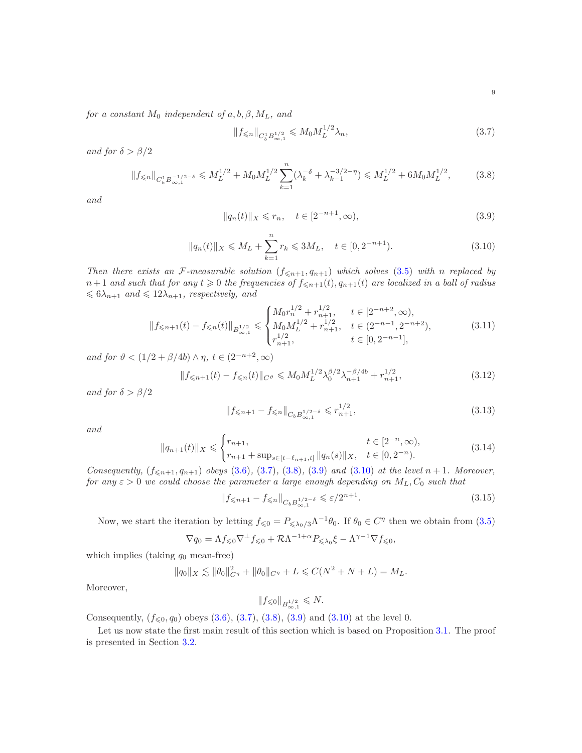*for a constant $M_0$ independent of $a, b, \beta, M_L$, and*

$$\|f_{\leqslant n}\|_{C_b^1 B^{1/2}_{\infty,1}} \leqslant M_0 M_L^{1/2} \lambda_n, \tag{3.7}$$

*and for $\delta > \beta/2$*

$$\|f_{\leqslant n}\|_{C_b^1 B^{-1/2-\delta}_{\infty,1}} \leqslant M_L^{1/2} + M_0 M_L^{1/2} \sum_{k=1}^{n} (\lambda_k^{-\delta} + \lambda_{k-1}^{-3/2-\eta}) \leqslant M_L^{1/2} + 6 M_0 M_L^{1/2}, \tag{3.8}$$

*and*

$$\|q_n(t)\|_X \leqslant r_n, \quad t \in [2^{-n+1}, \infty), \tag{3.9}$$

$$\|q_n(t)\|_X \leqslant M_L + \sum_{k=1}^{n} r_k \leqslant 3 M_L, \quad t \in [0, 2^{-n+1}). \tag{3.10}$$

*Then there exists an $\mathcal{F}$-measurable solution $(f_{\leqslant n+1}, q_{n+1})$ which solves (3.5) with $n$ replaced by $n+1$ and such that for any $t \geqslant 0$ the frequencies of $f_{\leqslant n+1}(t), q_{n+1}(t)$ are localized in a ball of radius $\leqslant 6\lambda_{n+1}$ and $\leqslant 12\lambda_{n+1}$, respectively, and*

$$\|f_{\leqslant n+1}(t) - f_{\leqslant n}(t)\|_{B^{1/2}_{\infty,1}} \leqslant \begin{cases} M_0 r_n^{1/2} + r_{n+1}^{1/2}, & t \in [2^{-n+2}, \infty), \\ M_0 M_L^{1/2} + r_{n+1}^{1/2}, & t \in (2^{-n-1}, 2^{-n+2}), \\ r_{n+1}^{1/2}, & t \in [0, 2^{-n-1}], \end{cases} \tag{3.11}$$

*and for $\vartheta < (1/2 + \beta/4b) \wedge \eta$, $t \in (2^{-n+2}, \infty)$*

$$\|f_{\leqslant n+1}(t) - f_{\leqslant n}(t)\|_{C^\vartheta} \leqslant M_0 M_L^{1/2} \lambda_0^{\beta/2} \lambda_{n+1}^{-\beta/4b} + r_{n+1}^{1/2}, \tag{3.12}$$

*and for $\delta > \beta/2$*

$$\|f_{\leqslant n+1} - f_{\leqslant n}\|_{C_b B^{1/2-\delta}_{\infty,1}} \leqslant r_{n+1}^{1/2}, \tag{3.13}$$

*and*

$$\|q_{n+1}(t)\|_X \leqslant \begin{cases} r_{n+1}, & t \in [2^{-n}, \infty), \\ r_{n+1} + \sup_{s \in [t-\ell_{n+1}, t]} \|q_n(s)\|_X, & t \in [0, 2^{-n}). \end{cases} \tag{3.14}$$

*Consequently, $(f_{\leqslant n+1}, q_{n+1})$ obeys (3.6), (3.7), (3.8), (3.9) and (3.10) at the level $n+1$. Moreover, for any $\varepsilon > 0$ we could choose the parameter $a$ large enough depending on $M_L, C_0$ such that*

$$\|f_{\leqslant n+1} - f_{\leqslant n}\|_{C_b B^{1/2-\delta}_{\infty,1}} \leqslant \varepsilon / 2^{n+1}. \tag{3.15}$$

Now, we start the iteration by letting $f_{\leqslant 0} = P_{\leqslant \lambda_0/3} \Lambda^{-1} \theta_0$. If $\theta_0 \in C^\eta$ then we obtain from (3.5)

$$\nabla q_0 = \Lambda f_{\leqslant 0} \nabla^\perp f_{\leqslant 0} + \mathcal{R} \Lambda^{-1+\alpha} P_{\leqslant \lambda_0} \xi - \Lambda^{\gamma-1} \nabla f_{\leqslant 0},$$

which implies (taking $q_0$ mean-free)

$$\|q_0\|_X \lesssim \|\theta_0\|^2_{C^\eta} + \|\theta_0\|_{C^\eta} + L \leqslant C(N^2 + N + L) = M_L.$$

Moreover,

$$\|f_{\leqslant 0}\|_{B^{1/2}_{\infty,1}} \leqslant N.$$

Consequently, $(f_{\leqslant 0}, q_0)$ obeys (3.6), (3.7), (3.8), (3.9) and (3.10) at the level 0.

Let us now state the first main result of this section which is based on Proposition 3.1. The proof is presented in Section 3.2.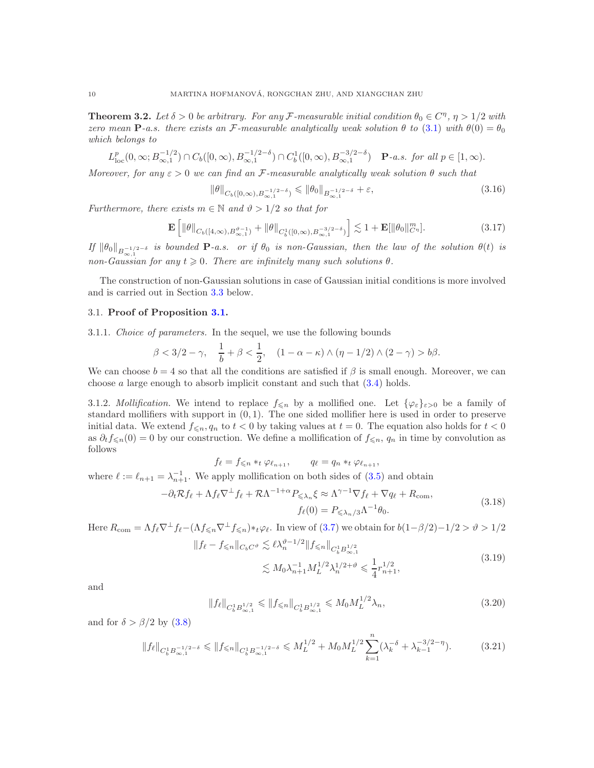**Theorem 3.2.** *Let $\delta > 0$ be arbitrary. For any $\mathcal{F}$-measurable initial condition $\theta_0 \in C^\eta$, $\eta > 1/2$ with zero mean $\mathbf{P}$-a.s. there exists an $\mathcal{F}$-measurable analytically weak solution $\theta$ to (3.1) with $\theta(0) = \theta_0$ which belongs to*

$$L^p_{\mathrm{loc}}(0, \infty; B^{-1/2}_{\infty,1}) \cap C_b([0, \infty), B^{-1/2-\delta}_{\infty,1}) \cap C^1_b([0, \infty), B^{-3/2-\delta}_{\infty,1}) \quad \mathbf{P}\text{-a.s. for all } p \in [1, \infty).$$

*Moreover, for any $\varepsilon > 0$ we can find an $\mathcal{F}$-measurable analytically weak solution $\theta$ such that*

$$\|\theta\|_{C_b([0,\infty), B^{-1/2-\delta}_{\infty,1})} \leqslant \|\theta_0\|_{B^{-1/2-\delta}_{\infty,1}} + \varepsilon, \tag{3.16}$$

*Furthermore, there exists $m \in \mathbb{N}$ and $\vartheta > 1/2$ so that for*

$$\mathbf{E}\left[\|\theta\|_{C_b([4,\infty), B^{\vartheta-1}_{\infty,1})} + \|\theta\|_{C^1_b([0,\infty), B^{-3/2-\delta}_{\infty,1})}\right] \lesssim 1 + \mathbf{E}[\|\theta_0\|^m_{C^\eta}]. \tag{3.17}$$

*If $\|\theta_0\|_{B^{-1/2-\delta}_{\infty,1}}$ is bounded $\mathbf{P}$-a.s. or if $\theta_0$ is non-Gaussian, then the law of the solution $\theta(t)$ is non-Gaussian for any $t \geqslant 0$. There are infinitely many such solutions $\theta$.*

The construction of non-Gaussian solutions in case of Gaussian initial conditions is more involved and is carried out in Section 3.3 below.

## 3.1. Proof of Proposition 3.1.

*3.1.1. Choice of parameters.* In the sequel, we use the following bounds

$$\beta < 3/2 - \gamma, \quad \frac{1}{b} + \beta < \frac{1}{2}, \quad (1 - \alpha - \kappa) \wedge (\eta - 1/2) \wedge (2 - \gamma) > b\beta.$$

We can choose $b = 4$ so that all the conditions are satisfied if $\beta$ is small enough. Moreover, we can choose $a$ large enough to absorb implicit constant and such that (3.4) holds.

*3.1.2. Mollification.* We intend to replace $f_{\leqslant n}$ by a mollified one. Let $\{\varphi_\varepsilon\}_{\varepsilon>0}$ be a family of standard mollifiers with support in $(0, 1)$. The one sided mollifier here is used in order to preserve initial data. We extend $f_{\leqslant n}, q_n$ to $t < 0$ by taking values at $t = 0$. The equation also holds for $t < 0$ as $\partial_t f_{\leqslant n}(0) = 0$ by our construction. We define a mollification of $f_{\leqslant n}$, $q_n$ in time by convolution as follows

$$f_\ell = f_{\leqslant n} *_t \varphi_{\ell_{n+1}}, \qquad q_\ell = q_n *_t \varphi_{\ell_{n+1}},$$

where $\ell := \ell_{n+1} = \lambda^{-1}_{n+1}$. We apply mollification on both sides of (3.5) and obtain

$$\begin{aligned} -\partial_t \mathcal{R} f_\ell + \Lambda f_\ell \nabla^\perp f_\ell + \mathcal{R}\Lambda^{-1+\alpha} P_{\leqslant \lambda_n} \xi &\approx \Lambda^{\gamma-1} \nabla f_\ell + \nabla q_\ell + R_{\mathrm{com}}, \\ f_\ell(0) &= P_{\leqslant \lambda_n/3} \Lambda^{-1} \theta_0. \end{aligned} \tag{3.18}$$

Here $R_{\mathrm{com}} = \Lambda f_\ell \nabla^\perp f_\ell - (\Lambda f_{\leqslant n} \nabla^\perp f_{\leqslant n}) *_t \varphi_\ell$. In view of (3.7) we obtain for $b(1-\beta/2) - 1/2 > \vartheta > 1/2$

$$\begin{aligned} \|f_\ell - f_{\leqslant n}\|_{C_b C^\vartheta} &\lesssim \ell \lambda_n^{\vartheta - 1/2} \|f_{\leqslant n}\|_{C^1_b B^{1/2}_{\infty,1}} \\ &\lesssim M_0 \lambda^{-1}_{n+1} M_L^{1/2} \lambda_n^{1/2+\vartheta} \leqslant \frac{1}{4} r^{1/2}_{n+1}, \end{aligned} \tag{3.19}$$

and

$$\|f_\ell\|_{C^1_b B^{1/2}_{\infty,1}} \leqslant \|f_{\leqslant n}\|_{C^1_b B^{1/2}_{\infty,1}} \leqslant M_0 M_L^{1/2} \lambda_n, \tag{3.20}$$

and for $\delta > \beta/2$ by (3.8)

$$\|f_\ell\|_{C^1_b B^{-1/2-\delta}_{\infty,1}} \leqslant \|f_{\leqslant n}\|_{C^1_b B^{-1/2-\delta}_{\infty,1}} \leqslant M_L^{1/2} + M_0 M_L^{1/2} \sum_{k=1}^{n} (\lambda_k^{-\delta} + \lambda_{k-1}^{-3/2-\eta}). \tag{3.21}$$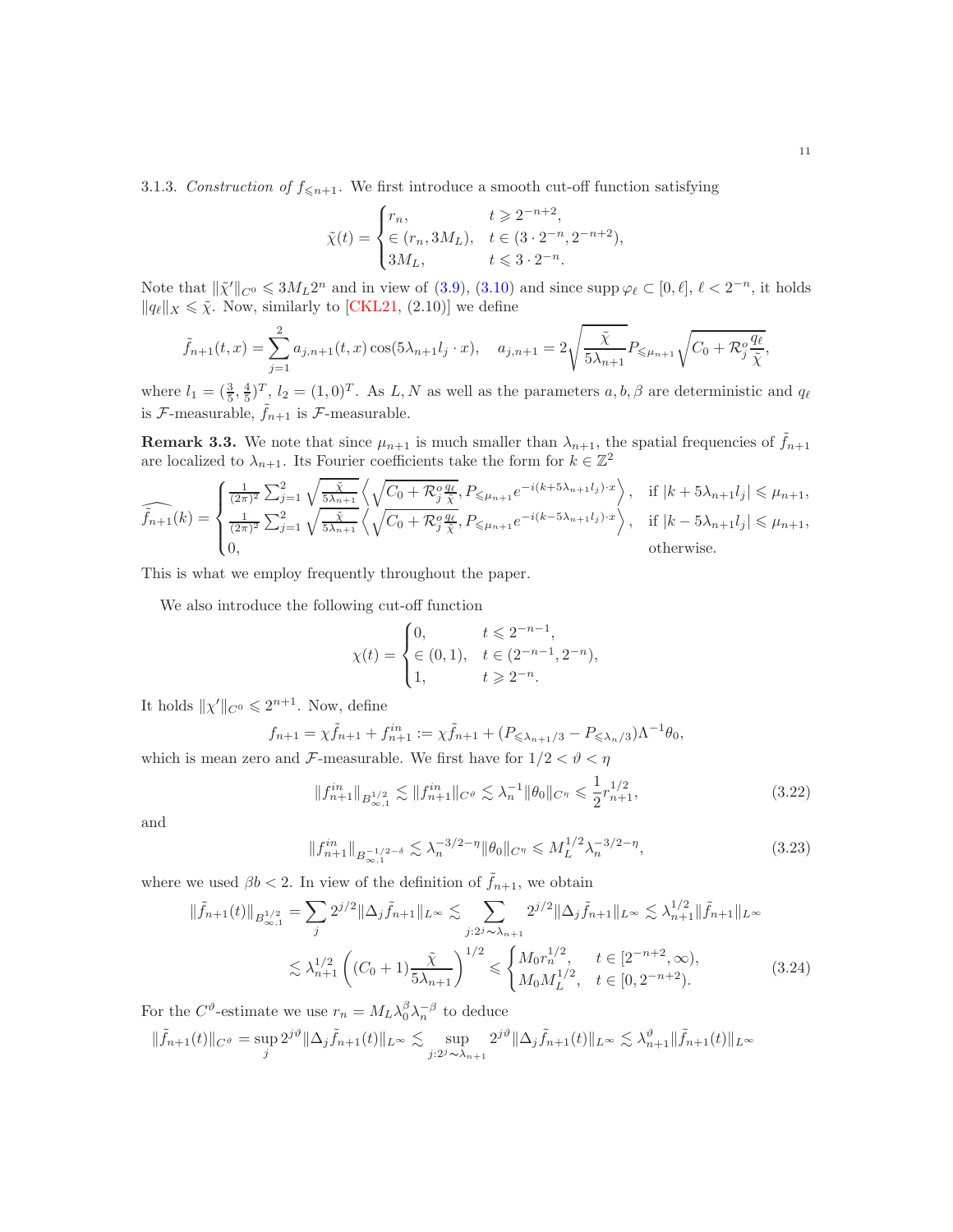3.1.3. *Construction of* $f_{\leqslant n+1}$. We first introduce a smooth cut-off function satisfying

$$
\tilde{\chi}(t) = \begin{cases} r_n, & t \geqslant 2^{-n+2}, \\ \in (r_n, 3M_L), & t \in (3\cdot 2^{-n}, 2^{-n+2}), \\ 3M_L, & t \leqslant 3\cdot 2^{-n}. \end{cases}
$$

Note that $\|\tilde{\chi}'\|_{C^0} \leqslant 3M_L 2^n$ and in view of (3.9), (3.10) and since $\operatorname{supp} \varphi_\ell \subset [0,\ell]$, $\ell < 2^{-n}$, it holds $\|q_\ell\|_X \leqslant \tilde{\chi}$. Now, similarly to [CKL21, (2.10)] we define

$$
\tilde{f}_{n+1}(t,x) = \sum_{j=1}^{2} a_{j,n+1}(t,x)\cos(5\lambda_{n+1} l_j \cdot x), \quad a_{j,n+1} = 2\sqrt{\frac{\tilde{\chi}}{5\lambda_{n+1}}} P_{\leqslant \mu_{n+1}} \sqrt{C_0 + \mathcal{R}_j^o \frac{q_\ell}{\tilde{\chi}}},
$$

where $l_1 = (\frac{3}{5}, \frac{4}{5})^T$, $l_2 = (1,0)^T$. As $L, N$ as well as the parameters $a, b, \beta$ are deterministic and $q_\ell$ is $\mathcal{F}$-measurable, $\tilde{f}_{n+1}$ is $\mathcal{F}$-measurable.

**Remark 3.3.** We note that since $\mu_{n+1}$ is much smaller than $\lambda_{n+1}$, the spatial frequencies of $\tilde{f}_{n+1}$ are localized to $\lambda_{n+1}$. Its Fourier coefficients take the form for $k \in \mathbb{Z}^2$

$$
\widehat{\tilde{f}_{n+1}}(k) = \begin{cases} \frac{1}{(2\pi)^2}\sum_{j=1}^{2}\sqrt{\frac{\tilde{\chi}}{5\lambda_{n+1}}}\left\langle \sqrt{C_0 + \mathcal{R}_j^o \frac{q_\ell}{\tilde{\chi}}}, P_{\leqslant \mu_{n+1}} e^{-i(k+5\lambda_{n+1}l_j)\cdot x}\right\rangle, & \text{if } |k + 5\lambda_{n+1} l_j| \leqslant \mu_{n+1}, \\ \frac{1}{(2\pi)^2}\sum_{j=1}^{2}\sqrt{\frac{\tilde{\chi}}{5\lambda_{n+1}}}\left\langle \sqrt{C_0 + \mathcal{R}_j^o \frac{q_\ell}{\tilde{\chi}}}, P_{\leqslant \mu_{n+1}} e^{-i(k-5\lambda_{n+1}l_j)\cdot x}\right\rangle, & \text{if } |k - 5\lambda_{n+1} l_j| \leqslant \mu_{n+1}, \\ 0, & \text{otherwise.} \end{cases}
$$

This is what we employ frequently throughout the paper.

We also introduce the following cut-off function

$$
\chi(t) = \begin{cases} 0, & t \leqslant 2^{-n-1}, \\ \in (0,1), & t \in (2^{-n-1}, 2^{-n}), \\ 1, & t \geqslant 2^{-n}. \end{cases}
$$

It holds $\|\chi'\|_{C^0} \leqslant 2^{n+1}$. Now, define

$$
f_{n+1} = \chi \tilde{f}_{n+1} + f_{n+1}^{in} := \chi \tilde{f}_{n+1} + (P_{\leqslant \lambda_{n+1}/3} - P_{\leqslant \lambda_n/3})\Lambda^{-1}\theta_0,
$$

which is mean zero and $\mathcal{F}$-measurable. We first have for $1/2 < \vartheta < \eta$

$$
\|f_{n+1}^{in}\|_{B^{1/2}_{\infty,1}} \lesssim \|f_{n+1}^{in}\|_{C^\vartheta} \lesssim \lambda_n^{-1}\|\theta_0\|_{C^\eta} \leqslant \frac{1}{2} r_{n+1}^{1/2}, \tag{3.22}
$$

and

$$
\|f_{n+1}^{in}\|_{B^{-1/2-\delta}_{\infty,1}} \lesssim \lambda_n^{-3/2-\eta}\|\theta_0\|_{C^\eta} \leqslant M_L^{1/2}\lambda_n^{-3/2-\eta}, \tag{3.23}
$$

where we used $\beta b < 2$. In view of the definition of $\tilde{f}_{n+1}$, we obtain

$$
\begin{aligned}
\|\tilde{f}_{n+1}(t)\|_{B^{1/2}_{\infty,1}} &= \sum_j 2^{j/2}\|\Delta_j \tilde{f}_{n+1}\|_{L^\infty} \lesssim \sum_{j:2^j\sim\lambda_{n+1}} 2^{j/2}\|\Delta_j \tilde{f}_{n+1}\|_{L^\infty} \lesssim \lambda_{n+1}^{1/2}\|\tilde{f}_{n+1}\|_{L^\infty} \\
&\lesssim \lambda_{n+1}^{1/2}\left((C_0+1)\frac{\tilde{\chi}}{5\lambda_{n+1}}\right)^{1/2} \leqslant \begin{cases} M_0 r_n^{1/2}, & t \in [2^{-n+2},\infty), \\ M_0 M_L^{1/2}, & t \in [0, 2^{-n+2}). \end{cases}
\end{aligned} \tag{3.24}
$$

For the $C^\vartheta$-estimate we use $r_n = M_L \lambda_0^\beta \lambda_n^{-\beta}$ to deduce

$$
\|\tilde{f}_{n+1}(t)\|_{C^\vartheta} = \sup_j 2^{j\vartheta}\|\Delta_j \tilde{f}_{n+1}(t)\|_{L^\infty} \lesssim \sup_{j:2^j\sim\lambda_{n+1}} 2^{j\vartheta}\|\Delta_j \tilde{f}_{n+1}(t)\|_{L^\infty} \lesssim \lambda_{n+1}^\vartheta \|\tilde{f}_{n+1}(t)\|_{L^\infty}
$$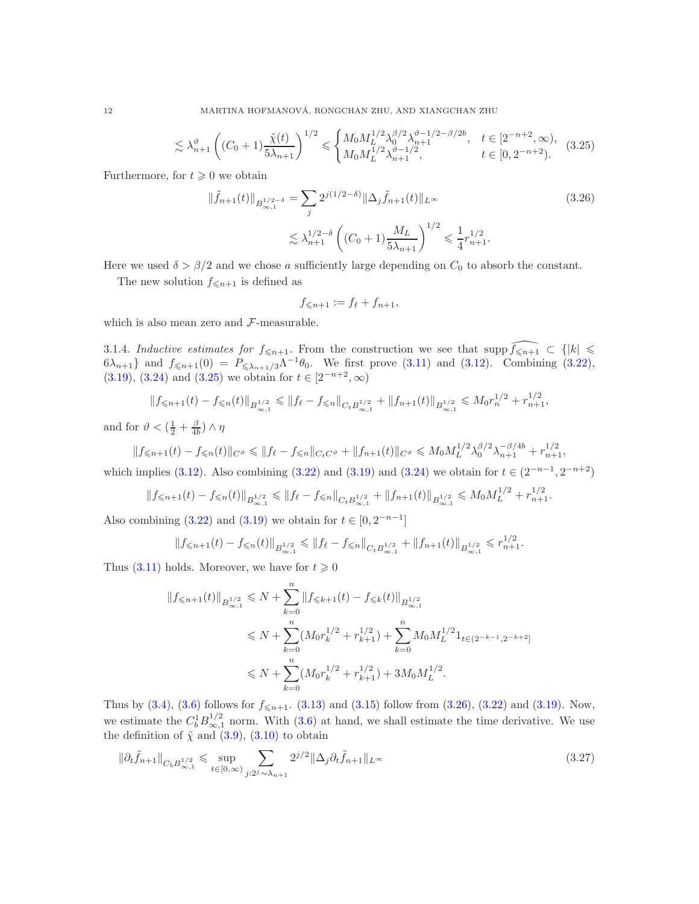$$\lesssim \lambda_{n+1}^{\vartheta}\left((C_0+1)\frac{\tilde{\chi}(t)}{5\lambda_{n+1}}\right)^{1/2} \leqslant \begin{cases} M_0 M_L^{1/2}\lambda_0^{\beta/2}\lambda_{n+1}^{\vartheta-1/2-\beta/2b}, & t\in[2^{-n+2},\infty), \\ M_0 M_L^{1/2}\lambda_{n+1}^{\vartheta-1/2}, & t\in[0,2^{-n+2}). \end{cases} \tag{3.25}$$

Furthermore, for $t\geqslant 0$ we obtain

$$\|\tilde{f}_{n+1}(t)\|_{B^{1/2-\delta}_{\infty,1}} = \sum_j 2^{j(1/2-\delta)}\|\Delta_j \tilde{f}_{n+1}(t)\|_{L^\infty} \tag{3.26}$$
$$\lesssim \lambda_{n+1}^{1/2-\delta}\left((C_0+1)\frac{M_L}{5\lambda_{n+1}}\right)^{1/2} \leqslant \frac{1}{4}r_{n+1}^{1/2}.$$

Here we used $\delta>\beta/2$ and we chose $a$ sufficiently large depending on $C_0$ to absorb the constant.

The new solution $f_{\leqslant n+1}$ is defined as

$$f_{\leqslant n+1} := f_\ell + f_{n+1},$$

which is also mean zero and $\mathcal{F}$-measurable.

3.1.4. *Inductive estimates for $f_{\leqslant n+1}$.* From the construction we see that $\operatorname{supp}\widehat{f_{\leqslant n+1}} \subset \{|k|\leqslant 6\lambda_{n+1}\}$ and $f_{\leqslant n+1}(0) = P_{\leqslant \lambda_{n+1}/3}\Lambda^{-1}\theta_0$. We first prove (3.11) and (3.12). Combining (3.22), (3.19), (3.24) and (3.25) we obtain for $t\in[2^{-n+2},\infty)$

$$\|f_{\leqslant n+1}(t)-f_{\leqslant n}(t)\|_{B^{1/2}_{\infty,1}} \leqslant \|f_\ell - f_{\leqslant n}\|_{C_tB^{1/2}_{\infty,1}} + \|f_{n+1}(t)\|_{B^{1/2}_{\infty,1}} \leqslant M_0 r_n^{1/2} + r_{n+1}^{1/2},$$

and for $\vartheta<(\frac{1}{2}+\frac{\beta}{4b})\wedge\eta$

$$\|f_{\leqslant n+1}(t)-f_{\leqslant n}(t)\|_{C^\vartheta} \leqslant \|f_\ell - f_{\leqslant n}\|_{C_tC^\vartheta} + \|f_{n+1}(t)\|_{C^\vartheta} \leqslant M_0 M_L^{1/2}\lambda_0^{\beta/2}\lambda_{n+1}^{-\beta/4b} + r_{n+1}^{1/2},$$

which implies (3.12). Also combining (3.22) and (3.19) and (3.24) we obtain for $t\in(2^{-n-1},2^{-n+2})$

$$\|f_{\leqslant n+1}(t)-f_{\leqslant n}(t)\|_{B^{1/2}_{\infty,1}} \leqslant \|f_\ell - f_{\leqslant n}\|_{C_tB^{1/2}_{\infty,1}} + \|f_{n+1}(t)\|_{B^{1/2}_{\infty,1}} \leqslant M_0 M_L^{1/2} + r_{n+1}^{1/2}.$$

Also combining (3.22) and (3.19) we obtain for $t\in[0,2^{-n-1}]$

$$\|f_{\leqslant n+1}(t)-f_{\leqslant n}(t)\|_{B^{1/2}_{\infty,1}} \leqslant \|f_\ell - f_{\leqslant n}\|_{C_tB^{1/2}_{\infty,1}} + \|f_{n+1}(t)\|_{B^{1/2}_{\infty,1}} \leqslant r_{n+1}^{1/2}.$$

Thus (3.11) holds. Moreover, we have for $t\geqslant 0$

$$\begin{aligned}\|f_{\leqslant n+1}(t)\|_{B^{1/2}_{\infty,1}} &\leqslant N + \sum_{k=0}^{n}\|f_{\leqslant k+1}(t)-f_{\leqslant k}(t)\|_{B^{1/2}_{\infty,1}} \\ &\leqslant N + \sum_{k=0}^{n}(M_0 r_k^{1/2} + r_{k+1}^{1/2}) + \sum_{k=0}^{n} M_0 M_L^{1/2} 1_{t\in(2^{-k-1},2^{-k+2}]} \\ &\leqslant N + \sum_{k=0}^{n}(M_0 r_k^{1/2} + r_{k+1}^{1/2}) + 3M_0 M_L^{1/2}.\end{aligned}$$

Thus by (3.4), (3.6) follows for $f_{\leqslant n+1}$. (3.13) and (3.15) follow from (3.26), (3.22) and (3.19). Now, we estimate the $C_b^1B^{1/2}_{\infty,1}$ norm. With (3.6) at hand, we shall estimate the time derivative. We use the definition of $\tilde{\chi}$ and (3.9), (3.10) to obtain

$$\|\partial_t \tilde{f}_{n+1}\|_{C_bB^{1/2}_{\infty,1}} \leqslant \sup_{t\in[0,\infty)}\sum_{j:2^j\sim\lambda_{n+1}} 2^{j/2}\|\Delta_j\partial_t\tilde{f}_{n+1}\|_{L^\infty} \tag{3.27}$$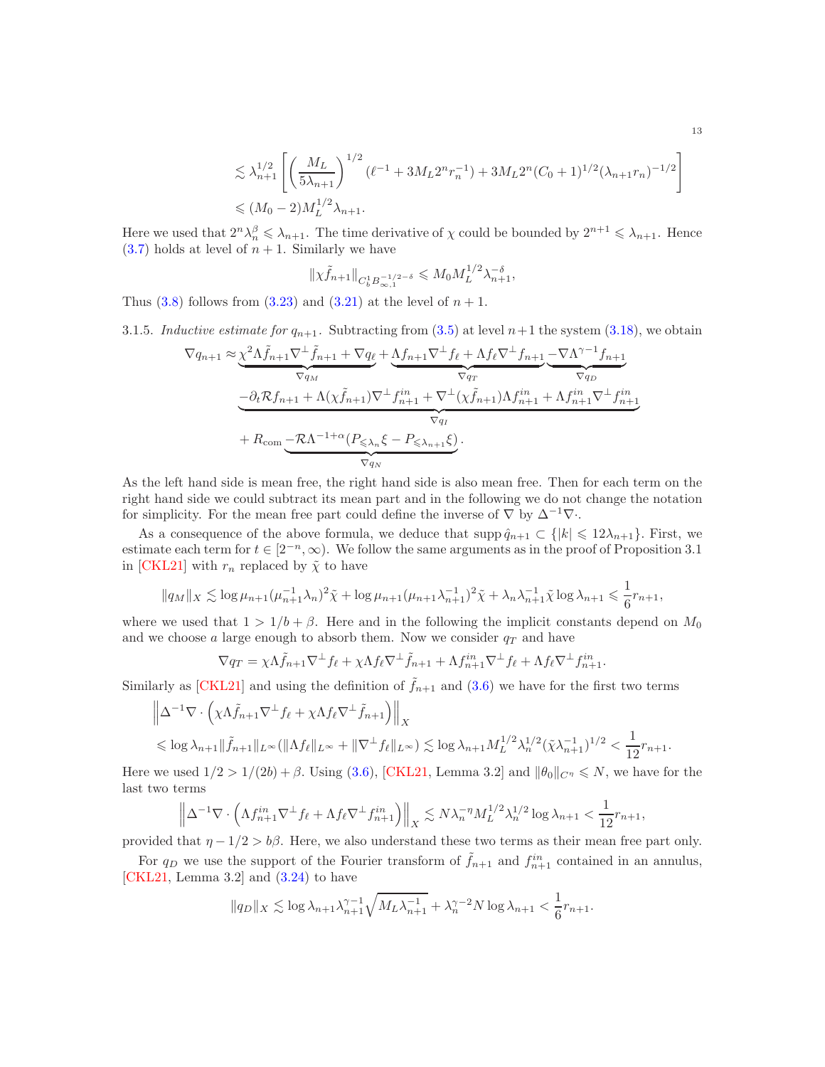$$
\begin{aligned}
&\lesssim \lambda_{n+1}^{1/2}\left[\left(\frac{M_L}{5\lambda_{n+1}}\right)^{1/2}(\ell^{-1}+3M_L 2^n r_n^{-1})+3M_L 2^n (C_0+1)^{1/2}(\lambda_{n+1}r_n)^{-1/2}\right]\\
&\leqslant (M_0-2)M_L^{1/2}\lambda_{n+1}.
\end{aligned}
$$

Here we used that $2^n\lambda_n^{\beta}\leqslant \lambda_{n+1}$. The time derivative of $\chi$ could be bounded by $2^{n+1}\leqslant\lambda_{n+1}$. Hence (3.7) holds at level of $n+1$. Similarly we have

$$
\|\chi\tilde f_{n+1}\|_{C_b^1 B_{\infty,1}^{-1/2-\delta}}\leqslant M_0 M_L^{1/2}\lambda_{n+1}^{-\delta},
$$

Thus (3.8) follows from (3.23) and (3.21) at the level of $n+1$.

3.1.5. *Inductive estimate for $q_{n+1}$.* Subtracting from (3.5) at level $n+1$ the system (3.18), we obtain

$$
\begin{aligned}
\nabla q_{n+1}\approx\ &\underbrace{\chi^2\Lambda\tilde f_{n+1}\nabla^\perp\tilde f_{n+1}+\nabla q_\ell}_{\nabla q_M}+\underbrace{\Lambda f_{n+1}\nabla^\perp f_\ell+\Lambda f_\ell\nabla^\perp f_{n+1}}_{\nabla q_T}\underbrace{-\nabla\Lambda^{\gamma-1}f_{n+1}}_{\nabla q_D}\\
&\underbrace{-\partial_t\mathcal{R}f_{n+1}+\Lambda(\chi\tilde f_{n+1})\nabla^\perp f_{n+1}^{in}+\nabla^\perp(\chi\tilde f_{n+1})\Lambda f_{n+1}^{in}+\Lambda f_{n+1}^{in}\nabla^\perp f_{n+1}^{in}}_{\nabla q_I}\\
&+R_{\mathrm{com}}\underbrace{-\mathcal{R}\Lambda^{-1+\alpha}(P_{\leqslant\lambda_n}\xi-P_{\leqslant\lambda_{n+1}}\xi)}_{\nabla q_N}.
\end{aligned}
$$

As the left hand side is mean free, the right hand side is also mean free. Then for each term on the right hand side we could subtract its mean part and in the following we do not change the notation for simplicity. For the mean free part could define the inverse of $\nabla$ by $\Delta^{-1}\nabla\cdot$.

As a consequence of the above formula, we deduce that $\operatorname{supp}\hat q_{n+1}\subset\{|k|\leqslant 12\lambda_{n+1}\}$. First, we estimate each term for $t\in[2^{-n},\infty)$. We follow the same arguments as in the proof of Proposition 3.1 in [CKL21] with $r_n$ replaced by $\tilde\chi$ to have

$$
\|q_M\|_X\lesssim\log\mu_{n+1}(\mu_{n+1}^{-1}\lambda_n)^2\tilde\chi+\log\mu_{n+1}(\mu_{n+1}\lambda_{n+1}^{-1})^2\tilde\chi+\lambda_n\lambda_{n+1}^{-1}\tilde\chi\log\lambda_{n+1}\leqslant\frac16 r_{n+1},
$$

where we used that $1>1/b+\beta$. Here and in the following the implicit constants depend on $M_0$ and we choose $a$ large enough to absorb them. Now we consider $q_T$ and have

$$
\nabla q_T=\chi\Lambda\tilde f_{n+1}\nabla^\perp f_\ell+\chi\Lambda f_\ell\nabla^\perp\tilde f_{n+1}+\Lambda f_{n+1}^{in}\nabla^\perp f_\ell+\Lambda f_\ell\nabla^\perp f_{n+1}^{in}.
$$

Similarly as [CKL21] and using the definition of $\tilde f_{n+1}$ and (3.6) we have for the first two terms

$$
\begin{aligned}
&\left\|\Delta^{-1}\nabla\cdot\left(\chi\Lambda\tilde f_{n+1}\nabla^\perp f_\ell+\chi\Lambda f_\ell\nabla^\perp\tilde f_{n+1}\right)\right\|_X\\
&\leqslant\log\lambda_{n+1}\|\tilde f_{n+1}\|_{L^\infty}(\|\Lambda f_\ell\|_{L^\infty}+\|\nabla^\perp f_\ell\|_{L^\infty})\lesssim\log\lambda_{n+1}M_L^{1/2}\lambda_n^{1/2}(\tilde\chi\lambda_{n+1}^{-1})^{1/2}<\frac1{12}r_{n+1}.
\end{aligned}
$$

Here we used $1/2>1/(2b)+\beta$. Using (3.6), [CKL21, Lemma 3.2] and $\|\theta_0\|_{C^\eta}\leqslant N$, we have for the last two terms

$$
\left\|\Delta^{-1}\nabla\cdot\left(\Lambda f_{n+1}^{in}\nabla^\perp f_\ell+\Lambda f_\ell\nabla^\perp f_{n+1}^{in}\right)\right\|_X\lesssim N\lambda_n^{-\eta}M_L^{1/2}\lambda_n^{1/2}\log\lambda_{n+1}<\frac1{12}r_{n+1},
$$

provided that $\eta-1/2>b\beta$. Here, we also understand these two terms as their mean free part only.

For $q_D$ we use the support of the Fourier transform of $\tilde f_{n+1}$ and $f_{n+1}^{in}$ contained in an annulus, [CKL21, Lemma 3.2] and (3.24) to have

$$
\|q_D\|_X\lesssim\log\lambda_{n+1}\lambda_{n+1}^{\gamma-1}\sqrt{M_L\lambda_{n+1}^{-1}}+\lambda_n^{\gamma-2}N\log\lambda_{n+1}<\frac16 r_{n+1}.
$$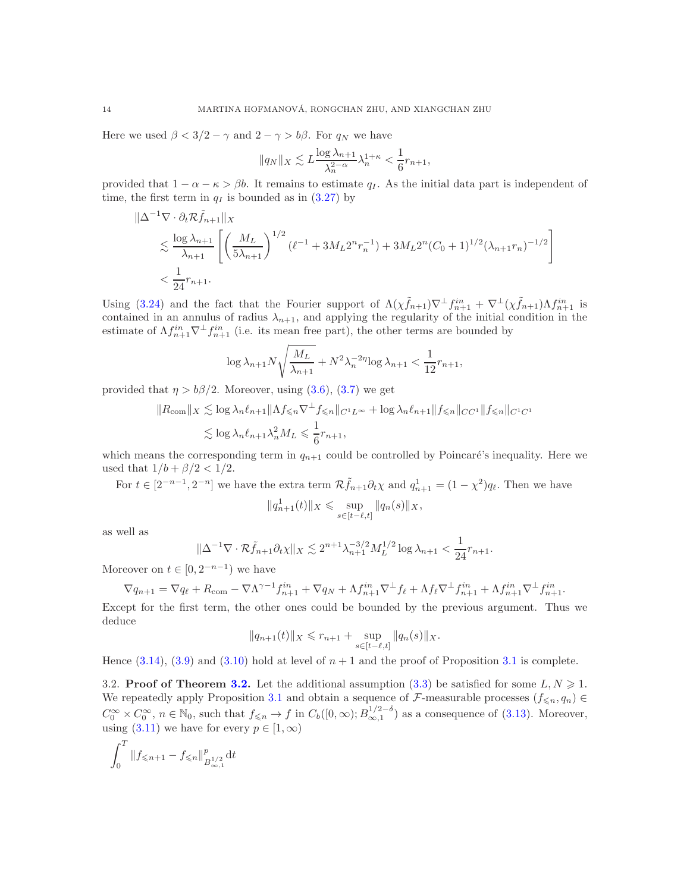Here we used $\beta < 3/2 - \gamma$ and $2 - \gamma > b\beta$. For $q_N$ we have

$$\|q_N\|_X \lesssim L \frac{\log \lambda_{n+1}}{\lambda_n^{2-\alpha}} \lambda_n^{1+\kappa} < \frac{1}{6} r_{n+1},$$

provided that $1 - \alpha - \kappa > \beta b$. It remains to estimate $q_I$. As the initial data part is independent of time, the first term in $q_I$ is bounded as in (3.27) by

$$\begin{aligned}
&\|\Delta^{-1}\nabla \cdot \partial_t \mathcal{R} \tilde{f}_{n+1}\|_X \\
&\quad \lesssim \frac{\log \lambda_{n+1}}{\lambda_{n+1}} \left[ \left( \frac{M_L}{5\lambda_{n+1}} \right)^{1/2} (\ell^{-1} + 3M_L 2^n r_n^{-1}) + 3M_L 2^n (C_0+1)^{1/2} (\lambda_{n+1} r_n)^{-1/2} \right] \\
&\quad < \frac{1}{24} r_{n+1}.
\end{aligned}$$

Using (3.24) and the fact that the Fourier support of $\Lambda(\chi \tilde{f}_{n+1}) \nabla^\perp f_{n+1}^{in} + \nabla^\perp(\chi \tilde{f}_{n+1}) \Lambda f_{n+1}^{in}$ is contained in an annulus of radius $\lambda_{n+1}$, and applying the regularity of the initial condition in the estimate of $\Lambda f_{n+1}^{in} \nabla^\perp f_{n+1}^{in}$ (i.e. its mean free part), the other terms are bounded by

$$\log \lambda_{n+1} N \sqrt{\frac{M_L}{\lambda_{n+1}}} + N^2 \lambda_n^{-2\eta} \log \lambda_{n+1} < \frac{1}{12} r_{n+1},$$

provided that $\eta > b\beta/2$. Moreover, using (3.6), (3.7) we get

$$\begin{aligned}
\|R_{\mathrm{com}}\|_X &\lesssim \log \lambda_n \ell_{n+1} \|\Lambda f_{\leqslant n} \nabla^\perp f_{\leqslant n}\|_{C^1 L^\infty} + \log \lambda_n \ell_{n+1} \|f_{\leqslant n}\|_{CC^1} \|f_{\leqslant n}\|_{C^1 C^1} \\
&\lesssim \log \lambda_n \ell_{n+1} \lambda_n^2 M_L \leqslant \frac{1}{6} r_{n+1},
\end{aligned}$$

which means the corresponding term in $q_{n+1}$ could be controlled by Poincaré's inequality. Here we used that $1/b + \beta/2 < 1/2$.

For $t \in [2^{-n-1}, 2^{-n}]$ we have the extra term $\mathcal{R} \tilde{f}_{n+1} \partial_t \chi$ and $q_{n+1}^1 = (1 - \chi^2) q_\ell$. Then we have

$$\|q_{n+1}^1(t)\|_X \leqslant \sup_{s \in [t-\ell, t]} \|q_n(s)\|_X,$$

as well as

$$\|\Delta^{-1}\nabla \cdot \mathcal{R} \tilde{f}_{n+1} \partial_t \chi\|_X \lesssim 2^{n+1} \lambda_{n+1}^{-3/2} M_L^{1/2} \log \lambda_{n+1} < \frac{1}{24} r_{n+1}.$$

Moreover on $t \in [0, 2^{-n-1})$ we have

$$\nabla q_{n+1} = \nabla q_\ell + R_{\mathrm{com}} - \nabla \Lambda^{\gamma-1} f_{n+1}^{in} + \nabla q_N + \Lambda f_{n+1}^{in} \nabla^\perp f_\ell + \Lambda f_\ell \nabla^\perp f_{n+1}^{in} + \Lambda f_{n+1}^{in} \nabla^\perp f_{n+1}^{in}.$$

Except for the first term, the other ones could be bounded by the previous argument. Thus we deduce

$$\|q_{n+1}(t)\|_X \leqslant r_{n+1} + \sup_{s \in [t-\ell, t]} \|q_n(s)\|_X.$$

Hence (3.14), (3.9) and (3.10) hold at level of $n+1$ and the proof of Proposition 3.1 is complete.

## 3.2. Proof of Theorem 3.2.

Let the additional assumption (3.3) be satisfied for some $L, N \geqslant 1$. We repeatedly apply Proposition 3.1 and obtain a sequence of $\mathcal{F}$-measurable processes $(f_{\leqslant n}, q_n) \in C_0^\infty \times C_0^\infty$, $n \in \mathbb{N}_0$, such that $f_{\leqslant n} \to f$ in $C_b([0,\infty); B_{\infty,1}^{1/2-\delta})$ as a consequence of (3.13). Moreover, using (3.11) we have for every $p \in [1, \infty)$

$$\int_0^T \|f_{\leqslant n+1} - f_{\leqslant n}\|_{B_{\infty,1}^{1/2}}^p \mathrm{d}t$$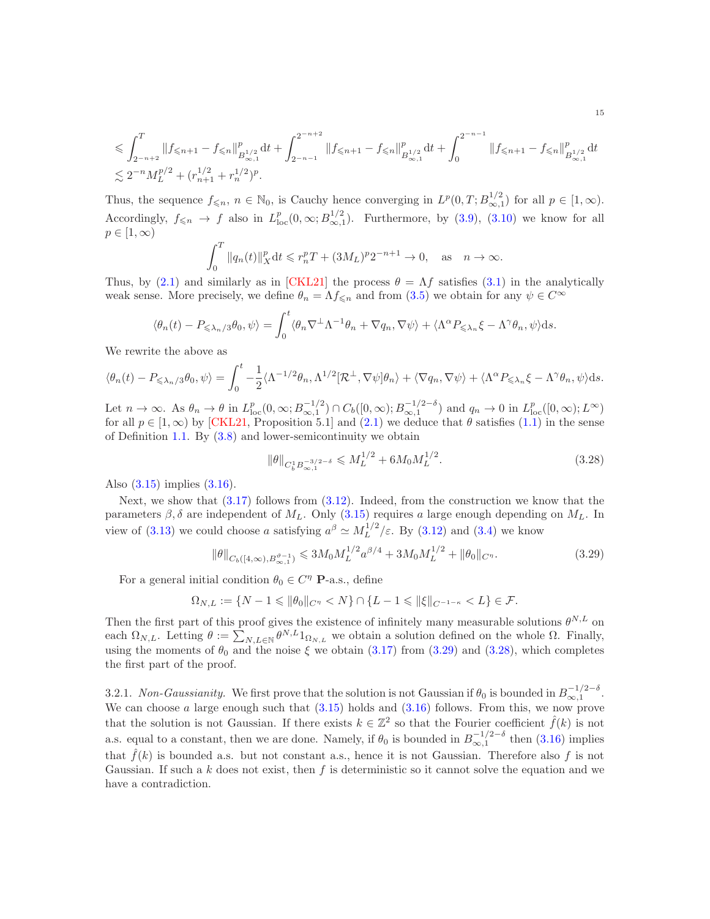$$\leqslant \int_{2^{-n+2}}^{T} \|f_{\leqslant n+1} - f_{\leqslant n}\|_{B^{1/2}_{\infty,1}}^p \mathrm{d}t + \int_{2^{-n-1}}^{2^{-n+2}} \|f_{\leqslant n+1} - f_{\leqslant n}\|_{B^{1/2}_{\infty,1}}^p \mathrm{d}t + \int_{0}^{2^{-n-1}} \|f_{\leqslant n+1} - f_{\leqslant n}\|_{B^{1/2}_{\infty,1}}^p \mathrm{d}t$$
$$\lesssim 2^{-n} M_L^{p/2} + (r_{n+1}^{1/2} + r_n^{1/2})^p.$$

Thus, the sequence $f_{\leqslant n}$, $n \in \mathbb{N}_0$, is Cauchy hence converging in $L^p(0,T; B^{1/2}_{\infty,1})$ for all $p \in [1,\infty)$. Accordingly, $f_{\leqslant n} \to f$ also in $L^p_{\mathrm{loc}}(0,\infty; B^{1/2}_{\infty,1})$. Furthermore, by (3.9), (3.10) we know for all $p \in [1,\infty)$

$$\int_0^T \|q_n(t)\|_X^p \mathrm{d}t \leqslant r_n^p T + (3M_L)^p 2^{-n+1} \to 0, \quad \text{as} \quad n \to \infty.$$

Thus, by (2.1) and similarly as in [CKL21] the process $\theta = \Lambda f$ satisfies (3.1) in the analytically weak sense. More precisely, we define $\theta_n = \Lambda f_{\leqslant n}$ and from (3.5) we obtain for any $\psi \in C^\infty$

$$\langle \theta_n(t) - P_{\leqslant \lambda_n/3}\theta_0, \psi \rangle = \int_0^t \langle \theta_n \nabla^\perp \Lambda^{-1}\theta_n + \nabla q_n, \nabla\psi \rangle + \langle \Lambda^\alpha P_{\leqslant \lambda_n}\xi - \Lambda^\gamma \theta_n, \psi \rangle \mathrm{d}s.$$

We rewrite the above as

$$\langle \theta_n(t) - P_{\leqslant \lambda_n/3}\theta_0, \psi \rangle = \int_0^t -\frac{1}{2}\langle \Lambda^{-1/2}\theta_n, \Lambda^{1/2}[\mathcal{R}^\perp, \nabla\psi]\theta_n \rangle + \langle \nabla q_n, \nabla\psi \rangle + \langle \Lambda^\alpha P_{\leqslant \lambda_n}\xi - \Lambda^\gamma \theta_n, \psi \rangle \mathrm{d}s.$$

Let $n \to \infty$. As $\theta_n \to \theta$ in $L^p_{\mathrm{loc}}(0,\infty; B^{-1/2}_{\infty,1}) \cap C_b([0,\infty); B^{-1/2-\delta}_{\infty,1})$ and $q_n \to 0$ in $L^p_{\mathrm{loc}}([0,\infty); L^\infty)$ for all $p \in [1,\infty)$ by [CKL21, Proposition 5.1] and (2.1) we deduce that $\theta$ satisfies (1.1) in the sense of Definition 1.1. By (3.8) and lower-semicontinuity we obtain

$$\|\theta\|_{C_b^1 B^{-3/2-\delta}_{\infty,1}} \leqslant M_L^{1/2} + 6M_0 M_L^{1/2}. \tag{3.28}$$

Also (3.15) implies (3.16).

Next, we show that (3.17) follows from (3.12). Indeed, from the construction we know that the parameters $\beta, \delta$ are independent of $M_L$. Only (3.15) requires $a$ large enough depending on $M_L$. In view of (3.13) we could choose $a$ satisfying $a^\beta \simeq M_L^{1/2}/\varepsilon$. By (3.12) and (3.4) we know

$$\|\theta\|_{C_b([4,\infty), B^{\vartheta-1}_{\infty,1})} \leqslant 3M_0 M_L^{1/2} a^{\beta/4} + 3M_0 M_L^{1/2} + \|\theta_0\|_{C^\eta}. \tag{3.29}$$

For a general initial condition $\theta_0 \in C^\eta$ **P**-a.s., define

$$\Omega_{N,L} := \{N - 1 \leqslant \|\theta_0\|_{C^\eta} < N\} \cap \{L - 1 \leqslant \|\xi\|_{C^{-1-\kappa}} < L\} \in \mathcal{F}.$$

Then the first part of this proof gives the existence of infinitely many measurable solutions $\theta^{N,L}$ on each $\Omega_{N,L}$. Letting $\theta := \sum_{N,L \in \mathbb{N}} \theta^{N,L} 1_{\Omega_{N,L}}$ we obtain a solution defined on the whole $\Omega$. Finally, using the moments of $\theta_0$ and the noise $\xi$ we obtain (3.17) from (3.29) and (3.28), which completes the first part of the proof.

3.2.1. *Non-Gaussianity.* We first prove that the solution is not Gaussian if $\theta_0$ is bounded in $B^{-1/2-\delta}_{\infty,1}$. We can choose $a$ large enough such that (3.15) holds and (3.16) follows. From this, we now prove that the solution is not Gaussian. If there exists $k \in \mathbb{Z}^2$ so that the Fourier coefficient $\hat{f}(k)$ is not a.s. equal to a constant, then we are done. Namely, if $\theta_0$ is bounded in $B^{-1/2-\delta}_{\infty,1}$ then (3.16) implies that $\hat{f}(k)$ is bounded a.s. but not constant a.s., hence it is not Gaussian. Therefore also $f$ is not Gaussian. If such a $k$ does not exist, then $f$ is deterministic so it cannot solve the equation and we have a contradiction.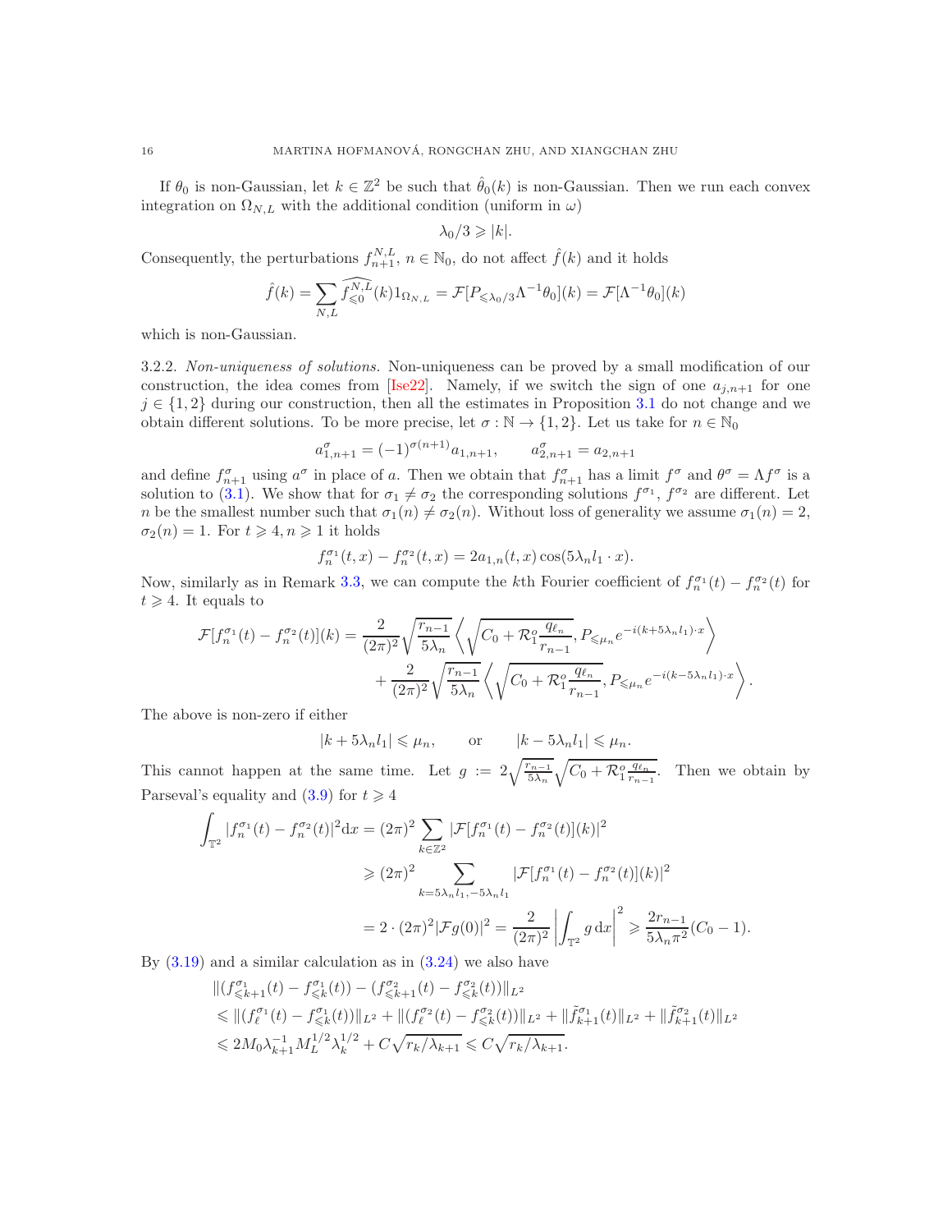If $\theta_0$ is non-Gaussian, let $k \in \mathbb{Z}^2$ be such that $\hat{\theta}_0(k)$ is non-Gaussian. Then we run each convex integration on $\Omega_{N,L}$ with the additional condition (uniform in $\omega$)

$$\lambda_0/3 \geqslant |k|.$$

Consequently, the perturbations $f_{n+1}^{N,L}$, $n \in \mathbb{N}_0$, do not affect $\hat{f}(k)$ and it holds

$$\hat{f}(k) = \sum_{N,L} \widehat{f_{\leqslant 0}^{N,L}}(k) 1_{\Omega_{N,L}} = \mathcal{F}[P_{\leqslant \lambda_0/3}\Lambda^{-1}\theta_0](k) = \mathcal{F}[\Lambda^{-1}\theta_0](k)$$

which is non-Gaussian.

3.2.2. *Non-uniqueness of solutions.* Non-uniqueness can be proved by a small modification of our construction, the idea comes from [Ise22]. Namely, if we switch the sign of one $a_{j,n+1}$ for one $j \in \{1, 2\}$ during our construction, then all the estimates in Proposition 3.1 do not change and we obtain different solutions. To be more precise, let $\sigma : \mathbb{N} \to \{1, 2\}$. Let us take for $n \in \mathbb{N}_0$

$$a_{1,n+1}^{\sigma} = (-1)^{\sigma(n+1)} a_{1,n+1}, \qquad a_{2,n+1}^{\sigma} = a_{2,n+1}$$

and define $f_{n+1}^{\sigma}$ using $a^{\sigma}$ in place of $a$. Then we obtain that $f_{n+1}^{\sigma}$ has a limit $f^{\sigma}$ and $\theta^{\sigma} = \Lambda f^{\sigma}$ is a solution to (3.1). We show that for $\sigma_1 \neq \sigma_2$ the corresponding solutions $f^{\sigma_1}$, $f^{\sigma_2}$ are different. Let $n$ be the smallest number such that $\sigma_1(n) \neq \sigma_2(n)$. Without loss of generality we assume $\sigma_1(n) = 2$, $\sigma_2(n) = 1$. For $t \geqslant 4, n \geqslant 1$ it holds

$$f_n^{\sigma_1}(t, x) - f_n^{\sigma_2}(t, x) = 2a_{1,n}(t, x) \cos(5\lambda_n l_1 \cdot x).$$

Now, similarly as in Remark 3.3, we can compute the $k$th Fourier coefficient of $f_n^{\sigma_1}(t) - f_n^{\sigma_2}(t)$ for $t \geqslant 4$. It equals to

$$\begin{aligned}
\mathcal{F}[f_n^{\sigma_1}(t) - f_n^{\sigma_2}(t)](k) = &\frac{2}{(2\pi)^2}\sqrt{\frac{r_{n-1}}{5\lambda_n}}\left\langle \sqrt{C_0 + \mathcal{R}_1^o \frac{q_{\ell_n}}{r_{n-1}}}, P_{\leqslant \mu_n} e^{-i(k+5\lambda_n l_1)\cdot x} \right\rangle \\
&+ \frac{2}{(2\pi)^2}\sqrt{\frac{r_{n-1}}{5\lambda_n}}\left\langle \sqrt{C_0 + \mathcal{R}_1^o \frac{q_{\ell_n}}{r_{n-1}}}, P_{\leqslant \mu_n} e^{-i(k-5\lambda_n l_1)\cdot x} \right\rangle.
\end{aligned}$$

The above is non-zero if either

$$|k + 5\lambda_n l_1| \leqslant \mu_n, \qquad \text{or} \qquad |k - 5\lambda_n l_1| \leqslant \mu_n.$$

This cannot happen at the same time. Let $g := 2\sqrt{\frac{r_{n-1}}{5\lambda_n}}\sqrt{C_0 + \mathcal{R}_1^o \frac{q_{\ell_n}}{r_{n-1}}}$. Then we obtain by Parseval's equality and (3.9) for $t \geqslant 4$

$$\begin{aligned}
\int_{\mathbb{T}^2} |f_n^{\sigma_1}(t) - f_n^{\sigma_2}(t)|^2 \mathrm{d}x &= (2\pi)^2 \sum_{k\in\mathbb{Z}^2} |\mathcal{F}[f_n^{\sigma_1}(t) - f_n^{\sigma_2}(t)](k)|^2 \\
&\geqslant (2\pi)^2 \sum_{k=5\lambda_n l_1, -5\lambda_n l_1} |\mathcal{F}[f_n^{\sigma_1}(t) - f_n^{\sigma_2}(t)](k)|^2 \\
&= 2 \cdot (2\pi)^2 |\mathcal{F}g(0)|^2 = \frac{2}{(2\pi)^2}\left|\int_{\mathbb{T}^2} g \,\mathrm{d}x\right|^2 \geqslant \frac{2r_{n-1}}{5\lambda_n \pi^2}(C_0 - 1).
\end{aligned}$$

By (3.19) and a similar calculation as in (3.24) we also have

$$\begin{aligned}
&\|(f_{\leqslant k+1}^{\sigma_1}(t) - f_{\leqslant k}^{\sigma_1}(t)) - (f_{\leqslant k+1}^{\sigma_2}(t) - f_{\leqslant k}^{\sigma_2}(t))\|_{L^2} \\
&\leqslant \|(f_{\ell}^{\sigma_1}(t) - f_{\leqslant k}^{\sigma_1}(t))\|_{L^2} + \|(f_{\ell}^{\sigma_2}(t) - f_{\leqslant k}^{\sigma_2}(t))\|_{L^2} + \|\tilde{f}_{k+1}^{\sigma_1}(t)\|_{L^2} + \|\tilde{f}_{k+1}^{\sigma_2}(t)\|_{L^2} \\
&\leqslant 2M_0 \lambda_{k+1}^{-1} M_L^{1/2} \lambda_k^{1/2} + C\sqrt{r_k/\lambda_{k+1}} \leqslant C\sqrt{r_k/\lambda_{k+1}}.
\end{aligned}$$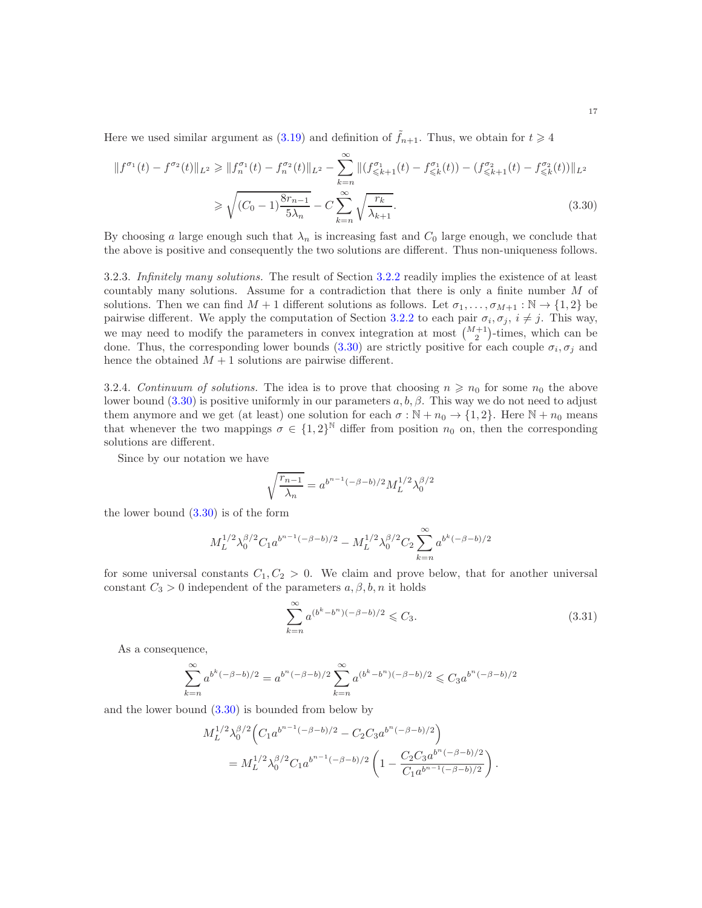Here we used similar argument as (3.19) and definition of $\tilde{f}_{n+1}$. Thus, we obtain for $t \geqslant 4$

$$
\begin{aligned}
\|f^{\sigma_1}(t) - f^{\sigma_2}(t)\|_{L^2} &\geqslant \|f_n^{\sigma_1}(t) - f_n^{\sigma_2}(t)\|_{L^2} - \sum_{k=n}^{\infty} \|(f^{\sigma_1}_{\leqslant k+1}(t) - f^{\sigma_1}_{\leqslant k}(t)) - (f^{\sigma_2}_{\leqslant k+1}(t) - f^{\sigma_2}_{\leqslant k}(t))\|_{L^2} \\
&\geqslant \sqrt{(C_0 - 1)\frac{8r_{n-1}}{5\lambda_n}} - C\sum_{k=n}^{\infty} \sqrt{\frac{r_k}{\lambda_{k+1}}}.
\end{aligned} \tag{3.30}
$$

By choosing $a$ large enough such that $\lambda_n$ is increasing fast and $C_0$ large enough, we conclude that the above is positive and consequently the two solutions are different. Thus non-uniqueness follows.

3.2.3. *Infinitely many solutions.* The result of Section 3.2.2 readily implies the existence of at least countably many solutions. Assume for a contradiction that there is only a finite number $M$ of solutions. Then we can find $M+1$ different solutions as follows. Let $\sigma_1, \ldots, \sigma_{M+1} : \mathbb{N} \to \{1, 2\}$ be pairwise different. We apply the computation of Section 3.2.2 to each pair $\sigma_i, \sigma_j$, $i \neq j$. This way, we may need to modify the parameters in convex integration at most $\binom{M+1}{2}$-times, which can be done. Thus, the corresponding lower bounds (3.30) are strictly positive for each couple $\sigma_i, \sigma_j$ and hence the obtained $M+1$ solutions are pairwise different.

3.2.4. *Continuum of solutions.* The idea is to prove that choosing $n \geqslant n_0$ for some $n_0$ the above lower bound (3.30) is positive uniformly in our parameters $a, b, \beta$. This way we do not need to adjust them anymore and we get (at least) one solution for each $\sigma : \mathbb{N} + n_0 \to \{1, 2\}$. Here $\mathbb{N} + n_0$ means that whenever the two mappings $\sigma \in \{1, 2\}^{\mathbb{N}}$ differ from position $n_0$ on, then the corresponding solutions are different.

Since by our notation we have

$$
\sqrt{\frac{r_{n-1}}{\lambda_n}} = a^{b^{n-1}(-\beta-b)/2} M_L^{1/2} \lambda_0^{\beta/2}
$$

the lower bound (3.30) is of the form

$$
M_L^{1/2} \lambda_0^{\beta/2} C_1 a^{b^{n-1}(-\beta-b)/2} - M_L^{1/2} \lambda_0^{\beta/2} C_2 \sum_{k=n}^{\infty} a^{b^k(-\beta-b)/2}
$$

for some universal constants $C_1, C_2 > 0$. We claim and prove below, that for another universal constant $C_3 > 0$ independent of the parameters $a, \beta, b, n$ it holds

$$
\sum_{k=n}^{\infty} a^{(b^k - b^n)(-\beta-b)/2} \leqslant C_3. \tag{3.31}
$$

As a consequence,

$$
\sum_{k=n}^{\infty} a^{b^k(-\beta-b)/2} = a^{b^n(-\beta-b)/2} \sum_{k=n}^{\infty} a^{(b^k - b^n)(-\beta-b)/2} \leqslant C_3 a^{b^n(-\beta-b)/2}
$$

and the lower bound (3.30) is bounded from below by

$$
\begin{aligned}
M_L^{1/2} \lambda_0^{\beta/2} &\Big( C_1 a^{b^{n-1}(-\beta-b)/2} - C_2 C_3 a^{b^n(-\beta-b)/2} \Big) \\
&= M_L^{1/2} \lambda_0^{\beta/2} C_1 a^{b^{n-1}(-\beta-b)/2} \left( 1 - \frac{C_2 C_3 a^{b^n(-\beta-b)/2}}{C_1 a^{b^{n-1}(-\beta-b)/2}} \right).
\end{aligned}
$$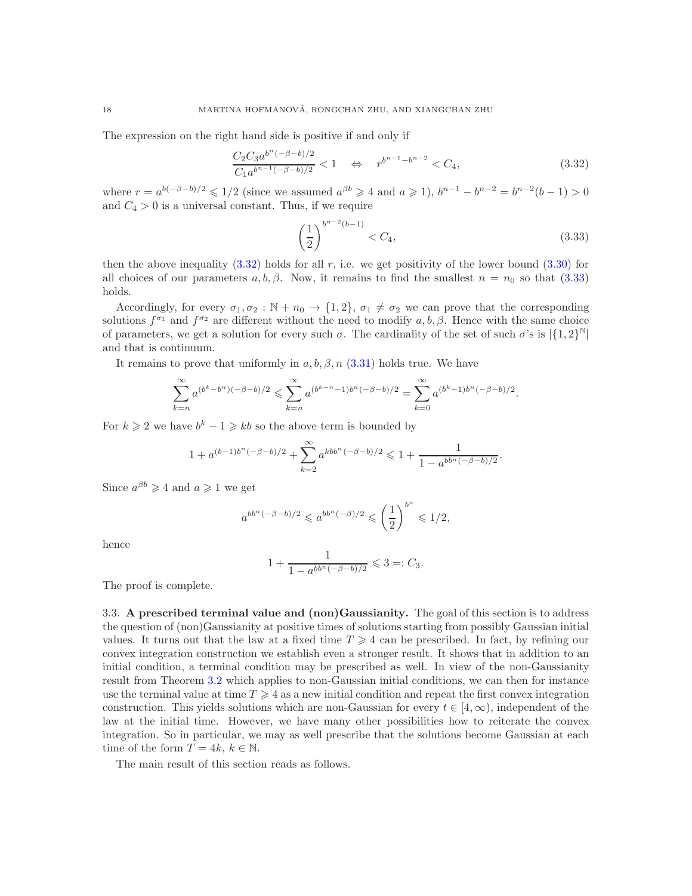The expression on the right hand side is positive if and only if

$$\frac{C_2 C_3 a^{b^n(-\beta-b)/2}}{C_1 a^{b^{n-1}(-\beta-b)/2}} < 1 \quad \Leftrightarrow \quad r^{b^{n-1}-b^{n-2}} < C_4, \tag{3.32}$$

where $r = a^{b(-\beta-b)/2} \leqslant 1/2$ (since we assumed $a^{\beta b} \geqslant 4$ and $a \geqslant 1$), $b^{n-1} - b^{n-2} = b^{n-2}(b-1) > 0$ and $C_4 > 0$ is a universal constant. Thus, if we require

$$\left(\frac{1}{2}\right)^{b^{n-2}(b-1)} < C_4, \tag{3.33}$$

then the above inequality (3.32) holds for all $r$, i.e. we get positivity of the lower bound (3.30) for all choices of our parameters $a, b, \beta$. Now, it remains to find the smallest $n = n_0$ so that (3.33) holds.

Accordingly, for every $\sigma_1, \sigma_2 : \mathbb{N} + n_0 \to \{1, 2\}$, $\sigma_1 \neq \sigma_2$ we can prove that the corresponding solutions $f^{\sigma_1}$ and $f^{\sigma_2}$ are different without the need to modify $a, b, \beta$. Hence with the same choice of parameters, we get a solution for every such $\sigma$. The cardinality of the set of such $\sigma$'s is $|\{1,2\}^{\mathbb{N}}|$ and that is continuum.

It remains to prove that uniformly in $a, b, \beta, n$ (3.31) holds true. We have

$$\sum_{k=n}^{\infty} a^{(b^k - b^n)(-\beta-b)/2} \leqslant \sum_{k=n}^{\infty} a^{(b^{k-n}-1)b^n(-\beta-b)/2} = \sum_{k=0}^{\infty} a^{(b^k-1)b^n(-\beta-b)/2}.$$

For $k \geqslant 2$ we have $b^k - 1 \geqslant kb$ so the above term is bounded by

$$1 + a^{(b-1)b^n(-\beta-b)/2} + \sum_{k=2}^{\infty} a^{kbb^n(-\beta-b)/2} \leqslant 1 + \frac{1}{1 - a^{bb^n(-\beta-b)/2}}.$$

Since $a^{\beta b} \geqslant 4$ and $a \geqslant 1$ we get

$$a^{bb^n(-\beta-b)/2} \leqslant a^{bb^n(-\beta)/2} \leqslant \left(\frac{1}{2}\right)^{b^n} \leqslant 1/2,$$

hence

$$1 + \frac{1}{1 - a^{bb^n(-\beta-b)/2}} \leqslant 3 =: C_3.$$

The proof is complete.

### 3.3. A prescribed terminal value and (non)Gaussianity.

The goal of this section is to address the question of (non)Gaussianity at positive times of solutions starting from possibly Gaussian initial values. It turns out that the law at a fixed time $T \geqslant 4$ can be prescribed. In fact, by refining our convex integration construction we establish even a stronger result. It shows that in addition to an initial condition, a terminal condition may be prescribed as well. In view of the non-Gaussianity result from Theorem 3.2 which applies to non-Gaussian initial conditions, we can then for instance use the terminal value at time $T \geqslant 4$ as a new initial condition and repeat the first convex integration construction. This yields solutions which are non-Gaussian for every $t \in [4, \infty)$, independent of the law at the initial time. However, we have many other possibilities how to reiterate the convex integration. So in particular, we may as well prescribe that the solutions become Gaussian at each time of the form $T = 4k$, $k \in \mathbb{N}$.

The main result of this section reads as follows.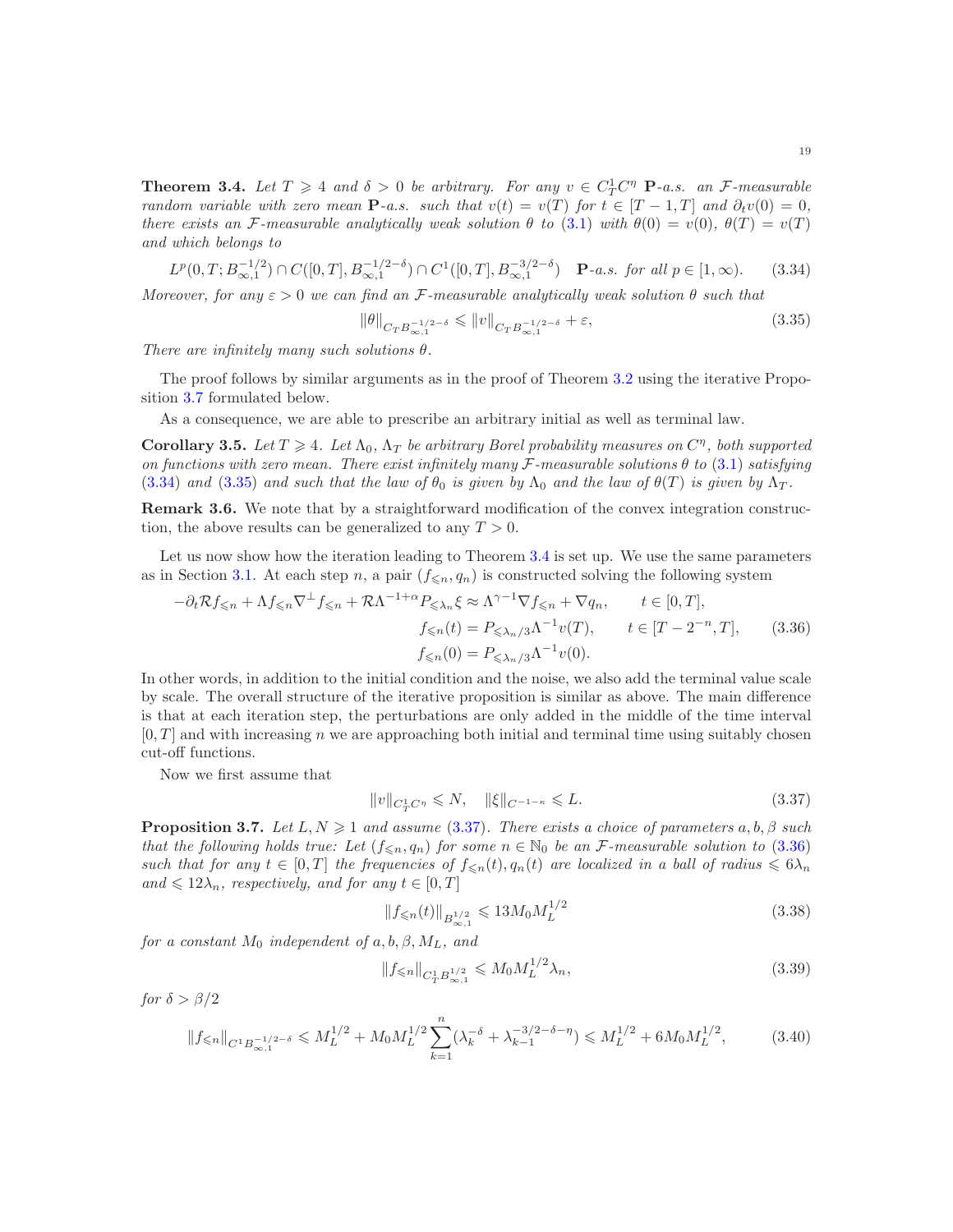**Theorem 3.4.** *Let $T \geqslant 4$ and $\delta > 0$ be arbitrary. For any $v \in C^1_T C^\eta$ $\mathbf{P}$-a.s. an $\mathcal{F}$-measurable random variable with zero mean $\mathbf{P}$-a.s. such that $v(t) = v(T)$ for $t \in [T-1, T]$ and $\partial_t v(0) = 0$, there exists an $\mathcal{F}$-measurable analytically weak solution $\theta$ to (3.1) with $\theta(0) = v(0)$, $\theta(T) = v(T)$ and which belongs to*

$$L^p(0, T; B^{-1/2}_{\infty,1}) \cap C([0, T], B^{-1/2-\delta}_{\infty,1}) \cap C^1([0, T], B^{-3/2-\delta}_{\infty,1}) \quad \mathbf{P}\text{-a.s. for all } p \in [1, \infty). \tag{3.34}$$

*Moreover, for any $\varepsilon > 0$ we can find an $\mathcal{F}$-measurable analytically weak solution $\theta$ such that*

$$\|\theta\|_{C_T B^{-1/2-\delta}_{\infty,1}} \leqslant \|v\|_{C_T B^{-1/2-\delta}_{\infty,1}} + \varepsilon, \tag{3.35}$$

*There are infinitely many such solutions $\theta$.*

The proof follows by similar arguments as in the proof of Theorem 3.2 using the iterative Proposition 3.7 formulated below.

As a consequence, we are able to prescribe an arbitrary initial as well as terminal law.

**Corollary 3.5.** *Let $T \geqslant 4$. Let $\Lambda_0$, $\Lambda_T$ be arbitrary Borel probability measures on $C^\eta$, both supported on functions with zero mean. There exist infinitely many $\mathcal{F}$-measurable solutions $\theta$ to (3.1) satisfying (3.34) and (3.35) and such that the law of $\theta_0$ is given by $\Lambda_0$ and the law of $\theta(T)$ is given by $\Lambda_T$.*

**Remark 3.6.** We note that by a straightforward modification of the convex integration construction, the above results can be generalized to any $T > 0$.

Let us now show how the iteration leading to Theorem 3.4 is set up. We use the same parameters as in Section 3.1. At each step $n$, a pair $(f_{\leqslant n}, q_n)$ is constructed solving the following system

$$\begin{aligned} -\partial_t \mathcal{R} f_{\leqslant n} + \Lambda f_{\leqslant n} \nabla^\perp f_{\leqslant n} + \mathcal{R}\Lambda^{-1+\alpha} P_{\leqslant \lambda_n} \xi &\approx \Lambda^{\gamma-1} \nabla f_{\leqslant n} + \nabla q_n, \qquad t \in [0, T], \\ f_{\leqslant n}(t) &= P_{\leqslant \lambda_n/3} \Lambda^{-1} v(T), \qquad t \in [T - 2^{-n}, T], \\ f_{\leqslant n}(0) &= P_{\leqslant \lambda_n/3} \Lambda^{-1} v(0). \end{aligned} \tag{3.36}$$

In other words, in addition to the initial condition and the noise, we also add the terminal value scale by scale. The overall structure of the iterative proposition is similar as above. The main difference is that at each iteration step, the perturbations are only added in the middle of the time interval $[0, T]$ and with increasing $n$ we are approaching both initial and terminal time using suitably chosen cut-off functions.

Now we first assume that

$$\|v\|_{C^1_T C^\eta} \leqslant N, \quad \|\xi\|_{C^{-1-\kappa}} \leqslant L. \tag{3.37}$$

**Proposition 3.7.** *Let $L, N \geqslant 1$ and assume (3.37). There exists a choice of parameters $a, b, \beta$ such that the following holds true: Let $(f_{\leqslant n}, q_n)$ for some $n \in \mathbb{N}_0$ be an $\mathcal{F}$-measurable solution to (3.36) such that for any $t \in [0, T]$ the frequencies of $f_{\leqslant n}(t), q_n(t)$ are localized in a ball of radius $\leqslant 6\lambda_n$ and $\leqslant 12\lambda_n$, respectively, and for any $t \in [0, T]$*

$$\|f_{\leqslant n}(t)\|_{B^{1/2}_{\infty,1}} \leqslant 13 M_0 M_L^{1/2} \tag{3.38}$$

*for a constant $M_0$ independent of $a, b, \beta, M_L$, and*

$$\|f_{\leqslant n}\|_{C^1_T B^{1/2}_{\infty,1}} \leqslant M_0 M_L^{1/2} \lambda_n, \tag{3.39}$$

*for $\delta > \beta/2$*

$$\|f_{\leqslant n}\|_{C^1 B^{-1/2-\delta}_{\infty,1}} \leqslant M_L^{1/2} + M_0 M_L^{1/2} \sum_{k=1}^{n} (\lambda_k^{-\delta} + \lambda_{k-1}^{-3/2-\delta-\eta}) \leqslant M_L^{1/2} + 6 M_0 M_L^{1/2}, \tag{3.40}$$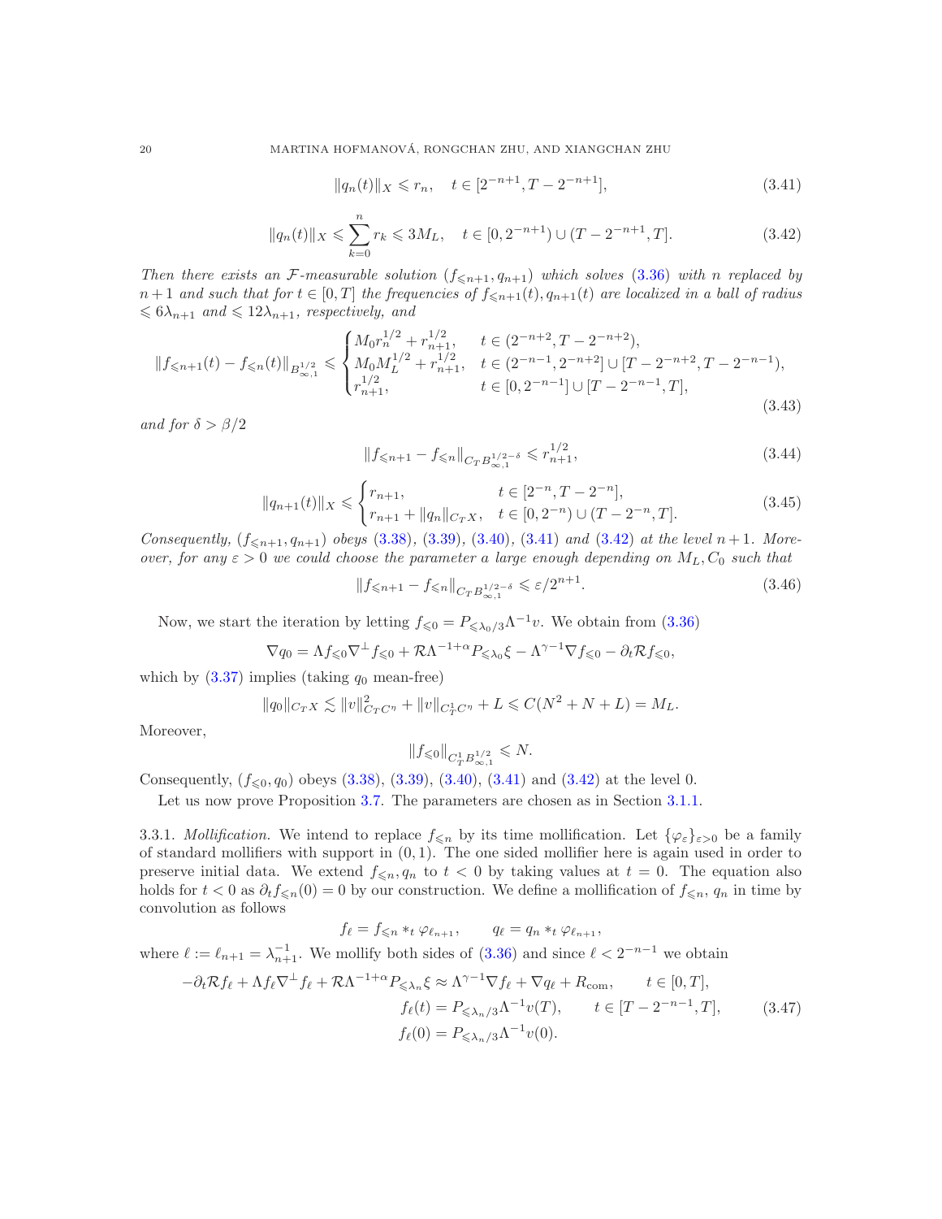$$\|q_n(t)\|_X \leqslant r_n, \quad t \in [2^{-n+1}, T - 2^{-n+1}], \tag{3.41}$$

$$\|q_n(t)\|_X \leqslant \sum_{k=0}^{n} r_k \leqslant 3M_L, \quad t \in [0, 2^{-n+1}) \cup (T - 2^{-n+1}, T]. \tag{3.42}$$

*Then there exists an $\mathcal{F}$-measurable solution $(f_{\leqslant n+1}, q_{n+1})$ which solves (3.36) with $n$ replaced by $n+1$ and such that for $t \in [0,T]$ the frequencies of $f_{\leqslant n+1}(t), q_{n+1}(t)$ are localized in a ball of radius $\leqslant 6\lambda_{n+1}$ and $\leqslant 12\lambda_{n+1}$, respectively, and*

$$\|f_{\leqslant n+1}(t) - f_{\leqslant n}(t)\|_{B^{1/2}_{\infty,1}} \leqslant \begin{cases} M_0 r_n^{1/2} + r_{n+1}^{1/2}, & t \in (2^{-n+2}, T - 2^{-n+2}), \\ M_0 M_L^{1/2} + r_{n+1}^{1/2}, & t \in (2^{-n-1}, 2^{-n+2}] \cup [T - 2^{-n+2}, T - 2^{-n-1}), \\ r_{n+1}^{1/2}, & t \in [0, 2^{-n-1}] \cup [T - 2^{-n-1}, T], \end{cases} \tag{3.43}$$

*and for $\delta > \beta/2$*

$$\|f_{\leqslant n+1} - f_{\leqslant n}\|_{C_T B^{1/2-\delta}_{\infty,1}} \leqslant r_{n+1}^{1/2}, \tag{3.44}$$

$$\|q_{n+1}(t)\|_X \leqslant \begin{cases} r_{n+1}, & t \in [2^{-n}, T - 2^{-n}], \\ r_{n+1} + \|q_n\|_{C_T X}, & t \in [0, 2^{-n}) \cup (T - 2^{-n}, T]. \end{cases} \tag{3.45}$$

*Consequently, $(f_{\leqslant n+1}, q_{n+1})$ obeys (3.38), (3.39), (3.40), (3.41) and (3.42) at the level $n+1$. Moreover, for any $\varepsilon > 0$ we could choose the parameter $a$ large enough depending on $M_L, C_0$ such that*

$$\|f_{\leqslant n+1} - f_{\leqslant n}\|_{C_T B^{1/2-\delta}_{\infty,1}} \leqslant \varepsilon / 2^{n+1}. \tag{3.46}$$

Now, we start the iteration by letting $f_{\leqslant 0} = P_{\leqslant \lambda_0/3} \Lambda^{-1} v$. We obtain from (3.36)

$$\nabla q_0 = \Lambda f_{\leqslant 0} \nabla^{\perp} f_{\leqslant 0} + \mathcal{R} \Lambda^{-1+\alpha} P_{\leqslant \lambda_0} \xi - \Lambda^{\gamma-1} \nabla f_{\leqslant 0} - \partial_t \mathcal{R} f_{\leqslant 0},$$

which by (3.37) implies (taking $q_0$ mean-free)

$$\|q_0\|_{C_T X} \lesssim \|v\|^2_{C_T C^{\eta}} + \|v\|_{C^1_T C^{\eta}} + L \leqslant C(N^2 + N + L) = M_L.$$

Moreover,

$$\|f_{\leqslant 0}\|_{C^1_T B^{1/2}_{\infty,1}} \leqslant N.$$

Consequently, $(f_{\leqslant 0}, q_0)$ obeys (3.38), (3.39), (3.40), (3.41) and (3.42) at the level 0.

Let us now prove Proposition 3.7. The parameters are chosen as in Section 3.1.1.

3.3.1. *Mollification.* We intend to replace $f_{\leqslant n}$ by its time mollification. Let $\{\varphi_\varepsilon\}_{\varepsilon>0}$ be a family of standard mollifiers with support in $(0,1)$. The one sided mollifier here is again used in order to preserve initial data. We extend $f_{\leqslant n}, q_n$ to $t < 0$ by taking values at $t = 0$. The equation also holds for $t < 0$ as $\partial_t f_{\leqslant n}(0) = 0$ by our construction. We define a mollification of $f_{\leqslant n}$, $q_n$ in time by convolution as follows

$$f_\ell = f_{\leqslant n} *_t \varphi_{\ell_{n+1}}, \qquad q_\ell = q_n *_t \varphi_{\ell_{n+1}},$$

where $\ell := \ell_{n+1} = \lambda_{n+1}^{-1}$. We mollify both sides of (3.36) and since $\ell < 2^{-n-1}$ we obtain

$$\begin{aligned} -\partial_t \mathcal{R} f_\ell + \Lambda f_\ell \nabla^{\perp} f_\ell + \mathcal{R} \Lambda^{-1+\alpha} P_{\leqslant \lambda_n} \xi &\approx \Lambda^{\gamma-1} \nabla f_\ell + \nabla q_\ell + R_{\mathrm{com}}, \qquad t \in [0,T], \\ f_\ell(t) &= P_{\leqslant \lambda_n/3} \Lambda^{-1} v(T), \qquad t \in [T - 2^{-n-1}, T], \\ f_\ell(0) &= P_{\leqslant \lambda_n/3} \Lambda^{-1} v(0). \end{aligned} \tag{3.47}$$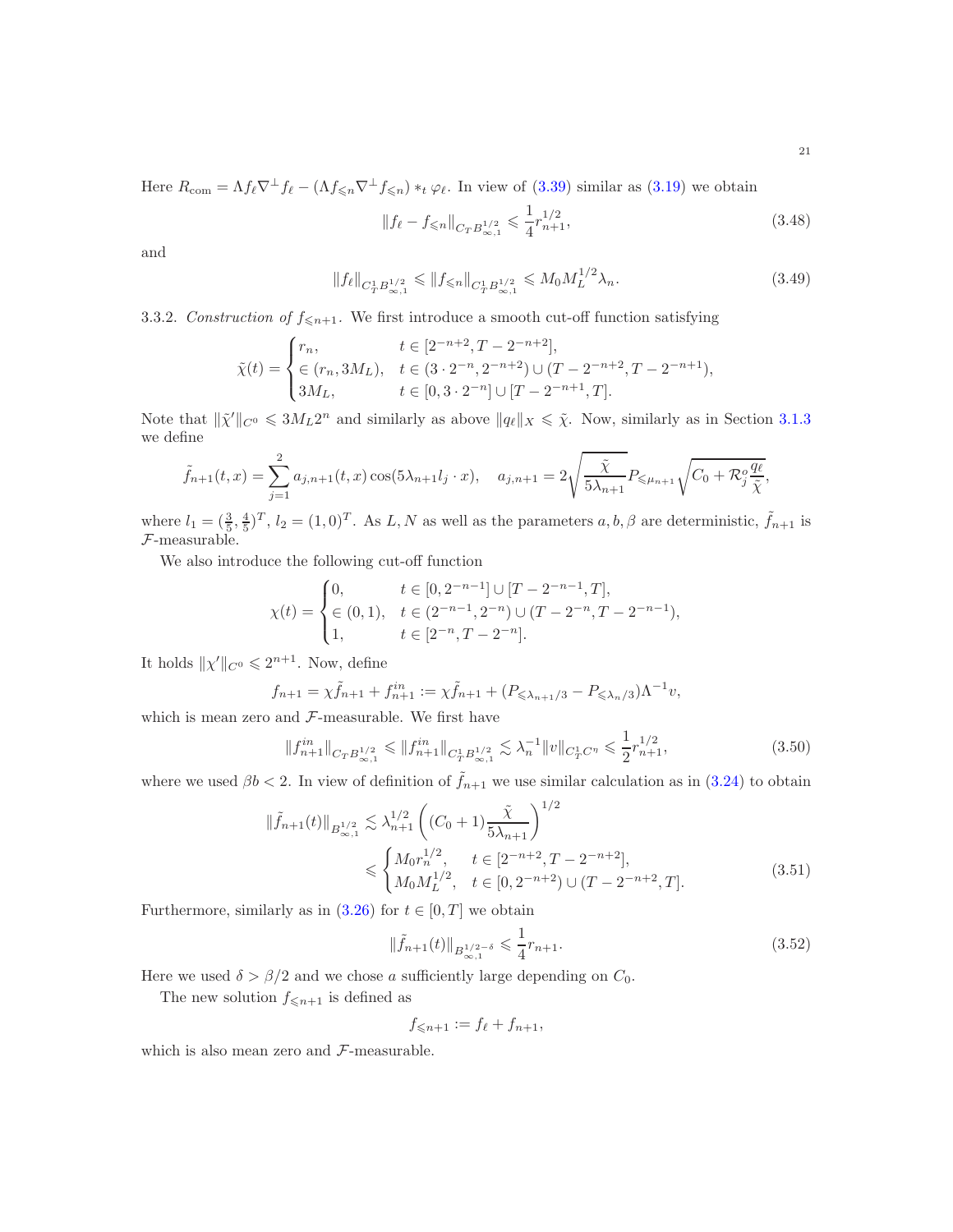Here $R_{\mathrm{com}} = \Lambda f_\ell \nabla^\perp f_\ell - (\Lambda f_{\leqslant n} \nabla^\perp f_{\leqslant n}) *_t \varphi_\ell$. In view of (3.39) similar as (3.19) we obtain

$$\|f_\ell - f_{\leqslant n}\|_{C_T B^{1/2}_{\infty,1}} \leqslant \frac{1}{4} r_{n+1}^{1/2}, \tag{3.48}$$

and

$$\|f_\ell\|_{C^1_T B^{1/2}_{\infty,1}} \leqslant \|f_{\leqslant n}\|_{C^1_T B^{1/2}_{\infty,1}} \leqslant M_0 M_L^{1/2} \lambda_n. \tag{3.49}$$

3.3.2. *Construction of $f_{\leqslant n+1}$.* We first introduce a smooth cut-off function satisfying

$$\tilde{\chi}(t) = \begin{cases} r_n, & t \in [2^{-n+2}, T - 2^{-n+2}], \\ \in (r_n, 3M_L), & t \in (3 \cdot 2^{-n}, 2^{-n+2}) \cup (T - 2^{-n+2}, T - 2^{-n+1}), \\ 3M_L, & t \in [0, 3 \cdot 2^{-n}] \cup [T - 2^{-n+1}, T]. \end{cases}$$

Note that $\|\tilde{\chi}'\|_{C^0} \leqslant 3M_L 2^n$ and similarly as above $\|q_\ell\|_X \leqslant \tilde{\chi}$. Now, similarly as in Section 3.1.3 we define

$$\tilde{f}_{n+1}(t,x) = \sum_{j=1}^{2} a_{j,n+1}(t,x) \cos(5\lambda_{n+1} l_j \cdot x), \quad a_{j,n+1} = 2\sqrt{\frac{\tilde{\chi}}{5\lambda_{n+1}}} P_{\leqslant \mu_{n+1}} \sqrt{C_0 + \mathcal{R}^o_j \frac{q_\ell}{\tilde{\chi}}},$$

where $l_1 = (\frac{3}{5}, \frac{4}{5})^T$, $l_2 = (1,0)^T$. As $L, N$ as well as the parameters $a, b, \beta$ are deterministic, $\tilde{f}_{n+1}$ is $\mathcal{F}$-measurable.

We also introduce the following cut-off function

$$\chi(t) = \begin{cases} 0, & t \in [0, 2^{-n-1}] \cup [T - 2^{-n-1}, T], \\ \in (0,1), & t \in (2^{-n-1}, 2^{-n}) \cup (T - 2^{-n}, T - 2^{-n-1}), \\ 1, & t \in [2^{-n}, T - 2^{-n}]. \end{cases}$$

It holds $\|\chi'\|_{C^0} \leqslant 2^{n+1}$. Now, define

$$f_{n+1} = \chi \tilde{f}_{n+1} + f^{in}_{n+1} := \chi \tilde{f}_{n+1} + (P_{\leqslant \lambda_{n+1}/3} - P_{\leqslant \lambda_n/3}) \Lambda^{-1} v,$$

which is mean zero and $\mathcal{F}$-measurable. We first have

$$\|f^{in}_{n+1}\|_{C_T B^{1/2}_{\infty,1}} \leqslant \|f^{in}_{n+1}\|_{C^1_T B^{1/2}_{\infty,1}} \lesssim \lambda_n^{-1} \|v\|_{C^1_T C^\eta} \leqslant \frac{1}{2} r_{n+1}^{1/2}, \tag{3.50}$$

where we used $\beta b < 2$. In view of definition of $\tilde{f}_{n+1}$ we use similar calculation as in (3.24) to obtain

$$\begin{aligned} \|\tilde{f}_{n+1}(t)\|_{B^{1/2}_{\infty,1}} &\lesssim \lambda_{n+1}^{1/2} \left( (C_0 + 1) \frac{\tilde{\chi}}{5\lambda_{n+1}} \right)^{1/2} \\ &\leqslant \begin{cases} M_0 r_n^{1/2}, & t \in [2^{-n+2}, T - 2^{-n+2}], \\ M_0 M_L^{1/2}, & t \in [0, 2^{-n+2}) \cup (T - 2^{-n+2}, T]. \end{cases} \end{aligned} \tag{3.51}$$

Furthermore, similarly as in (3.26) for $t \in [0,T]$ we obtain

$$\|\tilde{f}_{n+1}(t)\|_{B^{1/2-\delta}_{\infty,1}} \leqslant \frac{1}{4} r_{n+1}. \tag{3.52}$$

Here we used $\delta > \beta/2$ and we chose $a$ sufficiently large depending on $C_0$.

The new solution $f_{\leqslant n+1}$ is defined as

$$f_{\leqslant n+1} := f_\ell + f_{n+1},$$

which is also mean zero and $\mathcal{F}$-measurable.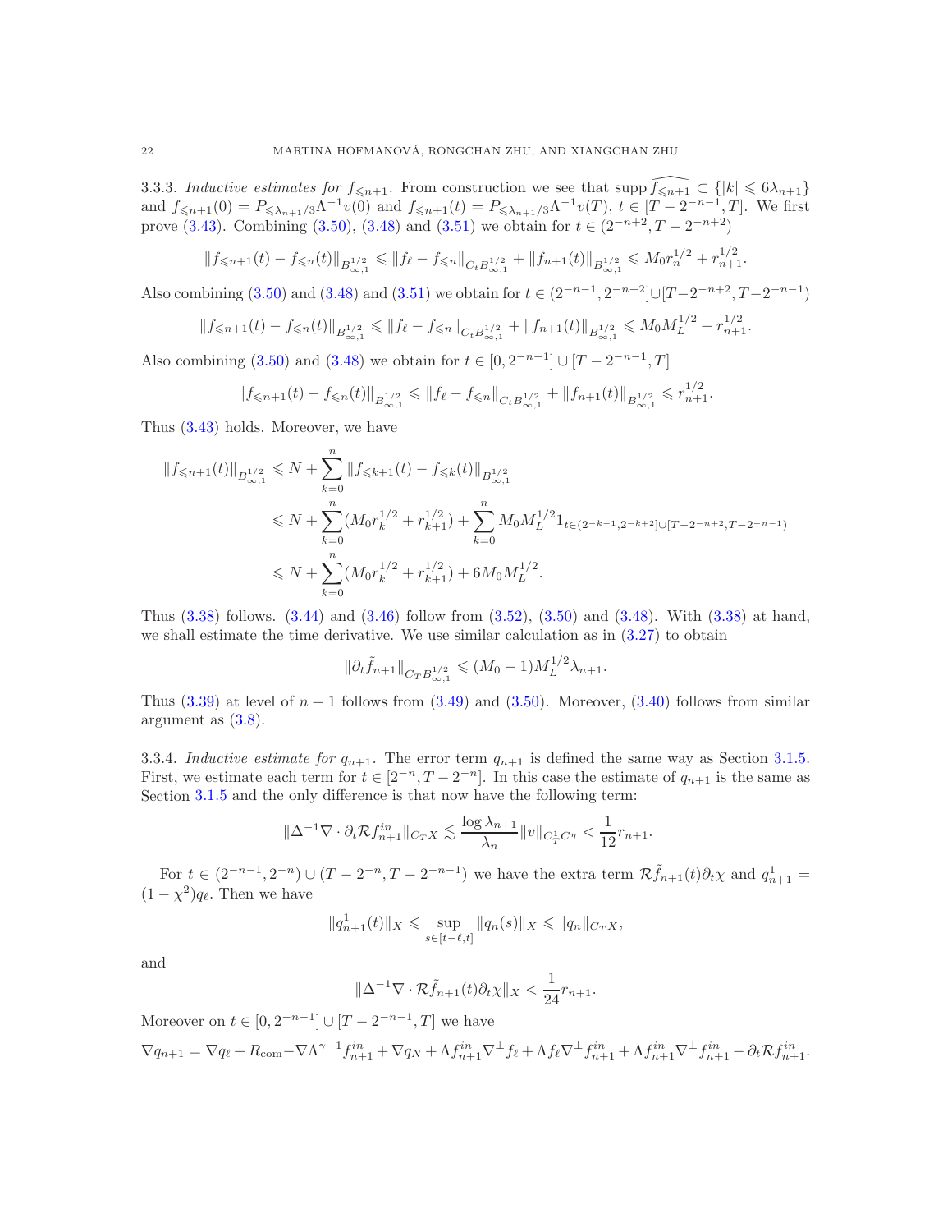3.3.3. *Inductive estimates for $f_{\leqslant n+1}$.* From construction we see that $\operatorname{supp}\widehat{f_{\leqslant n+1}} \subset \{|k| \leqslant 6\lambda_{n+1}\}$ and $f_{\leqslant n+1}(0) = P_{\leqslant \lambda_{n+1}/3}\Lambda^{-1}v(0)$ and $f_{\leqslant n+1}(t) = P_{\leqslant \lambda_{n+1}/3}\Lambda^{-1}v(T)$, $t \in [T-2^{-n-1}, T]$. We first prove (3.43). Combining (3.50), (3.48) and (3.51) we obtain for $t \in (2^{-n+2}, T-2^{-n+2})$

$$\|f_{\leqslant n+1}(t) - f_{\leqslant n}(t)\|_{B^{1/2}_{\infty,1}} \leqslant \|f_\ell - f_{\leqslant n}\|_{C_t B^{1/2}_{\infty,1}} + \|f_{n+1}(t)\|_{B^{1/2}_{\infty,1}} \leqslant M_0 r_n^{1/2} + r_{n+1}^{1/2}.$$

Also combining (3.50) and (3.48) and (3.51) we obtain for $t \in (2^{-n-1}, 2^{-n+2}] \cup [T-2^{-n+2}, T-2^{-n-1})$

$$\|f_{\leqslant n+1}(t) - f_{\leqslant n}(t)\|_{B^{1/2}_{\infty,1}} \leqslant \|f_\ell - f_{\leqslant n}\|_{C_t B^{1/2}_{\infty,1}} + \|f_{n+1}(t)\|_{B^{1/2}_{\infty,1}} \leqslant M_0 M_L^{1/2} + r_{n+1}^{1/2}.$$

Also combining (3.50) and (3.48) we obtain for $t \in [0, 2^{-n-1}] \cup [T-2^{-n-1}, T]$

$$\|f_{\leqslant n+1}(t) - f_{\leqslant n}(t)\|_{B^{1/2}_{\infty,1}} \leqslant \|f_\ell - f_{\leqslant n}\|_{C_t B^{1/2}_{\infty,1}} + \|f_{n+1}(t)\|_{B^{1/2}_{\infty,1}} \leqslant r_{n+1}^{1/2}.$$

Thus (3.43) holds. Moreover, we have

$$\begin{aligned}
\|f_{\leqslant n+1}(t)\|_{B^{1/2}_{\infty,1}} &\leqslant N + \sum_{k=0}^{n} \|f_{\leqslant k+1}(t) - f_{\leqslant k}(t)\|_{B^{1/2}_{\infty,1}} \\
&\leqslant N + \sum_{k=0}^{n} (M_0 r_k^{1/2} + r_{k+1}^{1/2}) + \sum_{k=0}^{n} M_0 M_L^{1/2} 1_{t \in (2^{-k-1}, 2^{-k+2}] \cup [T-2^{-n+2}, T-2^{-n-1})} \\
&\leqslant N + \sum_{k=0}^{n} (M_0 r_k^{1/2} + r_{k+1}^{1/2}) + 6 M_0 M_L^{1/2}.
\end{aligned}$$

Thus (3.38) follows. (3.44) and (3.46) follow from (3.52), (3.50) and (3.48). With (3.38) at hand, we shall estimate the time derivative. We use similar calculation as in (3.27) to obtain

$$\|\partial_t \tilde{f}_{n+1}\|_{C_T B^{1/2}_{\infty,1}} \leqslant (M_0 - 1) M_L^{1/2} \lambda_{n+1}.$$

Thus (3.39) at level of $n+1$ follows from (3.49) and (3.50). Moreover, (3.40) follows from similar argument as (3.8).

3.3.4. *Inductive estimate for $q_{n+1}$.* The error term $q_{n+1}$ is defined the same way as Section 3.1.5. First, we estimate each term for $t \in [2^{-n}, T-2^{-n}]$. In this case the estimate of $q_{n+1}$ is the same as Section 3.1.5 and the only difference is that now have the following term:

$$\|\Delta^{-1}\nabla \cdot \partial_t \mathcal{R} f^{in}_{n+1}\|_{C_T X} \lesssim \frac{\log \lambda_{n+1}}{\lambda_n} \|v\|_{C^1_T C^\eta} < \frac{1}{12} r_{n+1}.$$

For $t \in (2^{-n-1}, 2^{-n}) \cup (T-2^{-n}, T-2^{-n-1})$ we have the extra term $\mathcal{R}\tilde{f}_{n+1}(t)\partial_t \chi$ and $q^1_{n+1} = (1-\chi^2) q_\ell$. Then we have

$$\|q^1_{n+1}(t)\|_X \leqslant \sup_{s \in [t-\ell, t]} \|q_n(s)\|_X \leqslant \|q_n\|_{C_T X},$$

and

$$\|\Delta^{-1}\nabla \cdot \mathcal{R}\tilde{f}_{n+1}(t)\partial_t \chi\|_X < \frac{1}{24} r_{n+1}.$$

Moreover on $t \in [0, 2^{-n-1}] \cup [T-2^{-n-1}, T]$ we have

$$\nabla q_{n+1} = \nabla q_\ell + R_{\rm com} - \nabla \Lambda^{\gamma-1} f^{in}_{n+1} + \nabla q_N + \Lambda f^{in}_{n+1} \nabla^\perp f_\ell + \Lambda f_\ell \nabla^\perp f^{in}_{n+1} + \Lambda f^{in}_{n+1} \nabla^\perp f^{in}_{n+1} - \partial_t \mathcal{R} f^{in}_{n+1}.$$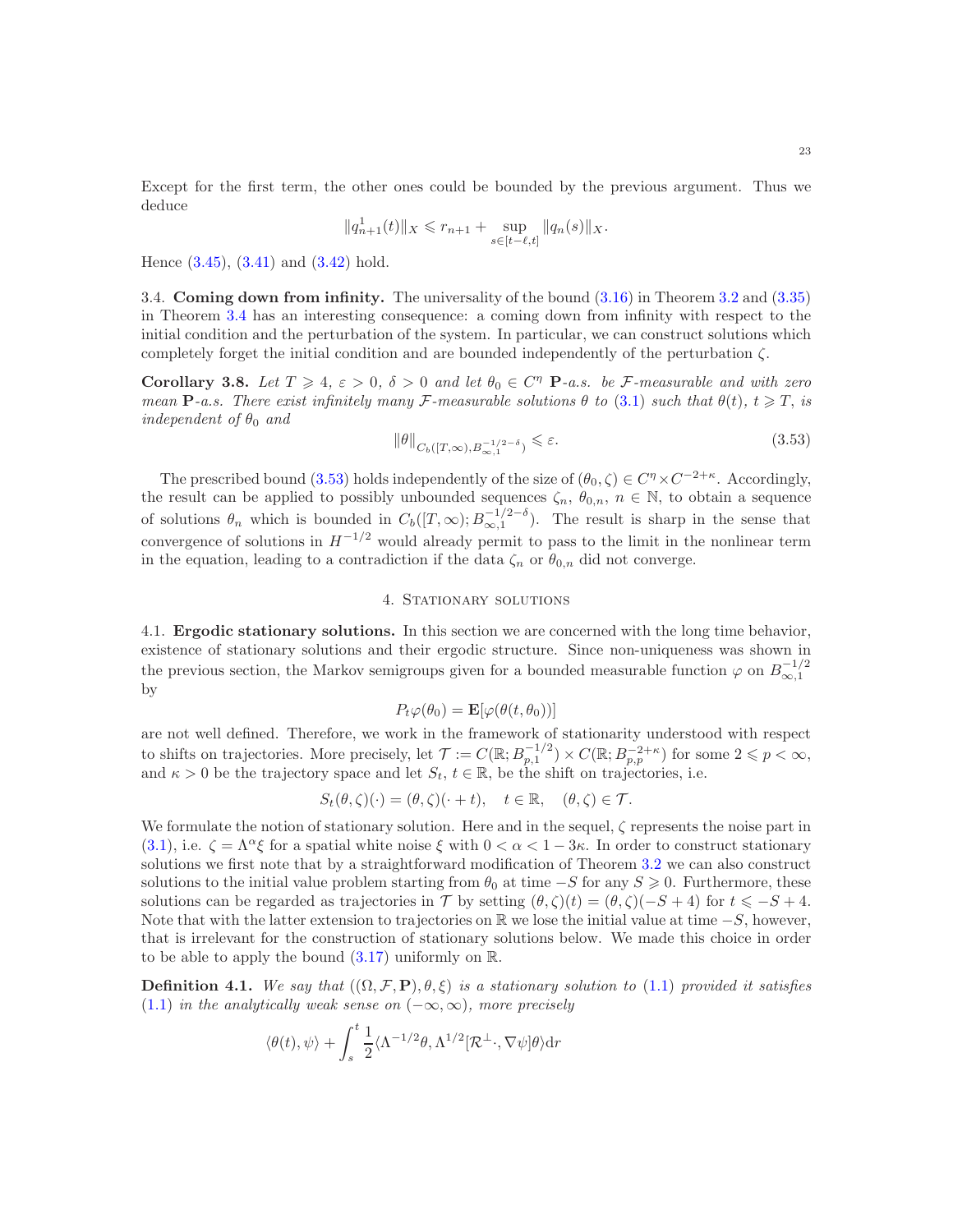Except for the first term, the other ones could be bounded by the previous argument. Thus we deduce

$$\|q^1_{n+1}(t)\|_X \leqslant r_{n+1} + \sup_{s\in[t-\ell,t]} \|q_n(s)\|_X.$$

Hence (3.45), (3.41) and (3.42) hold.

3.4. **Coming down from infinity.** The universality of the bound (3.16) in Theorem 3.2 and (3.35) in Theorem 3.4 has an interesting consequence: a coming down from infinity with respect to the initial condition and the perturbation of the system. In particular, we can construct solutions which completely forget the initial condition and are bounded independently of the perturbation $\zeta$.

**Corollary 3.8.** *Let $T \geqslant 4$, $\varepsilon > 0$, $\delta > 0$ and let $\theta_0 \in C^\eta$ $\mathbf{P}$-a.s. be $\mathcal{F}$-measurable and with zero mean $\mathbf{P}$-a.s. There exist infinitely many $\mathcal{F}$-measurable solutions $\theta$ to (3.1) such that $\theta(t)$, $t \geqslant T$, is independent of $\theta_0$ and*

$$\|\theta\|_{C_b([T,\infty),B^{-1/2-\delta}_{\infty,1})} \leqslant \varepsilon. \tag{3.53}$$

The prescribed bound (3.53) holds independently of the size of $(\theta_0, \zeta) \in C^\eta \times C^{-2+\kappa}$. Accordingly, the result can be applied to possibly unbounded sequences $\zeta_n$, $\theta_{0,n}$, $n \in \mathbb{N}$, to obtain a sequence of solutions $\theta_n$ which is bounded in $C_b([T,\infty); B^{-1/2-\delta}_{\infty,1})$. The result is sharp in the sense that convergence of solutions in $H^{-1/2}$ would already permit to pass to the limit in the nonlinear term in the equation, leading to a contradiction if the data $\zeta_n$ or $\theta_{0,n}$ did not converge.

## 4. Stationary solutions

4.1. **Ergodic stationary solutions.** In this section we are concerned with the long time behavior, existence of stationary solutions and their ergodic structure. Since non-uniqueness was shown in the previous section, the Markov semigroups given for a bounded measurable function $\varphi$ on $B^{-1/2}_{\infty,1}$ by

$$P_t\varphi(\theta_0) = \mathbf{E}[\varphi(\theta(t,\theta_0))]$$

are not well defined. Therefore, we work in the framework of stationarity understood with respect to shifts on trajectories. More precisely, let $\mathcal{T} := C(\mathbb{R}; B^{-1/2}_{p,1}) \times C(\mathbb{R}; B^{-2+\kappa}_{p,p})$ for some $2 \leqslant p < \infty$, and $\kappa > 0$ be the trajectory space and let $S_t$, $t \in \mathbb{R}$, be the shift on trajectories, i.e.

$$S_t(\theta,\zeta)(\cdot) = (\theta,\zeta)(\cdot + t), \quad t \in \mathbb{R}, \quad (\theta,\zeta) \in \mathcal{T}.$$

We formulate the notion of stationary solution. Here and in the sequel, $\zeta$ represents the noise part in (3.1), i.e. $\zeta = \Lambda^\alpha \xi$ for a spatial white noise $\xi$ with $0 < \alpha < 1 - 3\kappa$. In order to construct stationary solutions we first note that by a straightforward modification of Theorem 3.2 we can also construct solutions to the initial value problem starting from $\theta_0$ at time $-S$ for any $S \geqslant 0$. Furthermore, these solutions can be regarded as trajectories in $\mathcal{T}$ by setting $(\theta,\zeta)(t) = (\theta,\zeta)(-S+4)$ for $t \leqslant -S+4$. Note that with the latter extension to trajectories on $\mathbb{R}$ we lose the initial value at time $-S$, however, that is irrelevant for the construction of stationary solutions below. We made this choice in order to be able to apply the bound (3.17) uniformly on $\mathbb{R}$.

**Definition 4.1.** *We say that $((\Omega, \mathcal{F}, \mathbf{P}), \theta, \xi)$ is a stationary solution to (1.1) provided it satisfies (1.1) in the analytically weak sense on $(-\infty, \infty)$, more precisely*

$$\langle \theta(t), \psi\rangle + \int_s^t \frac{1}{2}\langle \Lambda^{-1/2}\theta, \Lambda^{1/2}[\mathcal{R}^\perp\cdot, \nabla\psi]\theta\rangle \mathrm{d}r$$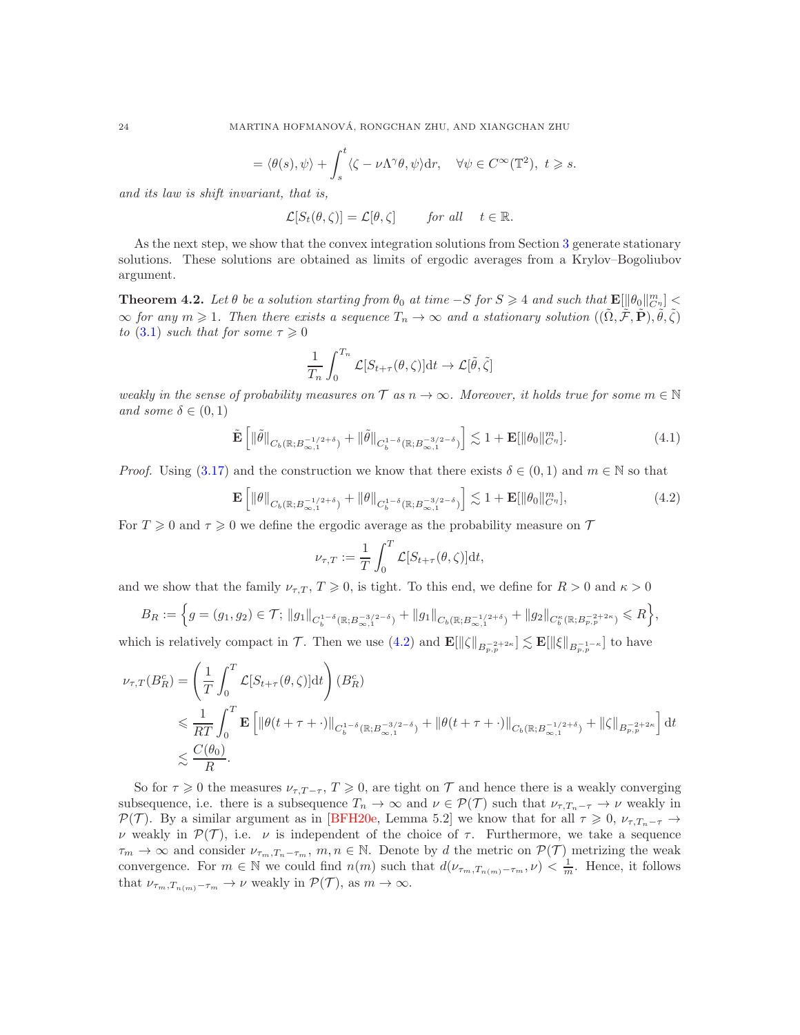$$= \langle \theta(s), \psi \rangle + \int_s^t \langle \zeta - \nu \Lambda^\gamma \theta, \psi \rangle \mathrm{d}r, \quad \forall \psi \in C^\infty(\mathbb{T}^2),\ t \geqslant s.$$

*and its law is shift invariant, that is,*

$$\mathcal{L}[S_t(\theta, \zeta)] = \mathcal{L}[\theta, \zeta] \qquad \textit{for all} \quad t \in \mathbb{R}.$$

As the next step, we show that the convex integration solutions from Section 3 generate stationary solutions. These solutions are obtained as limits of ergodic averages from a Krylov–Bogoliubov argument.

**Theorem 4.2.** *Let $\theta$ be a solution starting from $\theta_0$ at time $-S$ for $S \geqslant 4$ and such that $\mathbf{E}[\|\theta_0\|_{C^\eta}^m] < \infty$ for any $m \geqslant 1$. Then there exists a sequence $T_n \to \infty$ and a stationary solution $((\tilde{\Omega}, \tilde{\mathcal{F}}, \tilde{\mathbf{P}}), \tilde{\theta}, \tilde{\zeta})$ to (3.1) such that for some $\tau \geqslant 0$*

$$\frac{1}{T_n} \int_0^{T_n} \mathcal{L}[S_{t+\tau}(\theta, \zeta)] \mathrm{d}t \to \mathcal{L}[\tilde{\theta}, \tilde{\zeta}]$$

*weakly in the sense of probability measures on $\mathcal{T}$ as $n \to \infty$. Moreover, it holds true for some $m \in \mathbb{N}$ and some $\delta \in (0,1)$*

$$\tilde{\mathbf{E}}\left[ \|\tilde{\theta}\|_{C_b(\mathbb{R}; B^{-1/2+\delta}_{\infty,1})} + \|\tilde{\theta}\|_{C_b^{1-\delta}(\mathbb{R}; B^{-3/2-\delta}_{\infty,1})} \right] \lesssim 1 + \mathbf{E}[\|\theta_0\|_{C^\eta}^m]. \tag{4.1}$$

*Proof.* Using (3.17) and the construction we know that there exists $\delta \in (0,1)$ and $m \in \mathbb{N}$ so that

$$\mathbf{E}\left[ \|\theta\|_{C_b(\mathbb{R}; B^{-1/2+\delta}_{\infty,1})} + \|\theta\|_{C_b^{1-\delta}(\mathbb{R}; B^{-3/2-\delta}_{\infty,1})} \right] \lesssim 1 + \mathbf{E}[\|\theta_0\|_{C^\eta}^m], \tag{4.2}$$

For $T \geqslant 0$ and $\tau \geqslant 0$ we define the ergodic average as the probability measure on $\mathcal{T}$

$$\nu_{\tau,T} := \frac{1}{T} \int_0^T \mathcal{L}[S_{t+\tau}(\theta, \zeta)] \mathrm{d}t,$$

and we show that the family $\nu_{\tau,T}$, $T \geqslant 0$, is tight. To this end, we define for $R > 0$ and $\kappa > 0$

$$B_R := \Big\{ g = (g_1, g_2) \in \mathcal{T};\ \|g_1\|_{C_b^{1-\delta}(\mathbb{R}; B^{-3/2-\delta}_{\infty,1})} + \|g_1\|_{C_b(\mathbb{R}; B^{-1/2+\delta}_{\infty,1})} + \|g_2\|_{C_b^\kappa(\mathbb{R}; B^{-2+2\kappa}_{p,p})} \leqslant R \Big\},$$

which is relatively compact in $\mathcal{T}$. Then we use (4.2) and $\mathbf{E}[\|\zeta\|_{B^{-2+2\kappa}_{p,p}}] \lesssim \mathbf{E}[\|\xi\|_{B^{-1-\kappa}_{p,p}}]$ to have

$$\begin{aligned}
\nu_{\tau,T}(B_R^c) &= \left( \frac{1}{T} \int_0^T \mathcal{L}[S_{t+\tau}(\theta, \zeta)] \mathrm{d}t \right)(B_R^c) \\
&\leqslant \frac{1}{RT} \int_0^T \mathbf{E}\left[ \|\theta(t+\tau+\cdot)\|_{C_b^{1-\delta}(\mathbb{R}; B^{-3/2-\delta}_{\infty,1})} + \|\theta(t+\tau+\cdot)\|_{C_b(\mathbb{R}; B^{-1/2+\delta}_{\infty,1})} + \|\zeta\|_{B^{-2+2\kappa}_{p,p}} \right] \mathrm{d}t \\
&\lesssim \frac{C(\theta_0)}{R}.
\end{aligned}$$

So for $\tau \geqslant 0$ the measures $\nu_{\tau,T-\tau}$, $T \geqslant 0$, are tight on $\mathcal{T}$ and hence there is a weakly converging subsequence, i.e. there is a subsequence $T_n \to \infty$ and $\nu \in \mathcal{P}(\mathcal{T})$ such that $\nu_{\tau,T_n-\tau} \to \nu$ weakly in $\mathcal{P}(\mathcal{T})$. By a similar argument as in [BFH20e, Lemma 5.2] we know that for all $\tau \geqslant 0$, $\nu_{\tau,T_n-\tau} \to \nu$ weakly in $\mathcal{P}(\mathcal{T})$, i.e. $\nu$ is independent of the choice of $\tau$. Furthermore, we take a sequence $\tau_m \to \infty$ and consider $\nu_{\tau_m,T_n-\tau_m}$, $m, n \in \mathbb{N}$. Denote by $d$ the metric on $\mathcal{P}(\mathcal{T})$ metrizing the weak convergence. For $m \in \mathbb{N}$ we could find $n(m)$ such that $d(\nu_{\tau_m,T_{n(m)}-\tau_m}, \nu) < \frac{1}{m}$. Hence, it follows that $\nu_{\tau_m,T_{n(m)}-\tau_m} \to \nu$ weakly in $\mathcal{P}(\mathcal{T})$, as $m \to \infty$.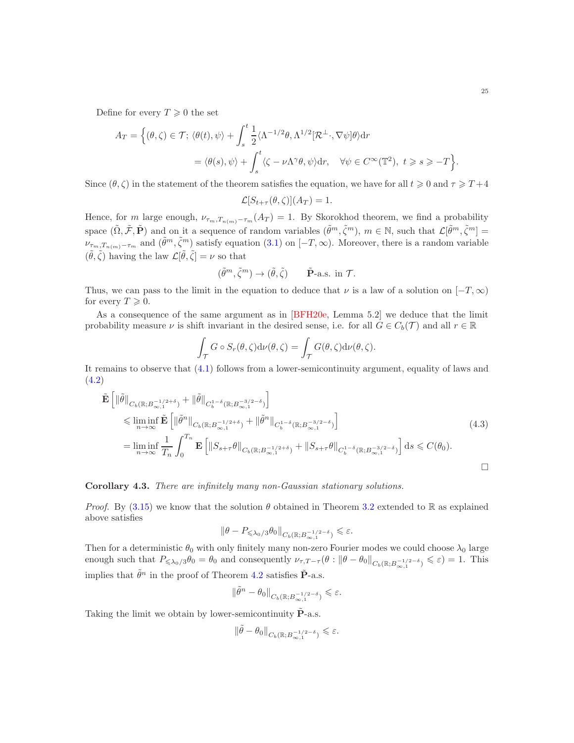Define for every $T \geqslant 0$ the set

$$
\begin{aligned}
A_T = \Big\{ (\theta, \zeta) \in \mathcal{T};\ & \langle \theta(t), \psi \rangle + \int_s^t \frac{1}{2} \langle \Lambda^{-1/2} \theta, \Lambda^{1/2} [\mathcal{R}^{\perp} \cdot, \nabla \psi] \theta \rangle \mathrm{d}r \\
& = \langle \theta(s), \psi \rangle + \int_s^t \langle \zeta - \nu \Lambda^{\gamma} \theta, \psi \rangle \mathrm{d}r, \quad \forall \psi \in C^{\infty}(\mathbb{T}^2),\ t \geqslant s \geqslant -T \Big\}.
\end{aligned}
$$

Since $(\theta, \zeta)$ in the statement of the theorem satisfies the equation, we have for all $t \geqslant 0$ and $\tau \geqslant T+4$

$$
\mathcal{L}[S_{t+\tau}(\theta, \zeta)](A_T) = 1.
$$

Hence, for $m$ large enough, $\nu_{\tau_m, T_{n(m)} - \tau_m}(A_T) = 1$. By Skorokhod theorem, we find a probability space $(\tilde{\Omega}, \tilde{\mathcal{F}}, \tilde{\mathbf{P}})$ and on it a sequence of random variables $(\tilde{\theta}^m, \tilde{\zeta}^m)$, $m \in \mathbb{N}$, such that $\mathcal{L}[\tilde{\theta}^m, \tilde{\zeta}^m] = \nu_{\tau_m, T_{n(m)} - \tau_m}$ and $(\tilde{\theta}^m, \tilde{\zeta}^m)$ satisfy equation (3.1) on $[-T, \infty)$. Moreover, there is a random variable $(\tilde{\theta}, \tilde{\zeta})$ having the law $\mathcal{L}[\tilde{\theta}, \tilde{\zeta}] = \nu$ so that

$$
(\tilde{\theta}^m, \tilde{\zeta}^m) \to (\tilde{\theta}, \tilde{\zeta}) \qquad \tilde{\mathbf{P}}\text{-a.s. in } \mathcal{T}.
$$

Thus, we can pass to the limit in the equation to deduce that $\nu$ is a law of a solution on $[-T, \infty)$ for every $T \geqslant 0$.

As a consequence of the same argument as in [BFH20e, Lemma 5.2] we deduce that the limit probability measure $\nu$ is shift invariant in the desired sense, i.e. for all $G \in C_b(\mathcal{T})$ and all $r \in \mathbb{R}$

$$
\int_{\mathcal{T}} G \circ S_r(\theta, \zeta) \mathrm{d}\nu(\theta, \zeta) = \int_{\mathcal{T}} G(\theta, \zeta) \mathrm{d}\nu(\theta, \zeta).
$$

It remains to observe that (4.1) follows from a lower-semicontinuity argument, equality of laws and (4.2)

$$
\begin{aligned}
& \tilde{\mathbf{E}} \left[ \|\tilde{\theta}\|_{C_b(\mathbb{R}; B^{-1/2+\delta}_{\infty,1})} + \|\tilde{\theta}\|_{C_b^{1-\delta}(\mathbb{R}; B^{-3/2-\delta}_{\infty,1})} \right] \\
& \quad \leqslant \liminf_{n \to \infty} \tilde{\mathbf{E}} \left[ \|\tilde{\theta}^n\|_{C_b(\mathbb{R}; B^{-1/2+\delta}_{\infty,1})} + \|\tilde{\theta}^n\|_{C_b^{1-\delta}(\mathbb{R}; B^{-3/2-\delta}_{\infty,1})} \right] \\
& \quad = \liminf_{n \to \infty} \frac{1}{T_n} \int_0^{T_n} \mathbf{E} \left[ \|S_{s+\tau} \theta\|_{C_b(\mathbb{R}; B^{-1/2+\delta}_{\infty,1})} + \|S_{s+\tau} \theta\|_{C_b^{1-\delta}(\mathbb{R}; B^{-3/2-\delta}_{\infty,1})} \right] \mathrm{d}s \leqslant C(\theta_0).
\end{aligned} \tag{4.3}
$$

$\square$

**Corollary 4.3.** *There are infinitely many non-Gaussian stationary solutions.*

*Proof.* By (3.15) we know that the solution $\theta$ obtained in Theorem 3.2 extended to $\mathbb{R}$ as explained above satisfies

$$
\|\theta - P_{\leqslant \lambda_0/3} \theta_0\|_{C_b(\mathbb{R}; B^{-1/2-\delta}_{\infty,1})} \leqslant \varepsilon.
$$

Then for a deterministic $\theta_0$ with only finitely many non-zero Fourier modes we could choose $\lambda_0$ large enough such that $P_{\leqslant \lambda_0/3} \theta_0 = \theta_0$ and consequently $\nu_{\tau, T-\tau}(\theta : \|\theta - \theta_0\|_{C_b(\mathbb{R}; B^{-1/2-\delta}_{\infty,1})} \leqslant \varepsilon) = 1$. This implies that $\tilde{\theta}^n$ in the proof of Theorem 4.2 satisfies $\tilde{\mathbf{P}}$-a.s.

$$
\|\tilde{\theta}^n - \theta_0\|_{C_b(\mathbb{R}; B^{-1/2-\delta}_{\infty,1})} \leqslant \varepsilon.
$$

Taking the limit we obtain by lower-semicontinuity $\tilde{\mathbf{P}}$-a.s.

$$
\|\tilde{\theta} - \theta_0\|_{C_b(\mathbb{R}; B^{-1/2-\delta}_{\infty,1})} \leqslant \varepsilon.
$$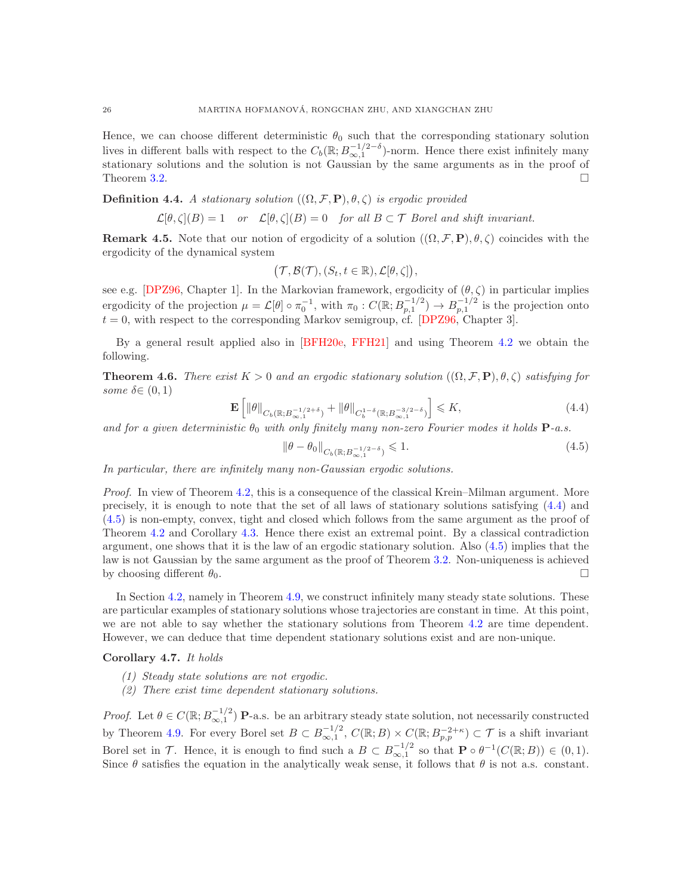Hence, we can choose different deterministic $\theta_0$ such that the corresponding stationary solution lives in different balls with respect to the $C_b(\mathbb{R}; B^{-1/2-\delta}_{\infty,1})$-norm. Hence there exist infinitely many stationary solutions and the solution is not Gaussian by the same arguments as in the proof of Theorem 3.2. □

**Definition 4.4.** *A stationary solution $((\Omega, \mathcal{F}, \mathbf{P}), \theta, \zeta)$ is ergodic provided*

$$\mathcal{L}[\theta, \zeta](B) = 1 \quad \text{or} \quad \mathcal{L}[\theta, \zeta](B) = 0 \quad \text{for all } B \subset \mathcal{T} \text{ Borel and shift invariant.}$$

**Remark 4.5.** Note that our notion of ergodicity of a solution $((\Omega, \mathcal{F}, \mathbf{P}), \theta, \zeta)$ coincides with the ergodicity of the dynamical system

$$\left(\mathcal{T}, \mathcal{B}(\mathcal{T}), (S_t, t \in \mathbb{R}), \mathcal{L}[\theta, \zeta]\right),$$

see e.g. [DPZ96, Chapter 1]. In the Markovian framework, ergodicity of $(\theta, \zeta)$ in particular implies ergodicity of the projection $\mu = \mathcal{L}[\theta] \circ \pi_0^{-1}$, with $\pi_0 : C(\mathbb{R}; B^{-1/2}_{p,1}) \to B^{-1/2}_{p,1}$ is the projection onto $t = 0$, with respect to the corresponding Markov semigroup, cf. [DPZ96, Chapter 3].

By a general result applied also in [BFH20e, FFH21] and using Theorem 4.2 we obtain the following.

**Theorem 4.6.** *There exist $K > 0$ and an ergodic stationary solution $((\Omega, \mathcal{F}, \mathbf{P}), \theta, \zeta)$ satisfying for some $\delta \in (0, 1)$*

$$\mathbf{E}\left[\|\theta\|_{C_b(\mathbb{R}; B^{-1/2+\delta}_{\infty,1})} + \|\theta\|_{C_b^{1-\delta}(\mathbb{R}; B^{-3/2-\delta}_{\infty,1})}\right] \leqslant K, \tag{4.4}$$

*and for a given deterministic $\theta_0$ with only finitely many non-zero Fourier modes it holds $\mathbf{P}$-a.s.*

$$\|\theta - \theta_0\|_{C_b(\mathbb{R}; B^{-1/2-\delta}_{\infty,1})} \leqslant 1. \tag{4.5}$$

*In particular, there are infinitely many non-Gaussian ergodic solutions.*

*Proof.* In view of Theorem 4.2, this is a consequence of the classical Krein–Milman argument. More precisely, it is enough to note that the set of all laws of stationary solutions satisfying (4.4) and (4.5) is non-empty, convex, tight and closed which follows from the same argument as the proof of Theorem 4.2 and Corollary 4.3. Hence there exist an extremal point. By a classical contradiction argument, one shows that it is the law of an ergodic stationary solution. Also (4.5) implies that the law is not Gaussian by the same argument as the proof of Theorem 3.2. Non-uniqueness is achieved by choosing different $\theta_0$. □

In Section 4.2, namely in Theorem 4.9, we construct infinitely many steady state solutions. These are particular examples of stationary solutions whose trajectories are constant in time. At this point, we are not able to say whether the stationary solutions from Theorem 4.2 are time dependent. However, we can deduce that time dependent stationary solutions exist and are non-unique.

**Corollary 4.7.** *It holds*

1. *Steady state solutions are not ergodic.*
2. *There exist time dependent stationary solutions.*

*Proof.* Let $\theta \in C(\mathbb{R}; B^{-1/2}_{\infty,1})$ $\mathbf{P}$-a.s. be an arbitrary steady state solution, not necessarily constructed by Theorem 4.9. For every Borel set $B \subset B^{-1/2}_{\infty,1}$, $C(\mathbb{R}; B) \times C(\mathbb{R}; B^{-2+\kappa}_{p,p}) \subset \mathcal{T}$ is a shift invariant Borel set in $\mathcal{T}$. Hence, it is enough to find such a $B \subset B^{-1/2}_{\infty,1}$ so that $\mathbf{P} \circ \theta^{-1}(C(\mathbb{R}; B)) \in (0, 1)$. Since $\theta$ satisfies the equation in the analytically weak sense, it follows that $\theta$ is not a.s. constant.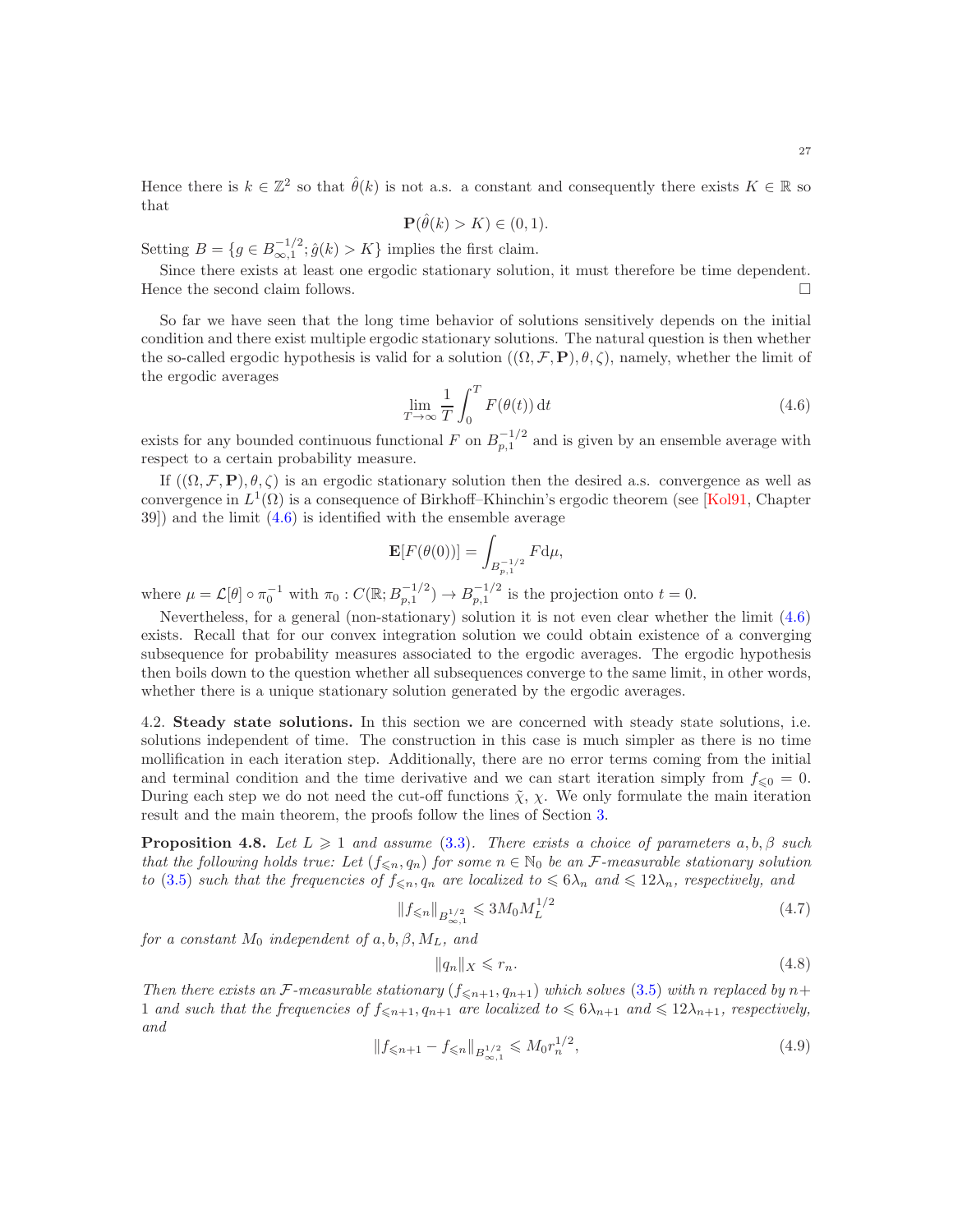Hence there is $k \in \mathbb{Z}^2$ so that $\hat{\theta}(k)$ is not a.s. a constant and consequently there exists $K \in \mathbb{R}$ so that

$$\mathbf{P}(\hat{\theta}(k) > K) \in (0,1).$$

Setting $B = \{g \in B^{-1/2}_{\infty,1}; \hat{g}(k) > K\}$ implies the first claim.

Since there exists at least one ergodic stationary solution, it must therefore be time dependent. Hence the second claim follows. $\square$

So far we have seen that the long time behavior of solutions sensitively depends on the initial condition and there exist multiple ergodic stationary solutions. The natural question is then whether the so-called ergodic hypothesis is valid for a solution $((\Omega, \mathcal{F}, \mathbf{P}), \theta, \zeta)$, namely, whether the limit of the ergodic averages

$$\lim_{T\to\infty} \frac{1}{T}\int_0^T F(\theta(t))\,\mathrm{d}t \tag{4.6}$$

exists for any bounded continuous functional $F$ on $B^{-1/2}_{p,1}$ and is given by an ensemble average with respect to a certain probability measure.

If $((\Omega, \mathcal{F}, \mathbf{P}), \theta, \zeta)$ is an ergodic stationary solution then the desired a.s. convergence as well as convergence in $L^1(\Omega)$ is a consequence of Birkhoff–Khinchin's ergodic theorem (see [Kol91, Chapter 39]) and the limit (4.6) is identified with the ensemble average

$$\mathbf{E}[F(\theta(0))] = \int_{B^{-1/2}_{p,1}} F\mathrm{d}\mu,$$

where $\mu = \mathcal{L}[\theta] \circ \pi_0^{-1}$ with $\pi_0 : C(\mathbb{R}; B^{-1/2}_{p,1}) \to B^{-1/2}_{p,1}$ is the projection onto $t = 0$.

Nevertheless, for a general (non-stationary) solution it is not even clear whether the limit (4.6) exists. Recall that for our convex integration solution we could obtain existence of a converging subsequence for probability measures associated to the ergodic averages. The ergodic hypothesis then boils down to the question whether all subsequences converge to the same limit, in other words, whether there is a unique stationary solution generated by the ergodic averages.

## 4.2. Steady state solutions.

In this section we are concerned with steady state solutions, i.e. solutions independent of time. The construction in this case is much simpler as there is no time mollification in each iteration step. Additionally, there are no error terms coming from the initial and terminal condition and the time derivative and we can start iteration simply from $f_{\leqslant 0} = 0$. During each step we do not need the cut-off functions $\tilde{\chi}$, $\chi$. We only formulate the main iteration result and the main theorem, the proofs follow the lines of Section 3.

**Proposition 4.8.** *Let $L \geqslant 1$ and assume (3.3). There exists a choice of parameters $a, b, \beta$ such that the following holds true: Let $(f_{\leqslant n}, q_n)$ for some $n \in \mathbb{N}_0$ be an $\mathcal{F}$-measurable stationary solution to (3.5) such that the frequencies of $f_{\leqslant n}, q_n$ are localized to $\leqslant 6\lambda_n$ and $\leqslant 12\lambda_n$, respectively, and*

$$\|f_{\leqslant n}\|_{B^{1/2}_{\infty,1}} \leqslant 3M_0 M_L^{1/2} \tag{4.7}$$

*for a constant $M_0$ independent of $a, b, \beta, M_L$, and*

$$\|q_n\|_X \leqslant r_n. \tag{4.8}$$

*Then there exists an $\mathcal{F}$-measurable stationary $(f_{\leqslant n+1}, q_{n+1})$ which solves (3.5) with $n$ replaced by $n+1$ and such that the frequencies of $f_{\leqslant n+1}, q_{n+1}$ are localized to $\leqslant 6\lambda_{n+1}$ and $\leqslant 12\lambda_{n+1}$, respectively, and*

$$\|f_{\leqslant n+1} - f_{\leqslant n}\|_{B^{1/2}_{\infty,1}} \leqslant M_0 r_n^{1/2}, \tag{4.9}$$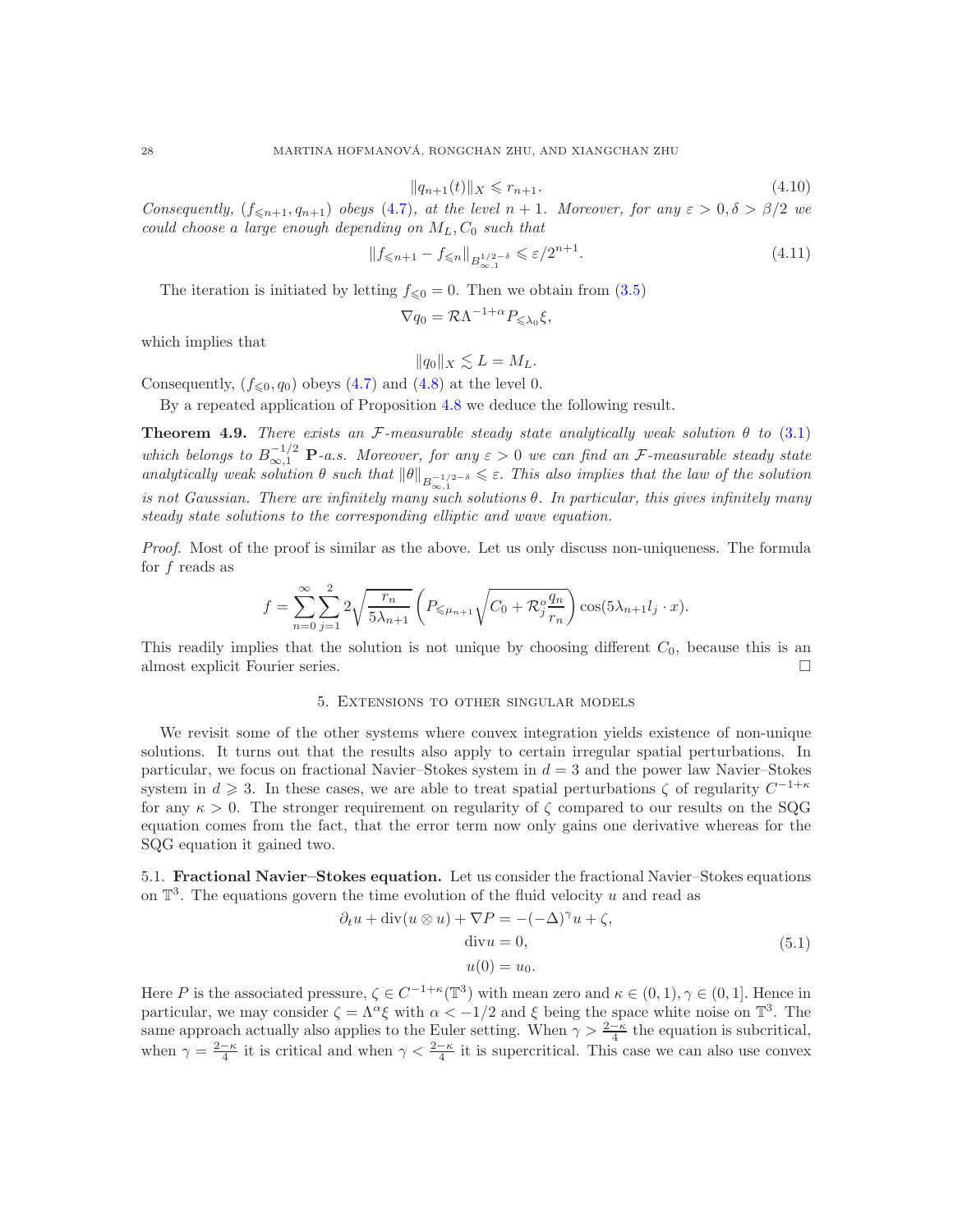$$\|q_{n+1}(t)\|_X \leqslant r_{n+1}. \tag{4.10}$$

*Consequently, $(f_{\leqslant n+1}, q_{n+1})$ obeys (4.7), at the level $n+1$. Moreover, for any $\varepsilon > 0, \delta > \beta/2$ we could choose $a$ large enough depending on $M_L, C_0$ such that*

$$\|f_{\leqslant n+1} - f_{\leqslant n}\|_{B^{1/2-\delta}_{\infty,1}} \leqslant \varepsilon/2^{n+1}. \tag{4.11}$$

The iteration is initiated by letting $f_{\leqslant 0} = 0$. Then we obtain from (3.5)

$$\nabla q_0 = \mathcal{R}\Lambda^{-1+\alpha} P_{\leqslant \lambda_0}\xi,$$

which implies that

$$\|q_0\|_X \lesssim L = M_L.$$

Consequently, $(f_{\leqslant 0}, q_0)$ obeys (4.7) and (4.8) at the level 0.

By a repeated application of Proposition 4.8 we deduce the following result.

**Theorem 4.9.** *There exists an $\mathcal{F}$-measurable steady state analytically weak solution $\theta$ to (3.1) which belongs to $B^{-1/2}_{\infty,1}$ $\mathbf{P}$-a.s. Moreover, for any $\varepsilon > 0$ we can find an $\mathcal{F}$-measurable steady state analytically weak solution $\theta$ such that $\|\theta\|_{B^{-1/2-\delta}_{\infty,1}} \leqslant \varepsilon$. This also implies that the law of the solution is not Gaussian. There are infinitely many such solutions $\theta$. In particular, this gives infinitely many steady state solutions to the corresponding elliptic and wave equation.*

*Proof.* Most of the proof is similar as the above. Let us only discuss non-uniqueness. The formula for $f$ reads as

$$f = \sum_{n=0}^{\infty}\sum_{j=1}^{2} 2\sqrt{\frac{r_n}{5\lambda_{n+1}}}\left(P_{\leqslant \mu_{n+1}}\sqrt{C_0 + \mathcal{R}^o_j \frac{q_n}{r_n}}\right)\cos(5\lambda_{n+1} l_j \cdot x).$$

This readily implies that the solution is not unique by choosing different $C_0$, because this is an almost explicit Fourier series. □

## 5. Extensions to other singular models

We revisit some of the other systems where convex integration yields existence of non-unique solutions. It turns out that the results also apply to certain irregular spatial perturbations. In particular, we focus on fractional Navier–Stokes system in $d = 3$ and the power law Navier–Stokes system in $d \geqslant 3$. In these cases, we are able to treat spatial perturbations $\zeta$ of regularity $C^{-1+\kappa}$ for any $\kappa > 0$. The stronger requirement on regularity of $\zeta$ compared to our results on the SQG equation comes from the fact, that the error term now only gains one derivative whereas for the SQG equation it gained two.

### 5.1. Fractional Navier–Stokes equation.

Let us consider the fractional Navier–Stokes equations on $\mathbb{T}^3$. The equations govern the time evolution of the fluid velocity $u$ and read as

$$\begin{aligned} \partial_t u + \mathrm{div}(u \otimes u) + \nabla P &= -(-\Delta)^\gamma u + \zeta, \\ \mathrm{div} u &= 0, \\ u(0) &= u_0. \end{aligned} \tag{5.1}$$

Here $P$ is the associated pressure, $\zeta \in C^{-1+\kappa}(\mathbb{T}^3)$ with mean zero and $\kappa \in (0,1), \gamma \in (0,1]$. Hence in particular, we may consider $\zeta = \Lambda^\alpha \xi$ with $\alpha < -1/2$ and $\xi$ being the space white noise on $\mathbb{T}^3$. The same approach actually also applies to the Euler setting. When $\gamma > \frac{2-\kappa}{4}$ the equation is subcritical, when $\gamma = \frac{2-\kappa}{4}$ it is critical and when $\gamma < \frac{2-\kappa}{4}$ it is supercritical. This case we can also use convex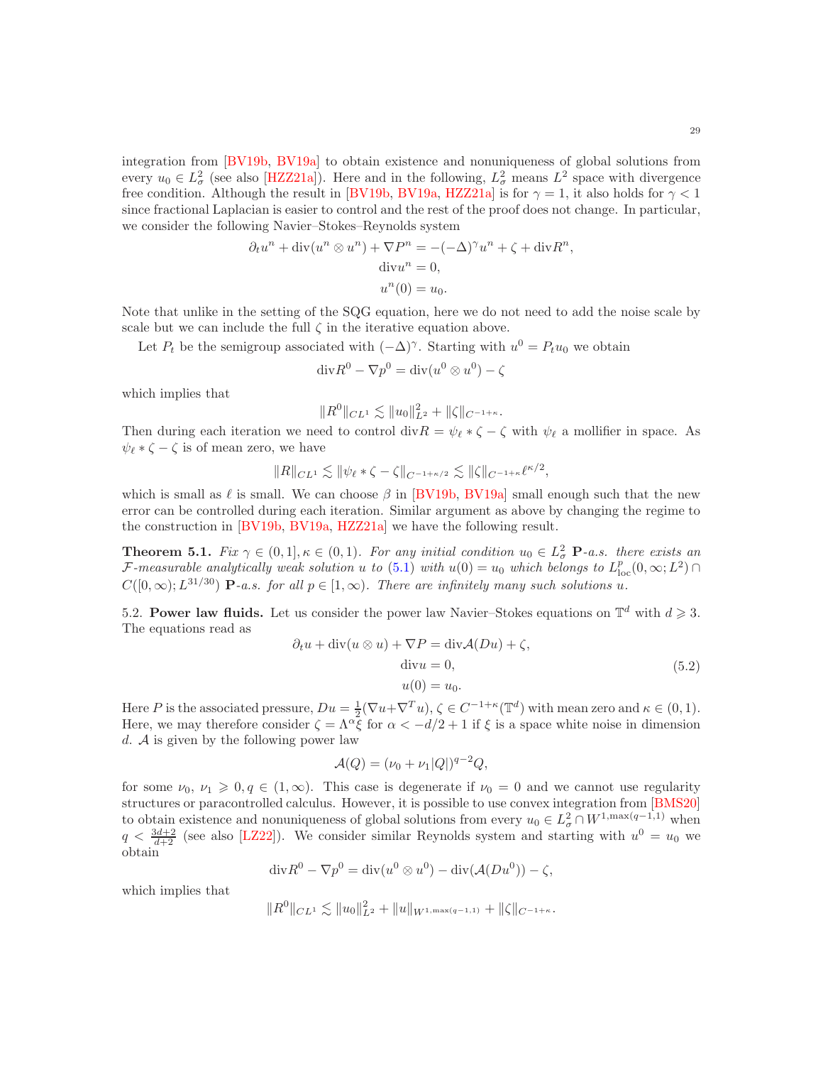integration from [BV19b, BV19a] to obtain existence and nonuniqueness of global solutions from every $u_0 \in L^2_\sigma$ (see also [HZZ21a]). Here and in the following, $L^2_\sigma$ means $L^2$ space with divergence free condition. Although the result in [BV19b, BV19a, HZZ21a] is for $\gamma = 1$, it also holds for $\gamma < 1$ since fractional Laplacian is easier to control and the rest of the proof does not change. In particular, we consider the following Navier–Stokes–Reynolds system

$$
\begin{aligned}
\partial_t u^n + \mathrm{div}(u^n \otimes u^n) + \nabla P^n &= -(-\Delta)^\gamma u^n + \zeta + \mathrm{div} R^n, \\
\mathrm{div} u^n &= 0, \\
u^n(0) &= u_0.
\end{aligned}
$$

Note that unlike in the setting of the SQG equation, here we do not need to add the noise scale by scale but we can include the full $\zeta$ in the iterative equation above.

Let $P_t$ be the semigroup associated with $(-\Delta)^\gamma$. Starting with $u^0 = P_t u_0$ we obtain

$$
\mathrm{div} R^0 - \nabla p^0 = \mathrm{div}(u^0 \otimes u^0) - \zeta
$$

which implies that

$$
\|R^0\|_{CL^1} \lesssim \|u_0\|^2_{L^2} + \|\zeta\|_{C^{-1+\kappa}}.
$$

Then during each iteration we need to control $\mathrm{div} R = \psi_\ell * \zeta - \zeta$ with $\psi_\ell$ a mollifier in space. As $\psi_\ell * \zeta - \zeta$ is of mean zero, we have

$$
\|R\|_{CL^1} \lesssim \|\psi_\ell * \zeta - \zeta\|_{C^{-1+\kappa/2}} \lesssim \|\zeta\|_{C^{-1+\kappa}} \ell^{\kappa/2},
$$

which is small as $\ell$ is small. We can choose $\beta$ in [BV19b, BV19a] small enough such that the new error can be controlled during each iteration. Similar argument as above by changing the regime to the construction in [BV19b, BV19a, HZZ21a] we have the following result.

**Theorem 5.1.** *Fix $\gamma \in (0, 1], \kappa \in (0, 1)$. For any initial condition $u_0 \in L^2_\sigma$ $\mathbf{P}$-a.s. there exists an $\mathcal{F}$-measurable analytically weak solution $u$ to (5.1) with $u(0) = u_0$ which belongs to $L^p_{\mathrm{loc}}(0, \infty; L^2) \cap C([0, \infty); L^{31/30})$ $\mathbf{P}$-a.s. for all $p \in [1, \infty)$. There are infinitely many such solutions $u$.*

5.2. **Power law fluids.** Let us consider the power law Navier–Stokes equations on $\mathbb{T}^d$ with $d \geqslant 3$. The equations read as

$$
\begin{aligned}
\partial_t u + \mathrm{div}(u \otimes u) + \nabla P &= \mathrm{div} \mathcal{A}(Du) + \zeta, \\
\mathrm{div} u &= 0, \\
u(0) &= u_0.
\end{aligned}
\tag{5.2}
$$

Here $P$ is the associated pressure, $Du = \frac{1}{2}(\nabla u + \nabla^T u)$, $\zeta \in C^{-1+\kappa}(\mathbb{T}^d)$ with mean zero and $\kappa \in (0, 1)$. Here, we may therefore consider $\zeta = \Lambda^\alpha \xi$ for $\alpha < -d/2 + 1$ if $\xi$ is a space white noise in dimension $d$. $\mathcal{A}$ is given by the following power law

$$
\mathcal{A}(Q) = (\nu_0 + \nu_1 |Q|)^{q-2} Q,
$$

for some $\nu_0, \nu_1 \geqslant 0, q \in (1, \infty)$. This case is degenerate if $\nu_0 = 0$ and we cannot use regularity structures or paracontrolled calculus. However, it is possible to use convex integration from [BMS20] to obtain existence and nonuniqueness of global solutions from every $u_0 \in L^2_\sigma \cap W^{1,\max(q-1,1)}$ when $q < \frac{3d+2}{d+2}$ (see also [LZ22]). We consider similar Reynolds system and starting with $u^0 = u_0$ we obtain

$$
\mathrm{div} R^0 - \nabla p^0 = \mathrm{div}(u^0 \otimes u^0) - \mathrm{div}(\mathcal{A}(Du^0)) - \zeta,
$$

which implies that

$$
\|R^0\|_{CL^1} \lesssim \|u_0\|^2_{L^2} + \|u\|_{W^{1,\max(q-1,1)}} + \|\zeta\|_{C^{-1+\kappa}}.
$$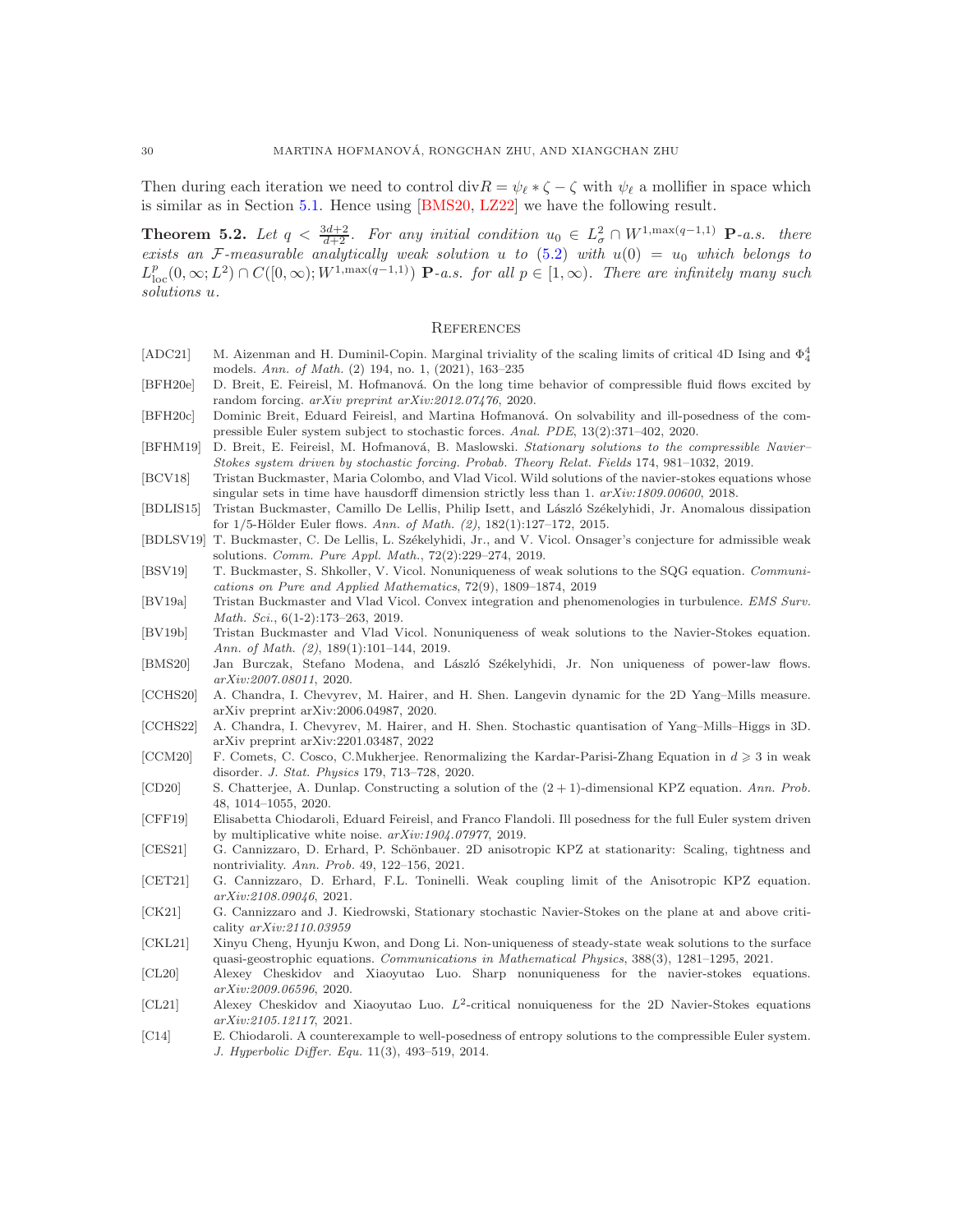Then during each iteration we need to control $\mathrm{div} R = \psi_\ell * \zeta - \zeta$ with $\psi_\ell$ a mollifier in space which is similar as in Section 5.1. Hence using [BMS20, LZ22] we have the following result.

**Theorem 5.2.** *Let $q < \frac{3d+2}{d+2}$. For any initial condition $u_0 \in L^2_\sigma \cap W^{1,\max(q-1,1)}$ $\mathbf{P}$-a.s. there exists an $\mathcal{F}$-measurable analytically weak solution $u$ to (5.2) with $u(0) = u_0$ which belongs to $L^p_{\mathrm{loc}}(0,\infty; L^2) \cap C([0,\infty); W^{1,\max(q-1,1)})$ $\mathbf{P}$-a.s. for all $p \in [1,\infty)$. There are infinitely many such solutions $u$.*

## References

- [ADC21] M. Aizenman and H. Duminil-Copin. Marginal triviality of the scaling limits of critical 4D Ising and $\Phi^4_4$ models. *Ann. of Math.* (2) 194, no. 1, (2021), 163–235
- [BFH20e] D. Breit, E. Feireisl, M. Hofmanová. On the long time behavior of compressible fluid flows excited by random forcing. *arXiv preprint arXiv:2012.07476*, 2020.
- [BFH20c] Dominic Breit, Eduard Feireisl, and Martina Hofmanová. On solvability and ill-posedness of the compressible Euler system subject to stochastic forces. *Anal. PDE*, 13(2):371–402, 2020.
- [BFHM19] D. Breit, E. Feireisl, M. Hofmanová, B. Maslowski. *Stationary solutions to the compressible Navier–Stokes system driven by stochastic forcing. Probab. Theory Relat. Fields* 174, 981–1032, 2019.
- [BCV18] Tristan Buckmaster, Maria Colombo, and Vlad Vicol. Wild solutions of the navier-stokes equations whose singular sets in time have hausdorff dimension strictly less than 1. *arXiv:1809.00600*, 2018.
- [BDLIS15] Tristan Buckmaster, Camillo De Lellis, Philip Isett, and László Székelyhidi, Jr. Anomalous dissipation for 1/5-Hölder Euler flows. *Ann. of Math. (2)*, 182(1):127–172, 2015.
- [BDLSV19] T. Buckmaster, C. De Lellis, L. Székelyhidi, Jr., and V. Vicol. Onsager's conjecture for admissible weak solutions. *Comm. Pure Appl. Math.*, 72(2):229–274, 2019.
- [BSV19] T. Buckmaster, S. Shkoller, V. Vicol. Nonuniqueness of weak solutions to the SQG equation. *Communications on Pure and Applied Mathematics*, 72(9), 1809–1874, 2019
- [BV19a] Tristan Buckmaster and Vlad Vicol. Convex integration and phenomenologies in turbulence. *EMS Surv. Math. Sci.*, 6(1-2):173–263, 2019.
- [BV19b] Tristan Buckmaster and Vlad Vicol. Nonuniqueness of weak solutions to the Navier-Stokes equation. *Ann. of Math. (2)*, 189(1):101–144, 2019.
- [BMS20] Jan Burczak, Stefano Modena, and László Székelyhidi, Jr. Non uniqueness of power-law flows. *arXiv:2007.08011*, 2020.
- [CCHS20] A. Chandra, I. Chevyrev, M. Hairer, and H. Shen. Langevin dynamic for the 2D Yang–Mills measure. arXiv preprint arXiv:2006.04987, 2020.
- [CCHS22] A. Chandra, I. Chevyrev, M. Hairer, and H. Shen. Stochastic quantisation of Yang–Mills–Higgs in 3D. arXiv preprint arXiv:2201.03487, 2022
- [CCM20] F. Comets, C. Cosco, C.Mukherjee. Renormalizing the Kardar-Parisi-Zhang Equation in $d \geqslant 3$ in weak disorder. *J. Stat. Physics* 179, 713–728, 2020.
- [CD20] S. Chatterjee, A. Dunlap. Constructing a solution of the $(2+1)$-dimensional KPZ equation. *Ann. Prob.* 48, 1014–1055, 2020.
- [CFF19] Elisabetta Chiodaroli, Eduard Feireisl, and Franco Flandoli. Ill posedness for the full Euler system driven by multiplicative white noise. *arXiv:1904.07977*, 2019.
- [CES21] G. Cannizzaro, D. Erhard, P. Schönbauer. 2D anisotropic KPZ at stationarity: Scaling, tightness and nontriviality. *Ann. Prob.* 49, 122–156, 2021.
- [CET21] G. Cannizzaro, D. Erhard, F.L. Toninelli. Weak coupling limit of the Anisotropic KPZ equation. *arXiv:2108.09046*, 2021.
- [CK21] G. Cannizzaro and J. Kiedrowski, Stationary stochastic Navier-Stokes on the plane at and above criticality *arXiv:2110.03959*
- [CKL21] Xinyu Cheng, Hyunju Kwon, and Dong Li. Non-uniqueness of steady-state weak solutions to the surface quasi-geostrophic equations. *Communications in Mathematical Physics*, 388(3), 1281–1295, 2021.
- [CL20] Alexey Cheskidov and Xiaoyutao Luo. Sharp nonuniqueness for the navier-stokes equations. *arXiv:2009.06596*, 2020.
- [CL21] Alexey Cheskidov and Xiaoyutao Luo. $L^2$-critical nonuniqueness for the 2D Navier-Stokes equations *arXiv:2105.12117*, 2021.
- [C14] E. Chiodaroli. A counterexample to well-posedness of entropy solutions to the compressible Euler system. *J. Hyperbolic Differ. Equ.* 11(3), 493–519, 2014.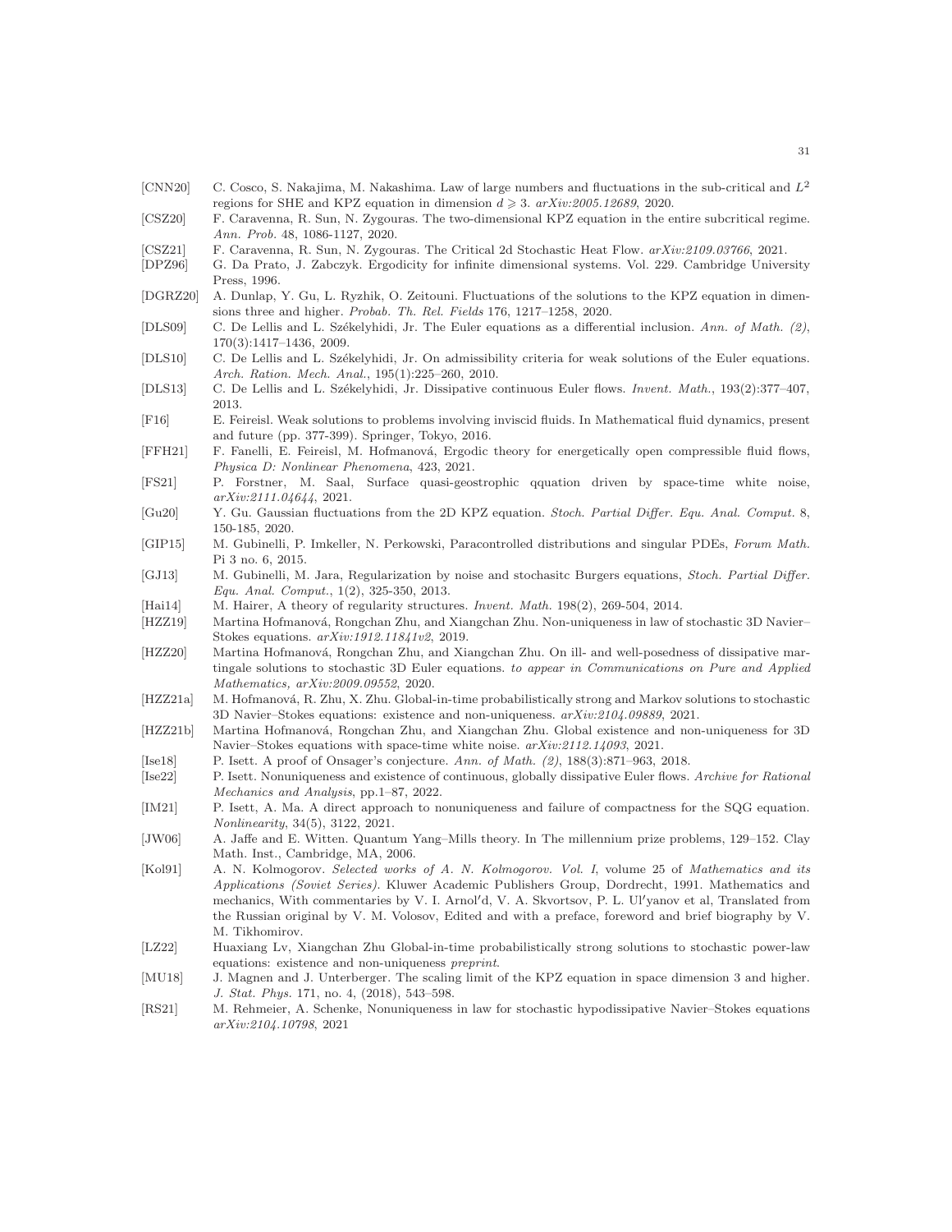[CNN20] C. Cosco, S. Nakajima, M. Nakashima. Law of large numbers and fluctuations in the sub-critical and $L^2$ regions for SHE and KPZ equation in dimension $d \geqslant 3$. *arXiv:2005.12689*, 2020.

[CSZ20] F. Caravenna, R. Sun, N. Zygouras. The two-dimensional KPZ equation in the entire subcritical regime. *Ann. Prob.* 48, 1086-1127, 2020.

[CSZ21] F. Caravenna, R. Sun, N. Zygouras. The Critical 2d Stochastic Heat Flow. *arXiv:2109.03766*, 2021.

[DPZ96] G. Da Prato, J. Zabczyk. Ergodicity for infinite dimensional systems. Vol. 229. Cambridge University Press, 1996.

[DGRZ20] A. Dunlap, Y. Gu, L. Ryzhik, O. Zeitouni. Fluctuations of the solutions to the KPZ equation in dimensions three and higher. *Probab. Th. Rel. Fields* 176, 1217–1258, 2020.

[DLS09] C. De Lellis and L. Székelyhidi, Jr. The Euler equations as a differential inclusion. *Ann. of Math. (2)*, 170(3):1417–1436, 2009.

[DLS10] C. De Lellis and L. Székelyhidi, Jr. On admissibility criteria for weak solutions of the Euler equations. *Arch. Ration. Mech. Anal.*, 195(1):225–260, 2010.

[DLS13] C. De Lellis and L. Székelyhidi, Jr. Dissipative continuous Euler flows. *Invent. Math.*, 193(2):377–407, 2013.

[F16] E. Feireisl. Weak solutions to problems involving inviscid fluids. In Mathematical fluid dynamics, present and future (pp. 377-399). Springer, Tokyo, 2016.

[FFH21] F. Fanelli, E. Feireisl, M. Hofmanová, Ergodic theory for energetically open compressible fluid flows, *Physica D: Nonlinear Phenomena*, 423, 2021.

[FS21] P. Forstner, M. Saal, Surface quasi-geostrophic qquation driven by space-time white noise, *arXiv:2111.04644*, 2021.

[Gu20] Y. Gu. Gaussian fluctuations from the 2D KPZ equation. *Stoch. Partial Differ. Equ. Anal. Comput.* 8, 150-185, 2020.

[GIP15] M. Gubinelli, P. Imkeller, N. Perkowski, Paracontrolled distributions and singular PDEs, *Forum Math.* Pi 3 no. 6, 2015.

[GJ13] M. Gubinelli, M. Jara, Regularization by noise and stochasitc Burgers equations, *Stoch. Partial Differ. Equ. Anal. Comput.*, 1(2), 325-350, 2013.

[Hai14] M. Hairer, A theory of regularity structures. *Invent. Math.* 198(2), 269-504, 2014.

[HZZ19] Martina Hofmanová, Rongchan Zhu, and Xiangchan Zhu. Non-uniqueness in law of stochastic 3D Navier–Stokes equations. *arXiv:1912.11841v2*, 2019.

[HZZ20] Martina Hofmanová, Rongchan Zhu, and Xiangchan Zhu. On ill- and well-posedness of dissipative martingale solutions to stochastic 3D Euler equations. *to appear in Communications on Pure and Applied Mathematics, arXiv:2009.09552*, 2020.

[HZZ21a] M. Hofmanová, R. Zhu, X. Zhu. Global-in-time probabilistically strong and Markov solutions to stochastic 3D Navier–Stokes equations: existence and non-uniqueness. *arXiv:2104.09889*, 2021.

[HZZ21b] Martina Hofmanová, Rongchan Zhu, and Xiangchan Zhu. Global existence and non-uniqueness for 3D Navier–Stokes equations with space-time white noise. *arXiv:2112.14093*, 2021.

[Ise18] P. Isett. A proof of Onsager's conjecture. *Ann. of Math. (2)*, 188(3):871–963, 2018.

[Ise22] P. Isett. Nonuniqueness and existence of continuous, globally dissipative Euler flows. *Archive for Rational Mechanics and Analysis*, pp.1–87, 2022.

[IM21] P. Isett, A. Ma. A direct approach to nonuniqueness and failure of compactness for the SQG equation. *Nonlinearity*, 34(5), 3122, 2021.

[JW06] A. Jaffe and E. Witten. Quantum Yang–Mills theory. In The millennium prize problems, 129–152. Clay Math. Inst., Cambridge, MA, 2006.

[Kol91] A. N. Kolmogorov. *Selected works of A. N. Kolmogorov. Vol. I*, volume 25 of *Mathematics and its Applications (Soviet Series)*. Kluwer Academic Publishers Group, Dordrecht, 1991. Mathematics and mechanics, With commentaries by V. I. Arnol′d, V. A. Skvortsov, P. L. Ul′yanov et al, Translated from the Russian original by V. M. Volosov, Edited and with a preface, foreword and brief biography by V. M. Tikhomirov.

[LZ22] Huaxiang Lv, Xiangchan Zhu Global-in-time probabilistically strong solutions to stochastic power-law equations: existence and non-uniqueness *preprint*.

[MU18] J. Magnen and J. Unterberger. The scaling limit of the KPZ equation in space dimension 3 and higher. *J. Stat. Phys.* 171, no. 4, (2018), 543–598.

[RS21] M. Rehmeier, A. Schenke, Nonuniqueness in law for stochastic hypodissipative Navier–Stokes equations *arXiv:2104.10798*, 2021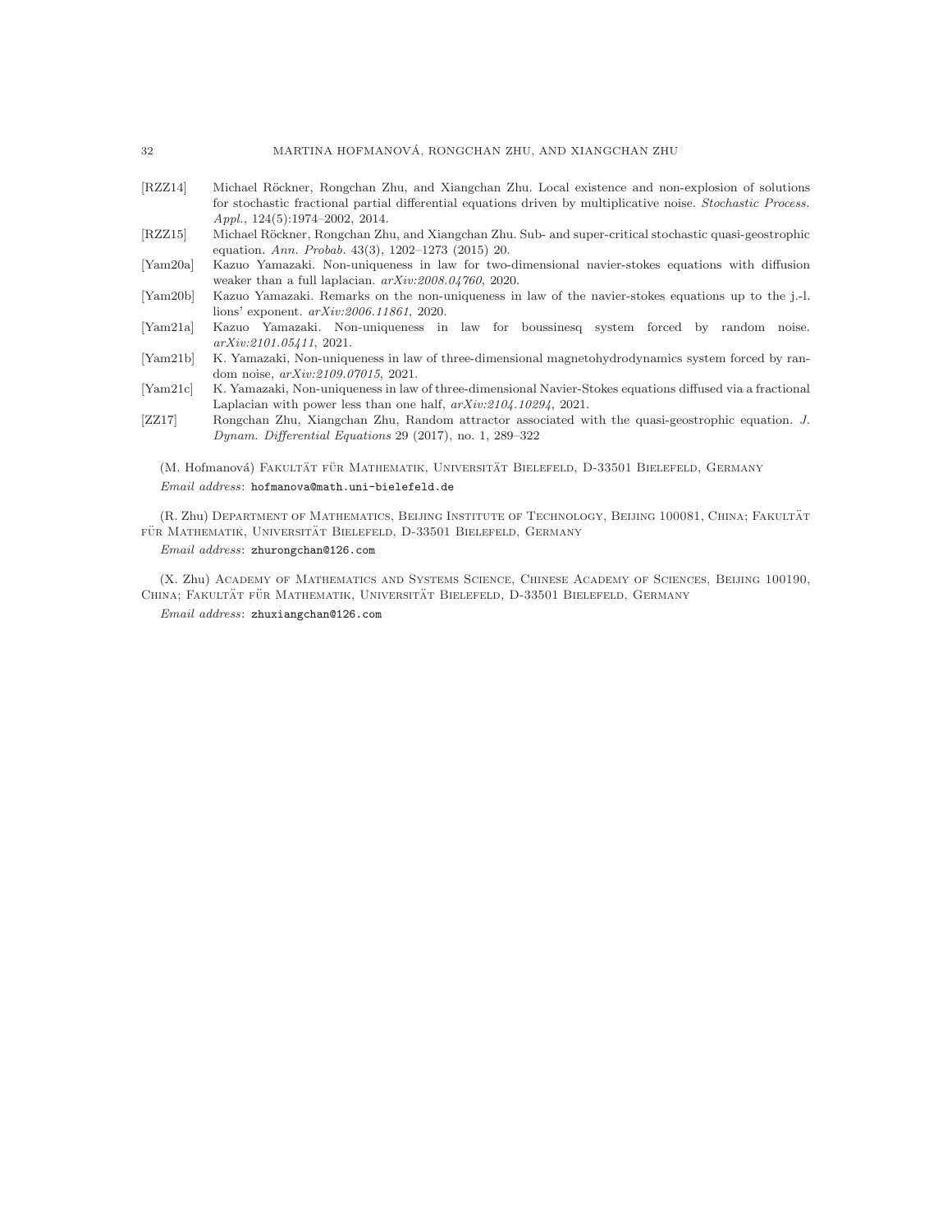[RZZ14] Michael Röckner, Rongchan Zhu, and Xiangchan Zhu. Local existence and non-explosion of solutions for stochastic fractional partial differential equations driven by multiplicative noise. *Stochastic Process. Appl.*, 124(5):1974–2002, 2014.

[RZZ15] Michael Röckner, Rongchan Zhu, and Xiangchan Zhu. Sub- and super-critical stochastic quasi-geostrophic equation. *Ann. Probab.* 43(3), 1202–1273 (2015) 20.

[Yam20a] Kazuo Yamazaki. Non-uniqueness in law for two-dimensional navier-stokes equations with diffusion weaker than a full laplacian. *arXiv:2008.04760*, 2020.

[Yam20b] Kazuo Yamazaki. Remarks on the non-uniqueness in law of the navier-stokes equations up to the j.-l. lions' exponent. *arXiv:2006.11861*, 2020.

[Yam21a] Kazuo Yamazaki. Non-uniqueness in law for boussinesq system forced by random noise. *arXiv:2101.05411*, 2021.

[Yam21b] K. Yamazaki, Non-uniqueness in law of three-dimensional magnetohydrodynamics system forced by random noise, *arXiv:2109.07015*, 2021.

[Yam21c] K. Yamazaki, Non-uniqueness in law of three-dimensional Navier-Stokes equations diffused via a fractional Laplacian with power less than one half, *arXiv:2104.10294*, 2021.

[ZZ17] Rongchan Zhu, Xiangchan Zhu, Random attractor associated with the quasi-geostrophic equation. *J. Dynam. Differential Equations* 29 (2017), no. 1, 289–322

(M. Hofmanová) Fakultät für Mathematik, Universität Bielefeld, D-33501 Bielefeld, Germany

*Email address*: hofmanova@math.uni-bielefeld.de

(R. Zhu) Department of Mathematics, Beijing Institute of Technology, Beijing 100081, China; Fakultät für Mathematik, Universität Bielefeld, D-33501 Bielefeld, Germany

*Email address*: zhurongchan@126.com

(X. Zhu) Academy of Mathematics and Systems Science, Chinese Academy of Sciences, Beijing 100190, China; Fakultät für Mathematik, Universität Bielefeld, D-33501 Bielefeld, Germany

*Email address*: zhuxiangchan@126.com